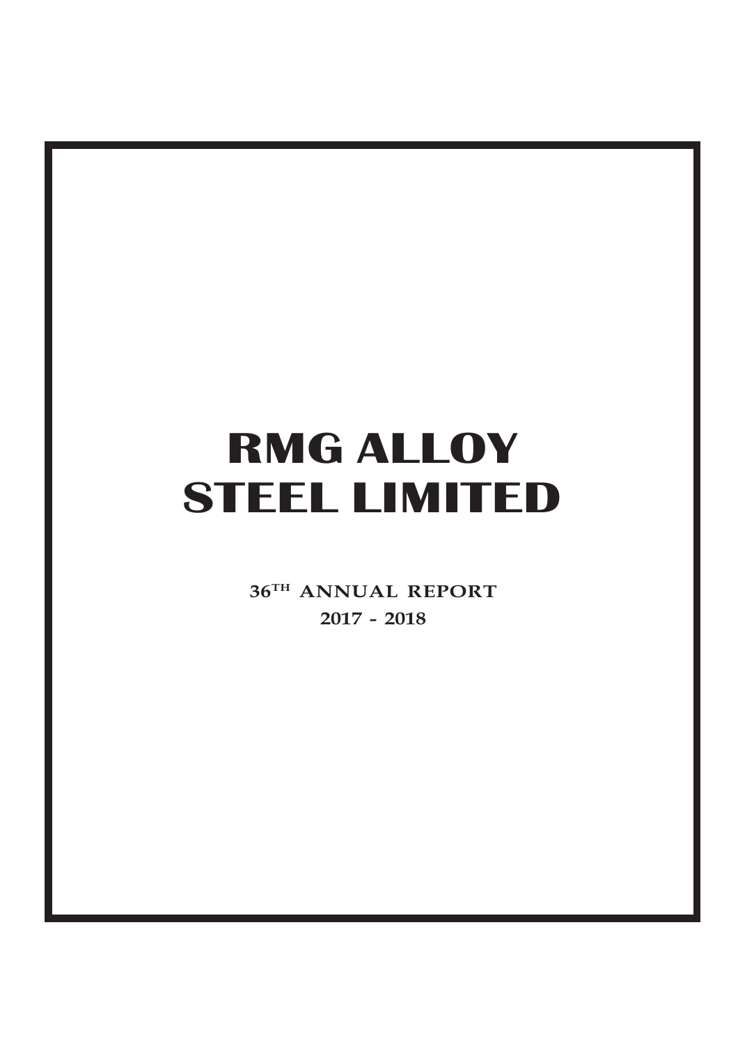# RMG ALLOY STEEL LIMITED

**36TH ANNUAL REPORT**

**2017 - 2018**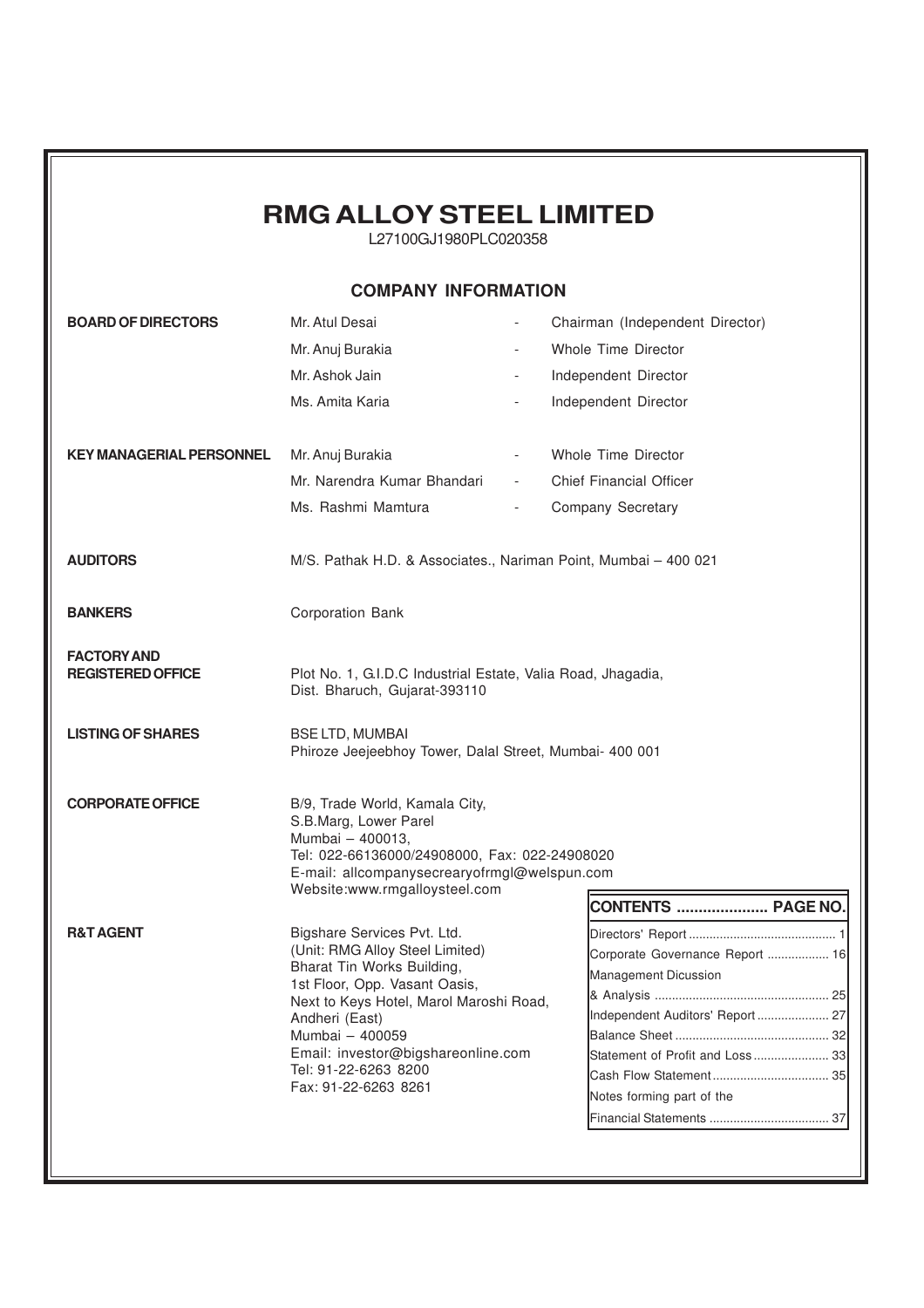# RMG ALLOY STEEL LIMITED

L27100GJ1980PLC020358

## COMPANY INFORMATION

| | | | |
|---|---|---|---|
| **BOARD OF DIRECTORS** | Mr. Atul Desai | - | Chairman (Independent Director) |
| | Mr. Anuj Burakia | - | Whole Time Director |
| | Mr. Ashok Jain | - | Independent Director |
| | Ms. Amita Karia | - | Independent Director |
| **KEY MANAGERIAL PERSONNEL** | Mr. Anuj Burakia | - | Whole Time Director |
| | Mr. Narendra Kumar Bhandari | - | Chief Financial Officer |
| | Ms. Rashmi Mamtura | - | Company Secretary |

**AUDITORS**
M/S. Pathak H.D. & Associates., Nariman Point, Mumbai – 400 021

**BANKERS**
Corporation Bank

**FACTORY AND REGISTERED OFFICE**
Plot No. 1, G.I.D.C Industrial Estate, Valia Road, Jhagadia,
Dist. Bharuch, Gujarat-393110

**LISTING OF SHARES**
BSE LTD, MUMBAI
Phiroze Jeejeebhoy Tower, Dalal Street, Mumbai- 400 001

**CORPORATE OFFICE**
B/9, Trade World, Kamala City,
S.B.Marg, Lower Parel
Mumbai – 400013,
Tel: 022-66136000/24908000, Fax: 022-24908020
E-mail: allcompanysecrearyofrmgl@welspun.com
Website:www.rmgalloysteel.com

**R&T AGENT**
Bigshare Services Pvt. Ltd.
(Unit: RMG Alloy Steel Limited)
Bharat Tin Works Building,
1st Floor, Opp. Vasant Oasis,
Next to Keys Hotel, Marol Maroshi Road,
Andheri (East)
Mumbai – 400059
Email: investor@bigshareonline.com
Tel: 91-22-6263 8200
Fax: 91-22-6263 8261

| CONTENTS | PAGE NO. |
|---|---|
| Directors' Report | 1 |
| Corporate Governance Report | 16 |
| Management Dicussion & Analysis | 25 |
| Independent Auditors' Report | 27 |
| Balance Sheet | 32 |
| Statement of Profit and Loss | 33 |
| Cash Flow Statement | 35 |
| Notes forming part of the Financial Statements | 37 |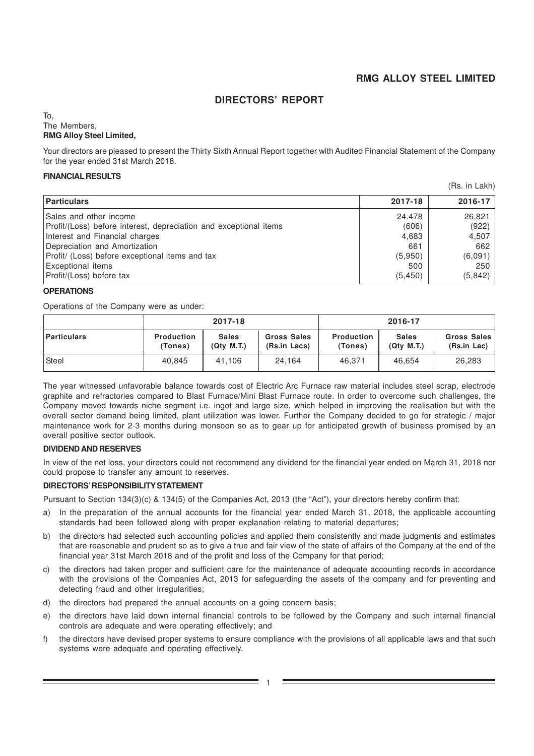# RMG ALLOY STEEL LIMITED

## DIRECTORS' REPORT

To,
The Members,
**RMG Alloy Steel Limited,**

Your directors are pleased to present the Thirty Sixth Annual Report together with Audited Financial Statement of the Company for the year ended 31st March 2018.

### FINANCIAL RESULTS

(Rs. in Lakh)

| Particulars | 2017-18 | 2016-17 |
|---|---|---|
| Sales and other income | 24,478 | 26,821 |
| Profit/(Loss) before interest, depreciation and exceptional items | (606) | (922) |
| Interest and Financial charges | 4,683 | 4,507 |
| Depreciation and Amortization | 661 | 662 |
| Profit/ (Loss) before exceptional items and tax | (5,950) | (6,091) |
| Exceptional items | 500 | 250 |
| Profit/(Loss) before tax | (5,450) | (5,842) |

### OPERATIONS

Operations of the Company were as under:

| | 2017-18 | | | 2016-17 | | |
|---|---|---|---|---|---|---|
| Particulars | Production (Tones) | Sales (Qty M.T.) | Gross Sales (Rs.in Lacs) | Production (Tones) | Sales (Qty M.T.) | Gross Sales (Rs.in Lac) |
| Steel | 40,845 | 41,106 | 24,164 | 46,371 | 46,654 | 26,283 |

The year witnessed unfavorable balance towards cost of Electric Arc Furnace raw material includes steel scrap, electrode graphite and refractories compared to Blast Furnace/Mini Blast Furnace route. In order to overcome such challenges, the Company moved towards niche segment i.e. ingot and large size, which helped in improving the realisation but with the overall sector demand being limited, plant utilization was lower. Further the Company decided to go for strategic / major maintenance work for 2-3 months during monsoon so as to gear up for anticipated growth of business promised by an overall positive sector outlook.

### DIVIDEND AND RESERVES

In view of the net loss, your directors could not recommend any dividend for the financial year ended on March 31, 2018 nor could propose to transfer any amount to reserves.

### DIRECTORS' RESPONSIBILITY STATEMENT

Pursuant to Section 134(3)(c) & 134(5) of the Companies Act, 2013 (the "Act"), your directors hereby confirm that:

a) In the preparation of the annual accounts for the financial year ended March 31, 2018, the applicable accounting standards had been followed along with proper explanation relating to material departures;

b) the directors had selected such accounting policies and applied them consistently and made judgments and estimates that are reasonable and prudent so as to give a true and fair view of the state of affairs of the Company at the end of the financial year 31st March 2018 and of the profit and loss of the Company for that period;

c) the directors had taken proper and sufficient care for the maintenance of adequate accounting records in accordance with the provisions of the Companies Act, 2013 for safeguarding the assets of the company and for preventing and detecting fraud and other irregularities;

d) the directors had prepared the annual accounts on a going concern basis;

e) the directors have laid down internal financial controls to be followed by the Company and such internal financial controls are adequate and were operating effectively; and

f) the directors have devised proper systems to ensure compliance with the provisions of all applicable laws and that such systems were adequate and operating effectively.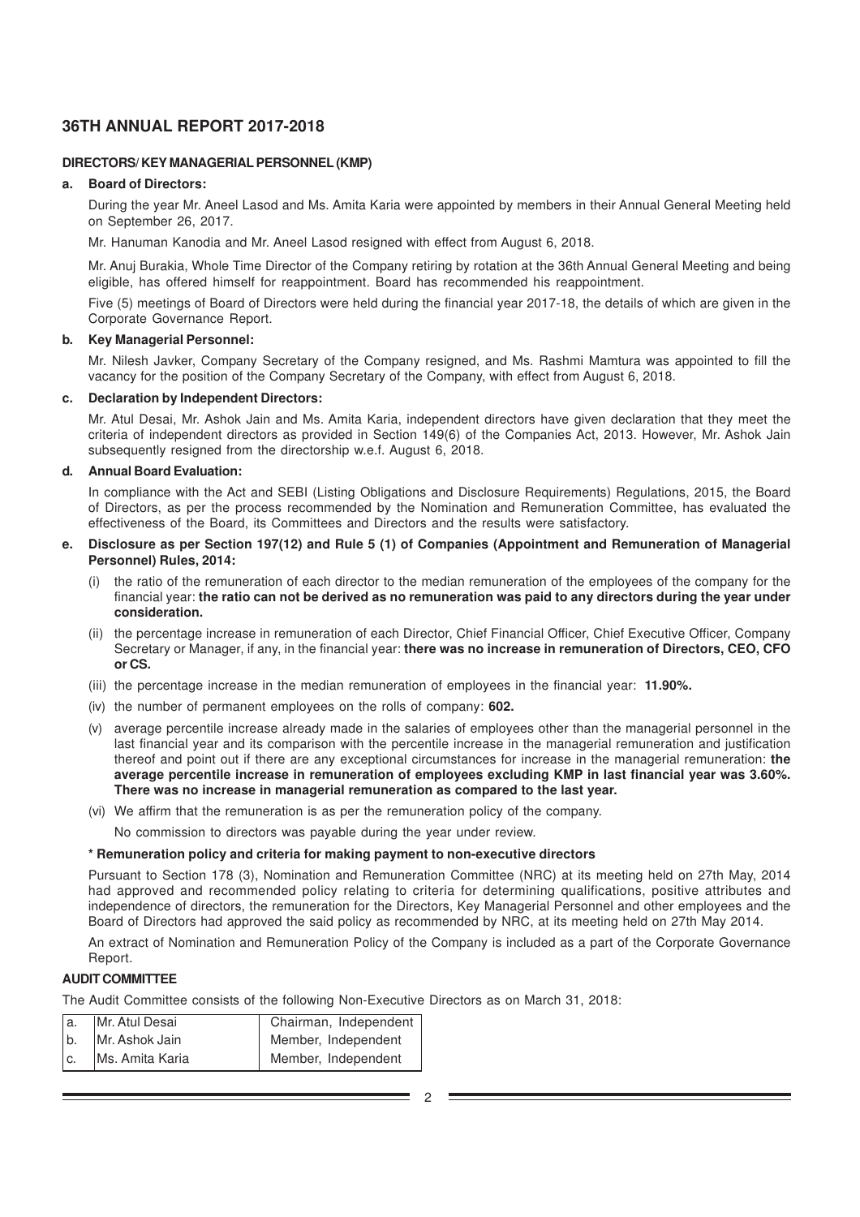## DIRECTORS/ KEY MANAGERIAL PERSONNEL (KMP)

**a. Board of Directors:**

During the year Mr. Aneel Lasod and Ms. Amita Karia were appointed by members in their Annual General Meeting held on September 26, 2017.

Mr. Hanuman Kanodia and Mr. Aneel Lasod resigned with effect from August 6, 2018.

Mr. Anuj Burakia, Whole Time Director of the Company retiring by rotation at the 36th Annual General Meeting and being eligible, has offered himself for reappointment. Board has recommended his reappointment.

Five (5) meetings of Board of Directors were held during the financial year 2017-18, the details of which are given in the Corporate Governance Report.

**b. Key Managerial Personnel:**

Mr. Nilesh Javker, Company Secretary of the Company resigned, and Ms. Rashmi Mamtura was appointed to fill the vacancy for the position of the Company Secretary of the Company, with effect from August 6, 2018.

**c. Declaration by Independent Directors:**

Mr. Atul Desai, Mr. Ashok Jain and Ms. Amita Karia, independent directors have given declaration that they meet the criteria of independent directors as provided in Section 149(6) of the Companies Act, 2013. However, Mr. Ashok Jain subsequently resigned from the directorship w.e.f. August 6, 2018.

**d. Annual Board Evaluation:**

In compliance with the Act and SEBI (Listing Obligations and Disclosure Requirements) Regulations, 2015, the Board of Directors, as per the process recommended by the Nomination and Remuneration Committee, has evaluated the effectiveness of the Board, its Committees and Directors and the results were satisfactory.

**e. Disclosure as per Section 197(12) and Rule 5 (1) of Companies (Appointment and Remuneration of Managerial Personnel) Rules, 2014:**

(i) the ratio of the remuneration of each director to the median remuneration of the employees of the company for the financial year: **the ratio can not be derived as no remuneration was paid to any directors during the year under consideration.**

(ii) the percentage increase in remuneration of each Director, Chief Financial Officer, Chief Executive Officer, Company Secretary or Manager, if any, in the financial year: **there was no increase in remuneration of Directors, CEO, CFO or CS.**

(iii) the percentage increase in the median remuneration of employees in the financial year: **11.90%.**

(iv) the number of permanent employees on the rolls of company: **602.**

(v) average percentile increase already made in the salaries of employees other than the managerial personnel in the last financial year and its comparison with the percentile increase in the managerial remuneration and justification thereof and point out if there are any exceptional circumstances for increase in the managerial remuneration: **the average percentile increase in remuneration of employees excluding KMP in last financial year was 3.60%. There was no increase in managerial remuneration as compared to the last year.**

(vi) We affirm that the remuneration is as per the remuneration policy of the company.

No commission to directors was payable during the year under review.

**\* Remuneration policy and criteria for making payment to non-executive directors**

Pursuant to Section 178 (3), Nomination and Remuneration Committee (NRC) at its meeting held on 27th May, 2014 had approved and recommended policy relating to criteria for determining qualifications, positive attributes and independence of directors, the remuneration for the Directors, Key Managerial Personnel and other employees and the Board of Directors had approved the said policy as recommended by NRC, at its meeting held on 27th May 2014.

An extract of Nomination and Remuneration Policy of the Company is included as a part of the Corporate Governance Report.

## AUDIT COMMITTEE

The Audit Committee consists of the following Non-Executive Directors as on March 31, 2018:

| | | |
|---|---|---|
| a. | Mr. Atul Desai | Chairman, Independent |
| b. | Mr. Ashok Jain | Member, Independent |
| c. | Ms. Amita Karia | Member, Independent |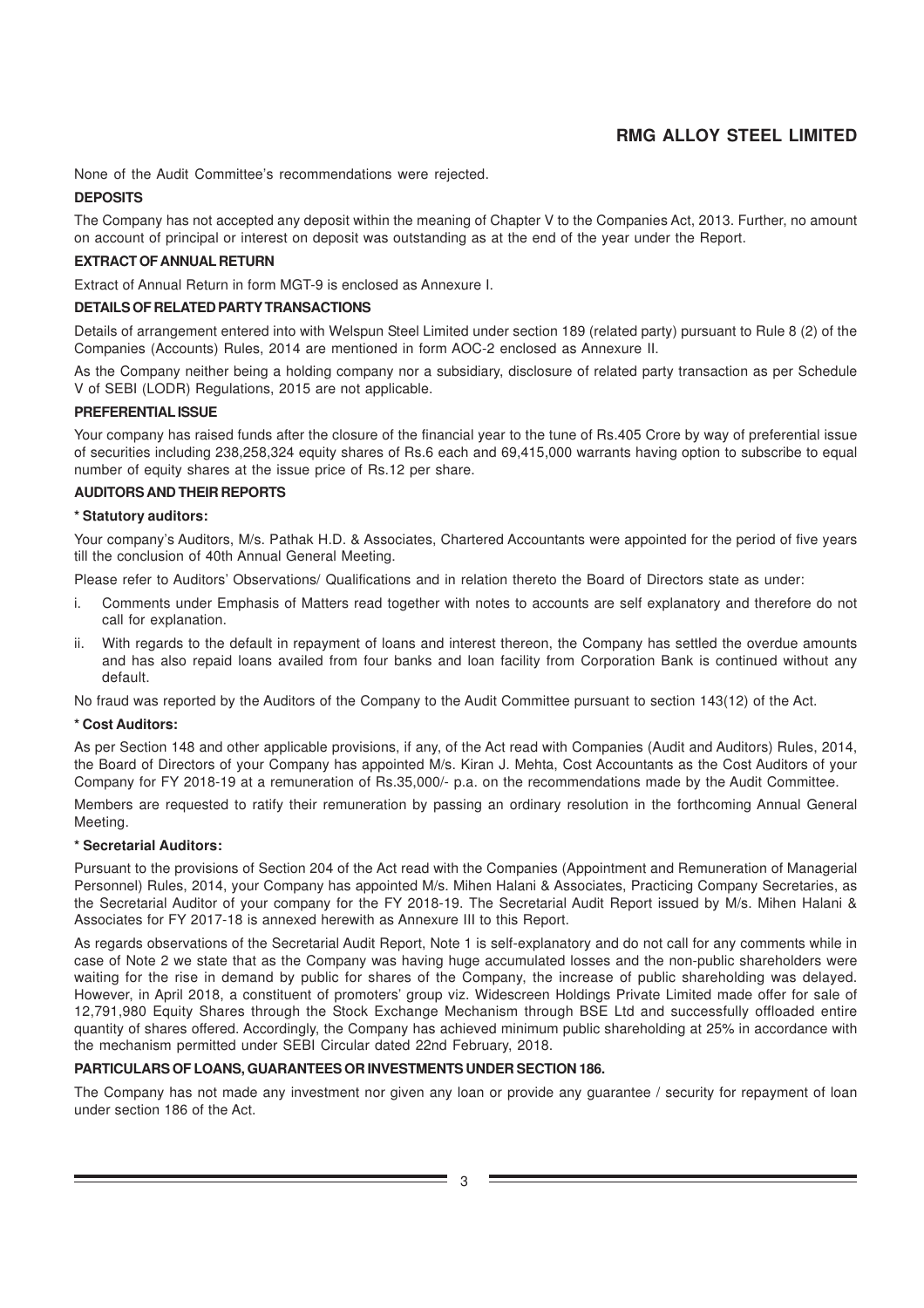None of the Audit Committee's recommendations were rejected.

## DEPOSITS

The Company has not accepted any deposit within the meaning of Chapter V to the Companies Act, 2013. Further, no amount on account of principal or interest on deposit was outstanding as at the end of the year under the Report.

## EXTRACT OF ANNUAL RETURN

Extract of Annual Return in form MGT-9 is enclosed as Annexure I.

## DETAILS OF RELATED PARTY TRANSACTIONS

Details of arrangement entered into with Welspun Steel Limited under section 189 (related party) pursuant to Rule 8 (2) of the Companies (Accounts) Rules, 2014 are mentioned in form AOC-2 enclosed as Annexure II.

As the Company neither being a holding company nor a subsidiary, disclosure of related party transaction as per Schedule V of SEBI (LODR) Regulations, 2015 are not applicable.

## PREFERENTIAL ISSUE

Your company has raised funds after the closure of the financial year to the tune of Rs.405 Crore by way of preferential issue of securities including 238,258,324 equity shares of Rs.6 each and 69,415,000 warrants having option to subscribe to equal number of equity shares at the issue price of Rs.12 per share.

## AUDITORS AND THEIR REPORTS

**\* Statutory auditors:**

Your company's Auditors, M/s. Pathak H.D. & Associates, Chartered Accountants were appointed for the period of five years till the conclusion of 40th Annual General Meeting.

Please refer to Auditors' Observations/ Qualifications and in relation thereto the Board of Directors state as under:

i. Comments under Emphasis of Matters read together with notes to accounts are self explanatory and therefore do not call for explanation.

ii. With regards to the default in repayment of loans and interest thereon, the Company has settled the overdue amounts and has also repaid loans availed from four banks and loan facility from Corporation Bank is continued without any default.

No fraud was reported by the Auditors of the Company to the Audit Committee pursuant to section 143(12) of the Act.

**\* Cost Auditors:**

As per Section 148 and other applicable provisions, if any, of the Act read with Companies (Audit and Auditors) Rules, 2014, the Board of Directors of your Company has appointed M/s. Kiran J. Mehta, Cost Accountants as the Cost Auditors of your Company for FY 2018-19 at a remuneration of Rs.35,000/- p.a. on the recommendations made by the Audit Committee.

Members are requested to ratify their remuneration by passing an ordinary resolution in the forthcoming Annual General Meeting.

**\* Secretarial Auditors:**

Pursuant to the provisions of Section 204 of the Act read with the Companies (Appointment and Remuneration of Managerial Personnel) Rules, 2014, your Company has appointed M/s. Mihen Halani & Associates, Practicing Company Secretaries, as the Secretarial Auditor of your company for the FY 2018-19. The Secretarial Audit Report issued by M/s. Mihen Halani & Associates for FY 2017-18 is annexed herewith as Annexure III to this Report.

As regards observations of the Secretarial Audit Report, Note 1 is self-explanatory and do not call for any comments while in case of Note 2 we state that as the Company was having huge accumulated losses and the non-public shareholders were waiting for the rise in demand by public for shares of the Company, the increase of public shareholding was delayed. However, in April 2018, a constituent of promoters' group viz. Widescreen Holdings Private Limited made offer for sale of 12,791,980 Equity Shares through the Stock Exchange Mechanism through BSE Ltd and successfully offloaded entire quantity of shares offered. Accordingly, the Company has achieved minimum public shareholding at 25% in accordance with the mechanism permitted under SEBI Circular dated 22nd February, 2018.

## PARTICULARS OF LOANS, GUARANTEES OR INVESTMENTS UNDER SECTION 186.

The Company has not made any investment nor given any loan or provide any guarantee / security for repayment of loan under section 186 of the Act.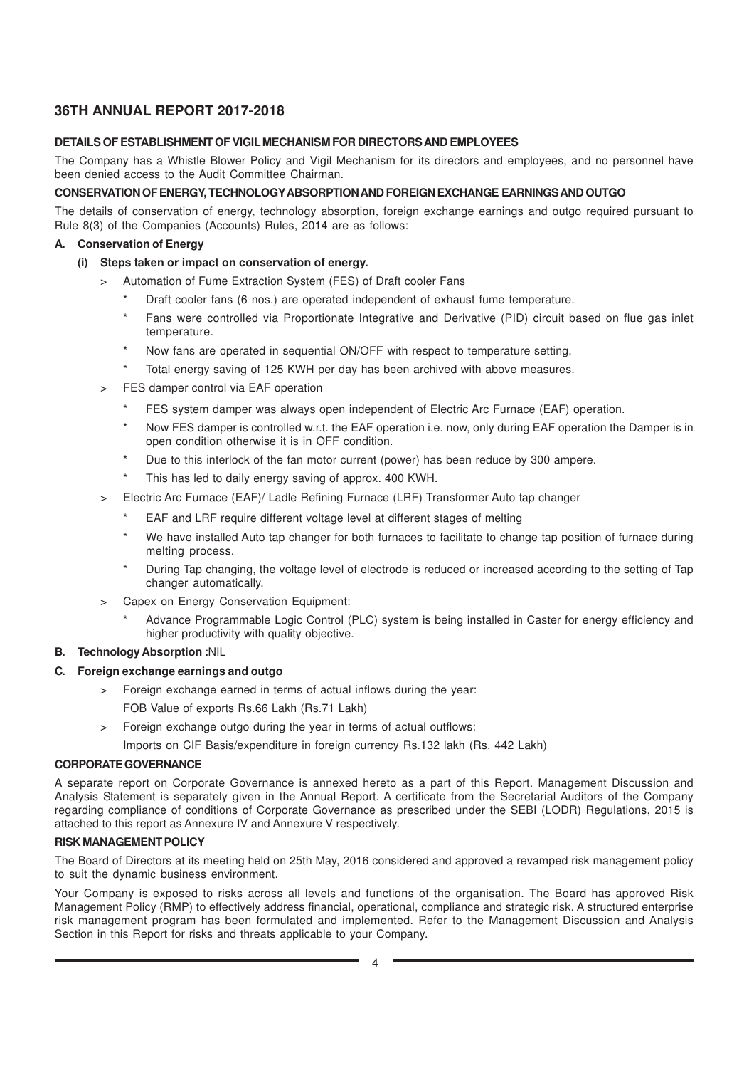# 36TH ANNUAL REPORT 2017-2018

**DETAILS OF ESTABLISHMENT OF VIGIL MECHANISM FOR DIRECTORS AND EMPLOYEES**

The Company has a Whistle Blower Policy and Vigil Mechanism for its directors and employees, and no personnel have been denied access to the Audit Committee Chairman.

**CONSERVATION OF ENERGY, TECHNOLOGY ABSORPTION AND FOREIGN EXCHANGE EARNINGS AND OUTGO**

The details of conservation of energy, technology absorption, foreign exchange earnings and outgo required pursuant to Rule 8(3) of the Companies (Accounts) Rules, 2014 are as follows:

**A. Conservation of Energy**

**(i) Steps taken or impact on conservation of energy.**

> Automation of Fume Extraction System (FES) of Draft cooler Fans

- Draft cooler fans (6 nos.) are operated independent of exhaust fume temperature.
- Fans were controlled via Proportionate Integrative and Derivative (PID) circuit based on flue gas inlet temperature.
- Now fans are operated in sequential ON/OFF with respect to temperature setting.
- Total energy saving of 125 KWH per day has been archived with above measures.

> FES damper control via EAF operation

- FES system damper was always open independent of Electric Arc Furnace (EAF) operation.
- Now FES damper is controlled w.r.t. the EAF operation i.e. now, only during EAF operation the Damper is in open condition otherwise it is in OFF condition.
- Due to this interlock of the fan motor current (power) has been reduce by 300 ampere.
- This has led to daily energy saving of approx. 400 KWH.

> Electric Arc Furnace (EAF)/ Ladle Refining Furnace (LRF) Transformer Auto tap changer

- EAF and LRF require different voltage level at different stages of melting
- We have installed Auto tap changer for both furnaces to facilitate to change tap position of furnace during melting process.
- During Tap changing, the voltage level of electrode is reduced or increased according to the setting of Tap changer automatically.

> Capex on Energy Conservation Equipment:

- Advance Programmable Logic Control (PLC) system is being installed in Caster for energy efficiency and higher productivity with quality objective.

**B. Technology Absorption :**NIL

**C. Foreign exchange earnings and outgo**

> Foreign exchange earned in terms of actual inflows during the year:
FOB Value of exports Rs.66 Lakh (Rs.71 Lakh)

> Foreign exchange outgo during the year in terms of actual outflows:
Imports on CIF Basis/expenditure in foreign currency Rs.132 lakh (Rs. 442 Lakh)

**CORPORATE GOVERNANCE**

A separate report on Corporate Governance is annexed hereto as a part of this Report. Management Discussion and Analysis Statement is separately given in the Annual Report. A certificate from the Secretarial Auditors of the Company regarding compliance of conditions of Corporate Governance as prescribed under the SEBI (LODR) Regulations, 2015 is attached to this report as Annexure IV and Annexure V respectively.

**RISK MANAGEMENT POLICY**

The Board of Directors at its meeting held on 25th May, 2016 considered and approved a revamped risk management policy to suit the dynamic business environment.

Your Company is exposed to risks across all levels and functions of the organisation. The Board has approved Risk Management Policy (RMP) to effectively address financial, operational, compliance and strategic risk. A structured enterprise risk management program has been formulated and implemented. Refer to the Management Discussion and Analysis Section in this Report for risks and threats applicable to your Company.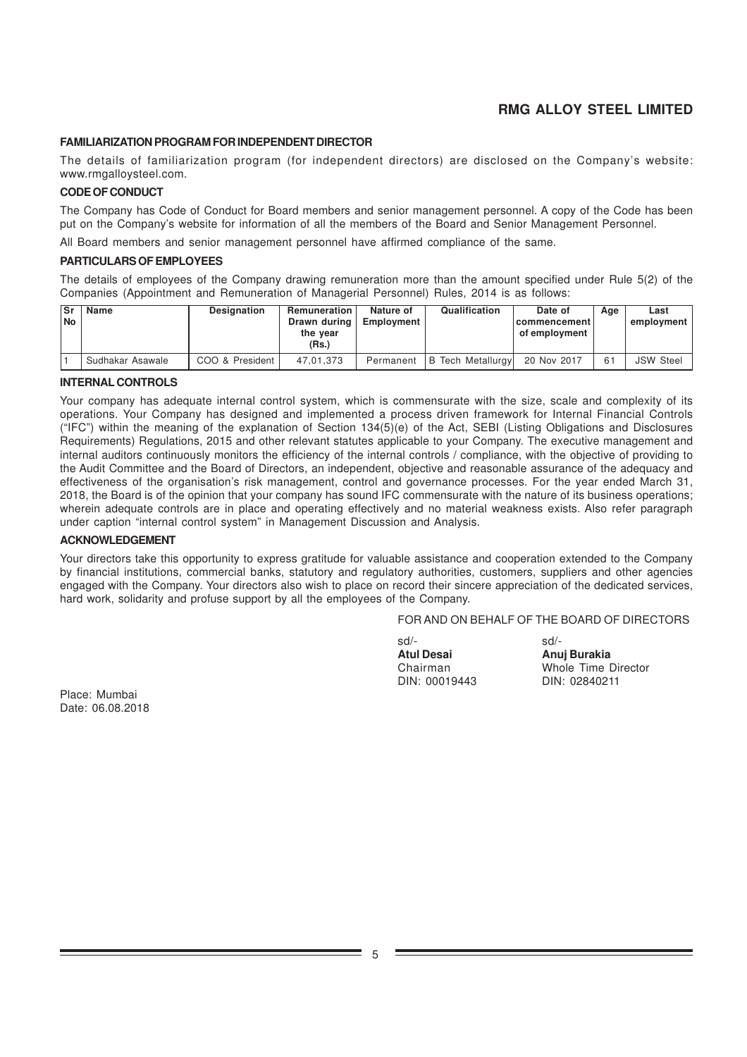#### FAMILIARIZATION PROGRAM FOR INDEPENDENT DIRECTOR

The details of familiarization program (for independent directors) are disclosed on the Company's website: www.rmgalloysteel.com.

#### CODE OF CONDUCT

The Company has Code of Conduct for Board members and senior management personnel. A copy of the Code has been put on the Company's website for information of all the members of the Board and Senior Management Personnel.

All Board members and senior management personnel have affirmed compliance of the same.

#### PARTICULARS OF EMPLOYEES

The details of employees of the Company drawing remuneration more than the amount specified under Rule 5(2) of the Companies (Appointment and Remuneration of Managerial Personnel) Rules, 2014 is as follows:

| Sr No | Name | Designation | Remuneration Drawn during the year (Rs.) | Nature of Employment | Qualification | Date of commencement of employment | Age | Last employment |
|---|---|---|---|---|---|---|---|---|
| 1 | Sudhakar Asawale | COO & President | 47,01,373 | Permanent | B Tech Metallurgy | 20 Nov 2017 | 61 | JSW Steel |

#### INTERNAL CONTROLS

Your company has adequate internal control system, which is commensurate with the size, scale and complexity of its operations. Your Company has designed and implemented a process driven framework for Internal Financial Controls ("IFC") within the meaning of the explanation of Section 134(5)(e) of the Act, SEBI (Listing Obligations and Disclosures Requirements) Regulations, 2015 and other relevant statutes applicable to your Company. The executive management and internal auditors continuously monitors the efficiency of the internal controls / compliance, with the objective of providing to the Audit Committee and the Board of Directors, an independent, objective and reasonable assurance of the adequacy and effectiveness of the organisation's risk management, control and governance processes. For the year ended March 31, 2018, the Board is of the opinion that your company has sound IFC commensurate with the nature of its business operations; wherein adequate controls are in place and operating effectively and no material weakness exists. Also refer paragraph under caption "internal control system" in Management Discussion and Analysis.

#### ACKNOWLEDGEMENT

Your directors take this opportunity to express gratitude for valuable assistance and cooperation extended to the Company by financial institutions, commercial banks, statutory and regulatory authorities, customers, suppliers and other agencies engaged with the Company. Your directors also wish to place on record their sincere appreciation of the dedicated services, hard work, solidarity and profuse support by all the employees of the Company.

FOR AND ON BEHALF OF THE BOARD OF DIRECTORS

sd/-
**Atul Desai**
Chairman
DIN: 00019443

sd/-
**Anuj Burakia**
Whole Time Director
DIN: 02840211

Place: Mumbai
Date: 06.08.2018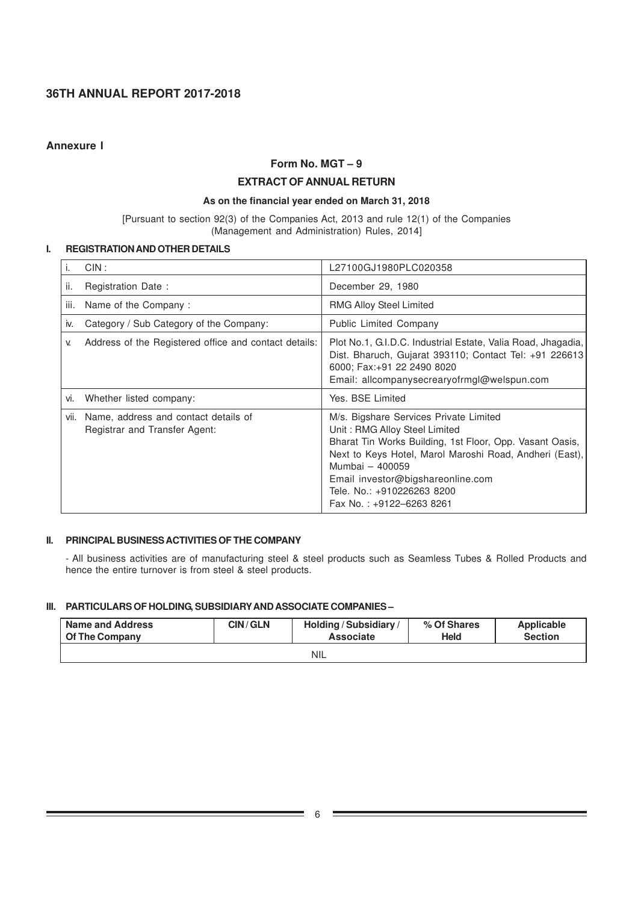## Annexure I

### Form No. MGT – 9

### EXTRACT OF ANNUAL RETURN

**As on the financial year ended on March 31, 2018**

[Pursuant to section 92(3) of the Companies Act, 2013 and rule 12(1) of the Companies (Management and Administration) Rules, 2014]

### I. REGISTRATION AND OTHER DETAILS

| | | |
|---|---|---|
| i. | CIN : | L27100GJ1980PLC020358 |
| ii. | Registration Date : | December 29, 1980 |
| iii. | Name of the Company : | RMG Alloy Steel Limited |
| iv. | Category / Sub Category of the Company: | Public Limited Company |
| v. | Address of the Registered office and contact details: | Plot No.1, G.I.D.C. Industrial Estate, Valia Road, Jhagadia, Dist. Bharuch, Gujarat 393110; Contact Tel: +91 226613 6000; Fax:+91 22 2490 8020<br>Email: allcompanysecrearyofrmgl@welspun.com |
| vi. | Whether listed company: | Yes. BSE Limited |
| vii. | Name, address and contact details of Registrar and Transfer Agent: | M/s. Bigshare Services Private Limited<br>Unit : RMG Alloy Steel Limited<br>Bharat Tin Works Building, 1st Floor, Opp. Vasant Oasis, Next to Keys Hotel, Marol Maroshi Road, Andheri (East), Mumbai – 400059<br>Email investor@bigshareonline.com<br>Tele. No.: +910226263 8200<br>Fax No. : +9122–6263 8261 |

### II. PRINCIPAL BUSINESS ACTIVITIES OF THE COMPANY

- All business activities are of manufacturing steel & steel products such as Seamless Tubes & Rolled Products and hence the entire turnover is from steel & steel products.

### III. PARTICULARS OF HOLDING, SUBSIDIARY AND ASSOCIATE COMPANIES –

| Name and Address Of The Company | CIN / GLN | Holding / Subsidiary / Associate | % Of Shares Held | Applicable Section |
|---|---|---|---|---|
| NIL | | | | |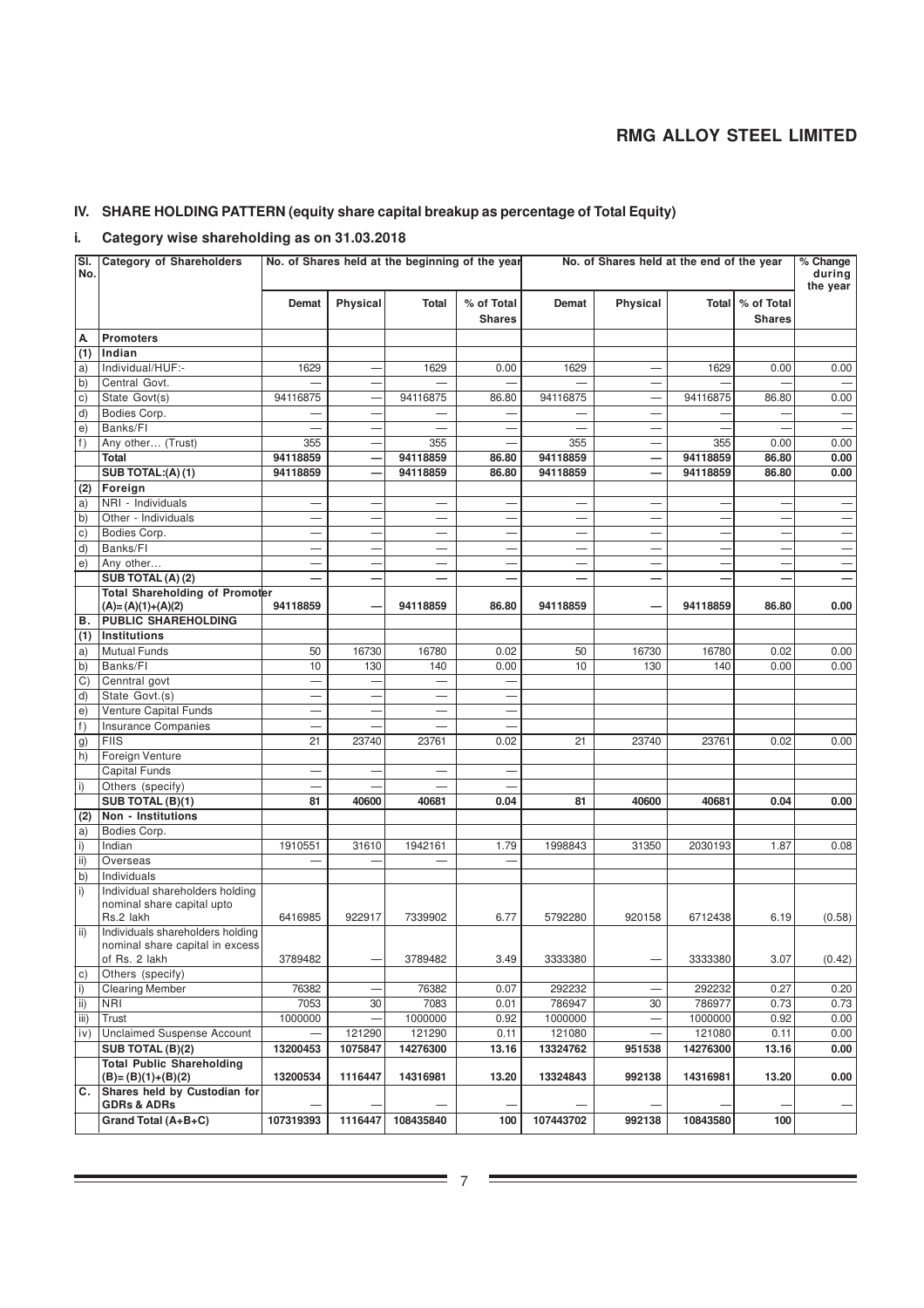## IV. SHARE HOLDING PATTERN (equity share capital breakup as percentage of Total Equity)

### i. Category wise shareholding as on 31.03.2018

| Sl. No. | Category of Shareholders | No. of Shares held at the beginning of the year | | | | No. of Shares held at the end of the year | | | | % Change during the year |
|---|---|---|---|---|---|---|---|---|---|---|
| | | Demat | Physical | Total | % of Total Shares | Demat | Physical | Total | % of Total Shares | |
| A | **Promoters** | | | | | | | | | |
| (1) | **Indian** | | | | | | | | | |
| a) | Individual/HUF:- | 1629 | — | 1629 | 0.00 | 1629 | — | 1629 | 0.00 | 0.00 |
| b) | Central Govt. | — | — | — | — | — | — | — | — | — |
| c) | State Govt(s) | 94116875 | — | 94116875 | 86.80 | 94116875 | — | 94116875 | 86.80 | 0.00 |
| d) | Bodies Corp. | — | — | — | — | — | — | — | — | — |
| e) | Banks/FI | — | — | — | — | — | — | — | — | — |
| f) | Any other… (Trust) | 355 | — | 355 | — | 355 | — | 355 | 0.00 | 0.00 |
| | **Total** | **94118859** | **—** | **94118859** | **86.80** | **94118859** | **—** | **94118859** | **86.80** | **0.00** |
| | **SUB TOTAL:(A) (1)** | **94118859** | **—** | **94118859** | **86.80** | **94118859** | **—** | **94118859** | **86.80** | **0.00** |
| (2) | **Foreign** | | | | | | | | | |
| a) | NRI - Individuals | — | — | — | — | — | — | — | — | — |
| b) | Other - Individuals | — | — | — | — | — | — | — | — | — |
| c) | Bodies Corp. | — | — | — | — | — | — | — | — | — |
| d) | Banks/FI | — | — | — | — | — | — | — | — | — |
| e) | Any other… | — | — | — | — | — | — | — | — | — |
| | **SUB TOTAL (A) (2)** | **—** | **—** | **—** | **—** | **—** | **—** | **—** | **—** | **—** |
| | **Total Shareholding of Promoter (A)= (A)(1)+(A)(2)** | **94118859** | **—** | **94118859** | **86.80** | **94118859** | **—** | **94118859** | **86.80** | **0.00** |
| B. | **PUBLIC SHAREHOLDING** | | | | | | | | | |
| (1) | **Institutions** | | | | | | | | | |
| a) | Mutual Funds | 50 | 16730 | 16780 | 0.02 | 50 | 16730 | 16780 | 0.02 | 0.00 |
| b) | Banks/FI | 10 | 130 | 140 | 0.00 | 10 | 130 | 140 | 0.00 | 0.00 |
| C) | Cenntral govt | — | — | — | — | | | | | |
| d) | State Govt.(s) | — | — | — | — | | | | | |
| e) | Venture Capital Funds | — | — | — | — | | | | | |
| f) | Insurance Companies | — | — | — | — | | | | | |
| g) | FIIS | 21 | 23740 | 23761 | 0.02 | 21 | 23740 | 23761 | 0.02 | 0.00 |
| h) | Foreign Venture Capital Funds | — | — | — | — | | | | | |
| i) | Others (specify) | — | — | — | — | | | | | |
| | **SUB TOTAL (B)(1)** | **81** | **40600** | **40681** | **0.04** | **81** | **40600** | **40681** | **0.04** | **0.00** |
| (2) | **Non - Institutions** | | | | | | | | | |
| a) | Bodies Corp. | | | | | | | | | |
| i) | Indian | 1910551 | 31610 | 1942161 | 1.79 | 1998843 | 31350 | 2030193 | 1.87 | 0.08 |
| ii) | Overseas | — | — | — | — | | | | | |
| b) | Individuals | | | | | | | | | |
| i) | Individual shareholders holding nominal share capital upto Rs.2 lakh | 6416985 | 922917 | 7339902 | 6.77 | 5792280 | 920158 | 6712438 | 6.19 | (0.58) |
| ii) | Individuals shareholders holding nominal share capital in excess of Rs. 2 lakh | 3789482 | — | 3789482 | 3.49 | 3333380 | — | 3333380 | 3.07 | (0.42) |
| c) | Others (specify) | | | | | | | | | |
| i) | Clearing Member | 76382 | — | 76382 | 0.07 | 292232 | — | 292232 | 0.27 | 0.20 |
| ii) | NRI | 7053 | 30 | 7083 | 0.01 | 786947 | 30 | 786977 | 0.73 | 0.73 |
| iii) | Trust | 1000000 | — | 1000000 | 0.92 | 1000000 | — | 1000000 | 0.92 | 0.00 |
| iv) | Unclaimed Suspense Account | — | 121290 | 121290 | 0.11 | 121080 | — | 121080 | 0.11 | 0.00 |
| | **SUB TOTAL (B)(2)** | **13200453** | **1075847** | **14276300** | **13.16** | **13324762** | **951538** | **14276300** | **13.16** | **0.00** |
| | **Total Public Shareholding (B)= (B)(1)+(B)(2)** | **13200534** | **1116447** | **14316981** | **13.20** | **13324843** | **992138** | **14316981** | **13.20** | **0.00** |
| C. | **Shares held by Custodian for GDRs & ADRs** | — | — | — | — | — | — | — | — | — |
| | **Grand Total (A+B+C)** | **107319393** | **1116447** | **108435840** | **100** | **107443702** | **992138** | **10843580** | **100** | |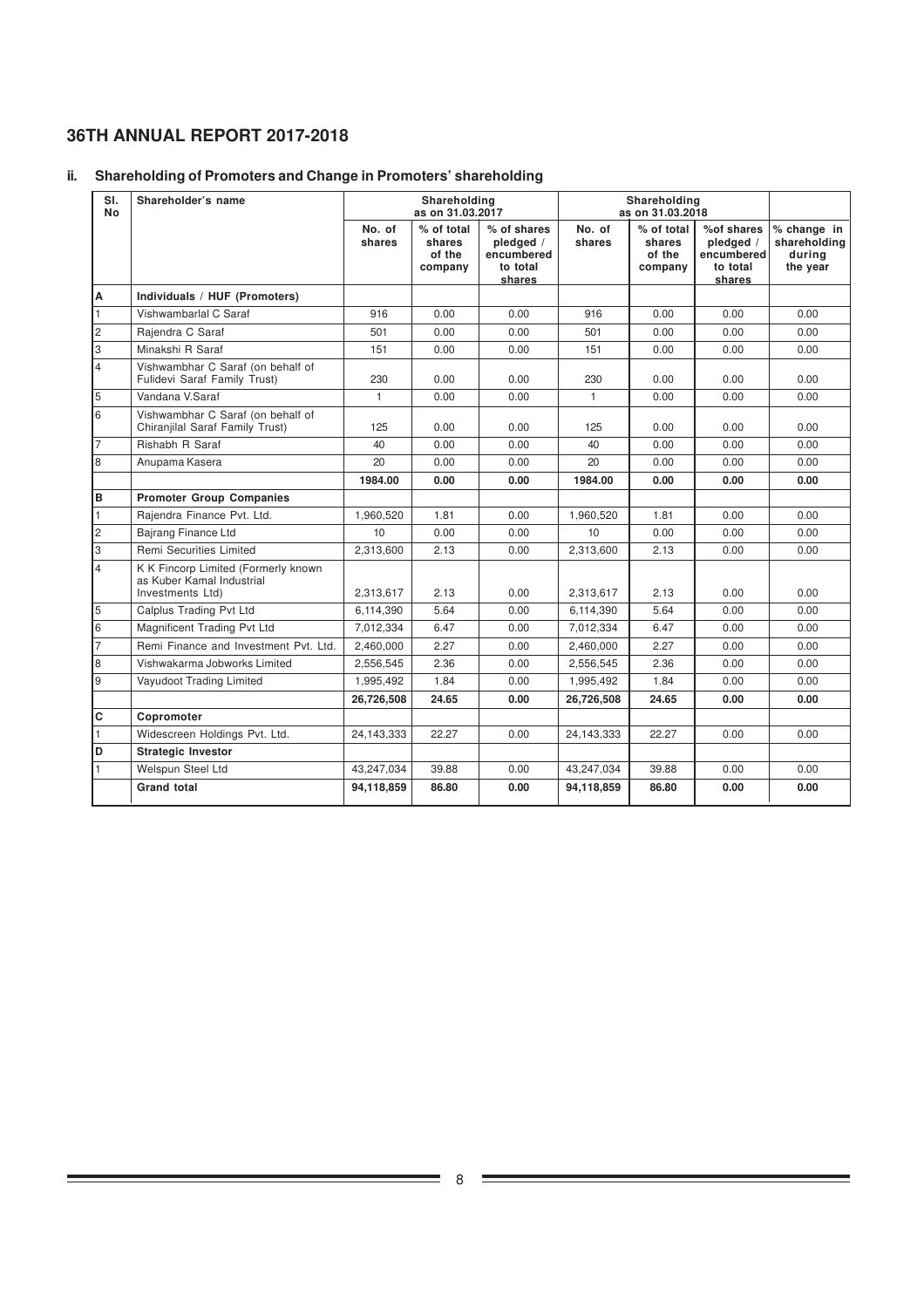## ii. Shareholding of Promoters and Change in Promoters' shareholding

| Sl. No | Shareholder's name | Shareholding as on 31.03.2017 | | | Shareholding as on 31.03.2018 | | | |
|---|---|---|---|---|---|---|---|---|
| | | No. of shares | % of total shares of the company | % of shares pledged / encumbered to total shares | No. of shares | % of total shares of the company | %of shares pledged / encumbered to total shares | % change in shareholding during the year |
| A | **Individuals / HUF (Promoters)** | | | | | | | |
| 1 | Vishwambarlal C Saraf | 916 | 0.00 | 0.00 | 916 | 0.00 | 0.00 | 0.00 |
| 2 | Rajendra C Saraf | 501 | 0.00 | 0.00 | 501 | 0.00 | 0.00 | 0.00 |
| 3 | Minakshi R Saraf | 151 | 0.00 | 0.00 | 151 | 0.00 | 0.00 | 0.00 |
| 4 | Vishwambhar C Saraf (on behalf of Fulidevi Saraf Family Trust) | 230 | 0.00 | 0.00 | 230 | 0.00 | 0.00 | 0.00 |
| 5 | Vandana V.Saraf | 1 | 0.00 | 0.00 | 1 | 0.00 | 0.00 | 0.00 |
| 6 | Vishwambhar C Saraf (on behalf of Chiranjilal Saraf Family Trust) | 125 | 0.00 | 0.00 | 125 | 0.00 | 0.00 | 0.00 |
| 7 | Rishabh R Saraf | 40 | 0.00 | 0.00 | 40 | 0.00 | 0.00 | 0.00 |
| 8 | Anupama Kasera | 20 | 0.00 | 0.00 | 20 | 0.00 | 0.00 | 0.00 |
| | | **1984.00** | **0.00** | **0.00** | **1984.00** | **0.00** | **0.00** | **0.00** |
| B | **Promoter Group Companies** | | | | | | | |
| 1 | Rajendra Finance Pvt. Ltd. | 1,960,520 | 1.81 | 0.00 | 1,960,520 | 1.81 | 0.00 | 0.00 |
| 2 | Bajrang Finance Ltd | 10 | 0.00 | 0.00 | 10 | 0.00 | 0.00 | 0.00 |
| 3 | Remi Securities Limited | 2,313,600 | 2.13 | 0.00 | 2,313,600 | 2.13 | 0.00 | 0.00 |
| 4 | K K Fincorp Limited (Formerly known as Kuber Kamal Industrial Investments Ltd) | 2,313,617 | 2.13 | 0.00 | 2,313,617 | 2.13 | 0.00 | 0.00 |
| 5 | Calplus Trading Pvt Ltd | 6,114,390 | 5.64 | 0.00 | 6,114,390 | 5.64 | 0.00 | 0.00 |
| 6 | Magnificent Trading Pvt Ltd | 7,012,334 | 6.47 | 0.00 | 7,012,334 | 6.47 | 0.00 | 0.00 |
| 7 | Remi Finance and Investment Pvt. Ltd. | 2,460,000 | 2.27 | 0.00 | 2,460,000 | 2.27 | 0.00 | 0.00 |
| 8 | Vishwakarma Jobworks Limited | 2,556,545 | 2.36 | 0.00 | 2,556,545 | 2.36 | 0.00 | 0.00 |
| 9 | Vayudoot Trading Limited | 1,995,492 | 1.84 | 0.00 | 1,995,492 | 1.84 | 0.00 | 0.00 |
| | | **26,726,508** | **24.65** | **0.00** | **26,726,508** | **24.65** | **0.00** | **0.00** |
| C | **Copromoter** | | | | | | | |
| 1 | Widescreen Holdings Pvt. Ltd. | 24,143,333 | 22.27 | 0.00 | 24,143,333 | 22.27 | 0.00 | 0.00 |
| D | **Strategic Investor** | | | | | | | |
| 1 | Welspun Steel Ltd | 43,247,034 | 39.88 | 0.00 | 43,247,034 | 39.88 | 0.00 | 0.00 |
| | **Grand total** | **94,118,859** | **86.80** | **0.00** | **94,118,859** | **86.80** | **0.00** | **0.00** |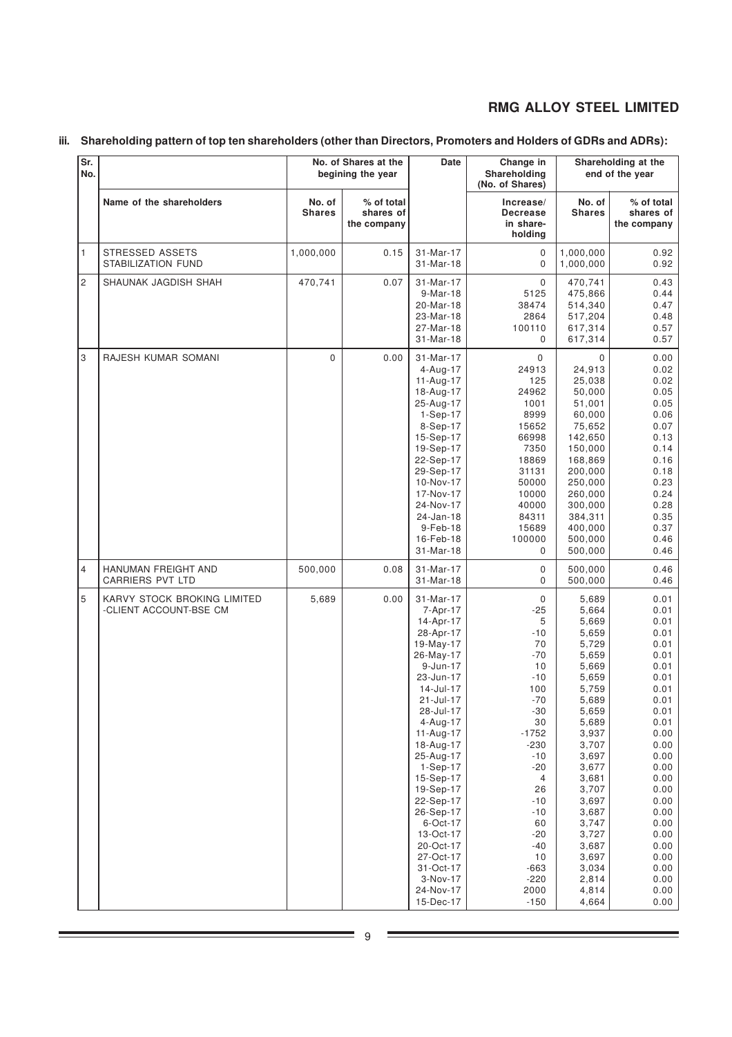iii. **Shareholding pattern of top ten shareholders (other than Directors, Promoters and Holders of GDRs and ADRs):**

| Sr. No. | | No. of Shares at the begining the year | | Date | Change in Shareholding (No. of Shares) | Shareholding at the end of the year | |
|---|---|---|---|---|---|---|---|
| | **Name of the shareholders** | **No. of Shares** | **% of total shares of the company** | | **Increase/ Decrease in share-holding** | **No. of Shares** | **% of total shares of the company** |
| 1 | STRESSED ASSETS STABILIZATION FUND | 1,000,000 | 0.15 | 31-Mar-17 | 0 | 1,000,000 | 0.92 |
| | | | | 31-Mar-18 | 0 | 1,000,000 | 0.92 |
| 2 | SHAUNAK JAGDISH SHAH | 470,741 | 0.07 | 31-Mar-17 | 0 | 470,741 | 0.43 |
| | | | | 9-Mar-18 | 5125 | 475,866 | 0.44 |
| | | | | 20-Mar-18 | 38474 | 514,340 | 0.47 |
| | | | | 23-Mar-18 | 2864 | 517,204 | 0.48 |
| | | | | 27-Mar-18 | 100110 | 617,314 | 0.57 |
| | | | | 31-Mar-18 | 0 | 617,314 | 0.57 |
| 3 | RAJESH KUMAR SOMANI | 0 | 0.00 | 31-Mar-17 | 0 | 0 | 0.00 |
| | | | | 4-Aug-17 | 24913 | 24,913 | 0.02 |
| | | | | 11-Aug-17 | 125 | 25,038 | 0.02 |
| | | | | 18-Aug-17 | 24962 | 50,000 | 0.05 |
| | | | | 25-Aug-17 | 1001 | 51,001 | 0.05 |
| | | | | 1-Sep-17 | 8999 | 60,000 | 0.06 |
| | | | | 8-Sep-17 | 15652 | 75,652 | 0.07 |
| | | | | 15-Sep-17 | 66998 | 142,650 | 0.13 |
| | | | | 19-Sep-17 | 7350 | 150,000 | 0.14 |
| | | | | 22-Sep-17 | 18869 | 168,869 | 0.16 |
| | | | | 29-Sep-17 | 31131 | 200,000 | 0.18 |
| | | | | 10-Nov-17 | 50000 | 250,000 | 0.23 |
| | | | | 17-Nov-17 | 10000 | 260,000 | 0.24 |
| | | | | 24-Nov-17 | 40000 | 300,000 | 0.28 |
| | | | | 24-Jan-18 | 84311 | 384,311 | 0.35 |
| | | | | 9-Feb-18 | 15689 | 400,000 | 0.37 |
| | | | | 16-Feb-18 | 100000 | 500,000 | 0.46 |
| | | | | 31-Mar-18 | 0 | 500,000 | 0.46 |
| 4 | HANUMAN FREIGHT AND CARRIERS PVT LTD | 500,000 | 0.08 | 31-Mar-17 | 0 | 500,000 | 0.46 |
| | | | | 31-Mar-18 | 0 | 500,000 | 0.46 |
| 5 | KARVY STOCK BROKING LIMITED -CLIENT ACCOUNT-BSE CM | 5,689 | 0.00 | 31-Mar-17 | 0 | 5,689 | 0.01 |
| | | | | 7-Apr-17 | -25 | 5,664 | 0.01 |
| | | | | 14-Apr-17 | 5 | 5,669 | 0.01 |
| | | | | 28-Apr-17 | -10 | 5,659 | 0.01 |
| | | | | 19-May-17 | 70 | 5,729 | 0.01 |
| | | | | 26-May-17 | -70 | 5,659 | 0.01 |
| | | | | 9-Jun-17 | 10 | 5,669 | 0.01 |
| | | | | 23-Jun-17 | -10 | 5,659 | 0.01 |
| | | | | 14-Jul-17 | 100 | 5,759 | 0.01 |
| | | | | 21-Jul-17 | -70 | 5,689 | 0.01 |
| | | | | 28-Jul-17 | -30 | 5,659 | 0.01 |
| | | | | 4-Aug-17 | 30 | 5,689 | 0.01 |
| | | | | 11-Aug-17 | -1752 | 3,937 | 0.00 |
| | | | | 18-Aug-17 | -230 | 3,707 | 0.00 |
| | | | | 25-Aug-17 | -10 | 3,697 | 0.00 |
| | | | | 1-Sep-17 | -20 | 3,677 | 0.00 |
| | | | | 15-Sep-17 | 4 | 3,681 | 0.00 |
| | | | | 19-Sep-17 | 26 | 3,707 | 0.00 |
| | | | | 22-Sep-17 | -10 | 3,697 | 0.00 |
| | | | | 26-Sep-17 | -10 | 3,687 | 0.00 |
| | | | | 6-Oct-17 | 60 | 3,747 | 0.00 |
| | | | | 13-Oct-17 | -20 | 3,727 | 0.00 |
| | | | | 20-Oct-17 | -40 | 3,687 | 0.00 |
| | | | | 27-Oct-17 | 10 | 3,697 | 0.00 |
| | | | | 31-Oct-17 | -663 | 3,034 | 0.00 |
| | | | | 3-Nov-17 | -220 | 2,814 | 0.00 |
| | | | | 24-Nov-17 | 2000 | 4,814 | 0.00 |
| | | | | 15-Dec-17 | -150 | 4,664 | 0.00 |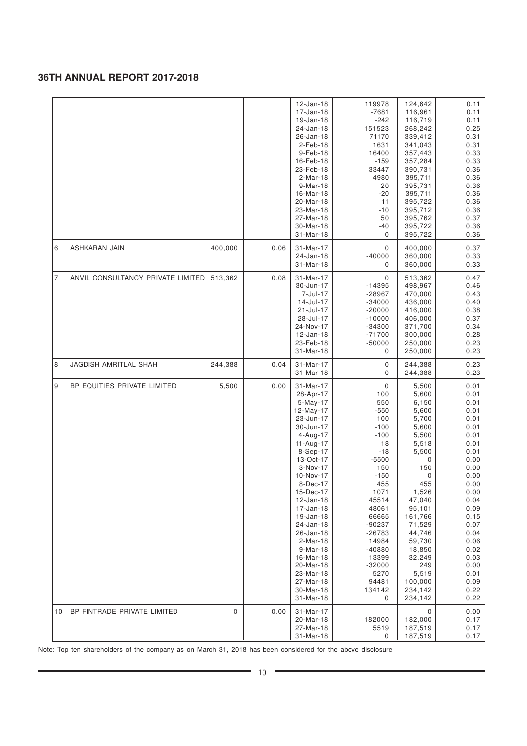## 36TH ANNUAL REPORT 2017-2018

| | | | | | | | |
|---|---|---|---|---|---|---|---|
| | | | | 12-Jan-18 | 119978 | 124,642 | 0.11 |
| | | | | 17-Jan-18 | -7681 | 116,961 | 0.11 |
| | | | | 19-Jan-18 | -242 | 116,719 | 0.11 |
| | | | | 24-Jan-18 | 151523 | 268,242 | 0.25 |
| | | | | 26-Jan-18 | 71170 | 339,412 | 0.31 |
| | | | | 2-Feb-18 | 1631 | 341,043 | 0.31 |
| | | | | 9-Feb-18 | 16400 | 357,443 | 0.33 |
| | | | | 16-Feb-18 | -159 | 357,284 | 0.33 |
| | | | | 23-Feb-18 | 33447 | 390,731 | 0.36 |
| | | | | 2-Mar-18 | 4980 | 395,711 | 0.36 |
| | | | | 9-Mar-18 | 20 | 395,731 | 0.36 |
| | | | | 16-Mar-18 | -20 | 395,711 | 0.36 |
| | | | | 20-Mar-18 | 11 | 395,722 | 0.36 |
| | | | | 23-Mar-18 | -10 | 395,712 | 0.36 |
| | | | | 27-Mar-18 | 50 | 395,762 | 0.37 |
| | | | | 30-Mar-18 | -40 | 395,722 | 0.36 |
| | | | | 31-Mar-18 | 0 | 395,722 | 0.36 |
| 6 | ASHKARAN JAIN | 400,000 | 0.06 | 31-Mar-17 | 0 | 400,000 | 0.37 |
| | | | | 24-Jan-18 | -40000 | 360,000 | 0.33 |
| | | | | 31-Mar-18 | 0 | 360,000 | 0.33 |
| 7 | ANVIL CONSULTANCY PRIVATE LIMITED | 513,362 | 0.08 | 31-Mar-17 | 0 | 513,362 | 0.47 |
| | | | | 30-Jun-17 | -14395 | 498,967 | 0.46 |
| | | | | 7-Jul-17 | -28967 | 470,000 | 0.43 |
| | | | | 14-Jul-17 | -34000 | 436,000 | 0.40 |
| | | | | 21-Jul-17 | -20000 | 416,000 | 0.38 |
| | | | | 28-Jul-17 | -10000 | 406,000 | 0.37 |
| | | | | 24-Nov-17 | -34300 | 371,700 | 0.34 |
| | | | | 12-Jan-18 | -71700 | 300,000 | 0.28 |
| | | | | 23-Feb-18 | -50000 | 250,000 | 0.23 |
| | | | | 31-Mar-18 | 0 | 250,000 | 0.23 |
| 8 | JAGDISH AMRITLAL SHAH | 244,388 | 0.04 | 31-Mar-17 | 0 | 244,388 | 0.23 |
| | | | | 31-Mar-18 | 0 | 244,388 | 0.23 |
| 9 | BP EQUITIES PRIVATE LIMITED | 5,500 | 0.00 | 31-Mar-17 | 0 | 5,500 | 0.01 |
| | | | | 28-Apr-17 | 100 | 5,600 | 0.01 |
| | | | | 5-May-17 | 550 | 6,150 | 0.01 |
| | | | | 12-May-17 | -550 | 5,600 | 0.01 |
| | | | | 23-Jun-17 | 100 | 5,700 | 0.01 |
| | | | | 30-Jun-17 | -100 | 5,600 | 0.01 |
| | | | | 4-Aug-17 | -100 | 5,500 | 0.01 |
| | | | | 11-Aug-17 | 18 | 5,518 | 0.01 |
| | | | | 8-Sep-17 | -18 | 5,500 | 0.01 |
| | | | | 13-Oct-17 | -5500 | 0 | 0.00 |
| | | | | 3-Nov-17 | 150 | 150 | 0.00 |
| | | | | 10-Nov-17 | -150 | 0 | 0.00 |
| | | | | 8-Dec-17 | 455 | 455 | 0.00 |
| | | | | 15-Dec-17 | 1071 | 1,526 | 0.00 |
| | | | | 12-Jan-18 | 45514 | 47,040 | 0.04 |
| | | | | 17-Jan-18 | 48061 | 95,101 | 0.09 |
| | | | | 19-Jan-18 | 66665 | 161,766 | 0.15 |
| | | | | 24-Jan-18 | -90237 | 71,529 | 0.07 |
| | | | | 26-Jan-18 | -26783 | 44,746 | 0.04 |
| | | | | 2-Mar-18 | 14984 | 59,730 | 0.06 |
| | | | | 9-Mar-18 | -40880 | 18,850 | 0.02 |
| | | | | 16-Mar-18 | 13399 | 32,249 | 0.03 |
| | | | | 20-Mar-18 | -32000 | 249 | 0.00 |
| | | | | 23-Mar-18 | 5270 | 5,519 | 0.01 |
| | | | | 27-Mar-18 | 94481 | 100,000 | 0.09 |
| | | | | 30-Mar-18 | 134142 | 234,142 | 0.22 |
| | | | | 31-Mar-18 | 0 | 234,142 | 0.22 |
| 10 | BP FINTRADE PRIVATE LIMITED | 0 | 0.00 | 31-Mar-17 | | 0 | 0.00 |
| | | | | 20-Mar-18 | 182000 | 182,000 | 0.17 |
| | | | | 27-Mar-18 | 5519 | 187,519 | 0.17 |
| | | | | 31-Mar-18 | 0 | 187,519 | 0.17 |

Note: Top ten shareholders of the company as on March 31, 2018 has been considered for the above disclosure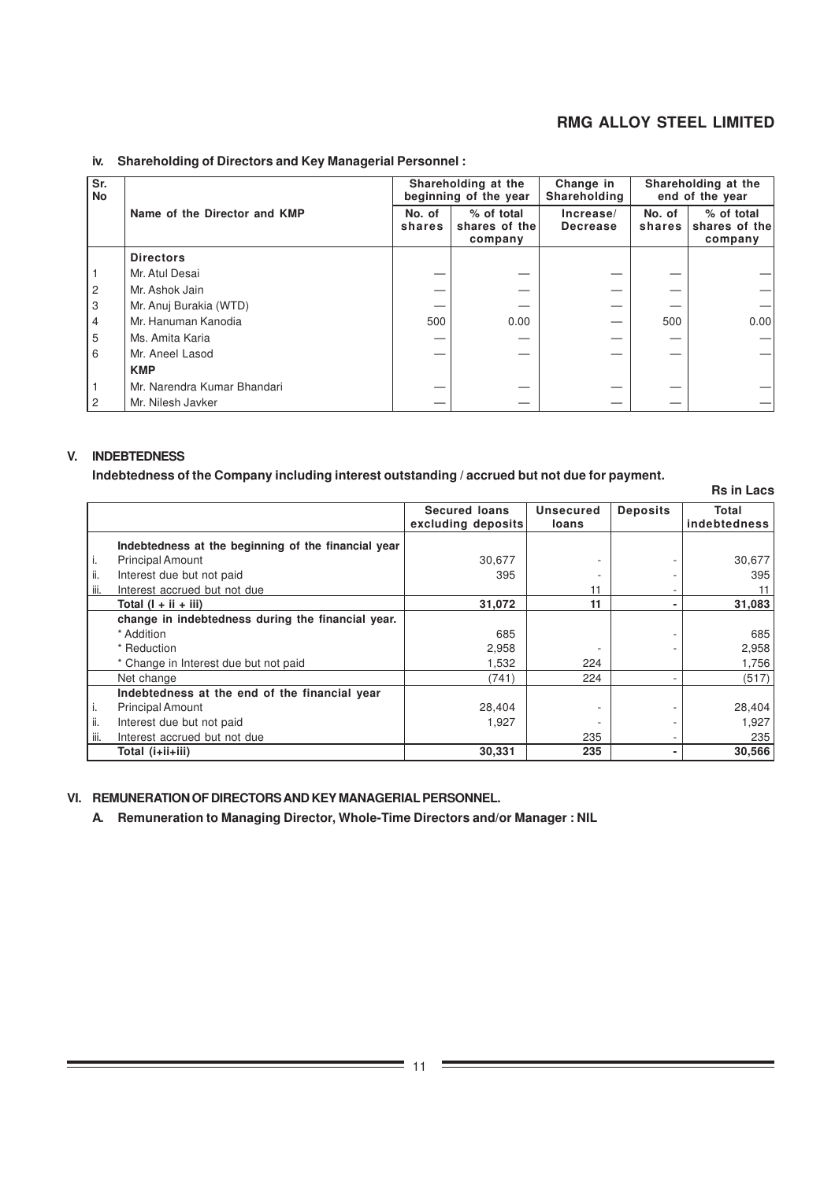### iv. Shareholding of Directors and Key Managerial Personnel :

| Sr. No | Name of the Director and KMP | Shareholding at the beginning of the year | | Change in Shareholding | Shareholding at the end of the year | |
|---|---|---|---|---|---|---|
| | | No. of shares | % of total shares of the company | Increase/ Decrease | No. of shares | % of total shares of the company |
| | **Directors** | | | | | |
| 1 | Mr. Atul Desai | — | — | — | — | — |
| 2 | Mr. Ashok Jain | — | — | — | — | — |
| 3 | Mr. Anuj Burakia (WTD) | — | — | — | — | — |
| 4 | Mr. Hanuman Kanodia | 500 | 0.00 | — | 500 | 0.00 |
| 5 | Ms. Amita Karia | — | — | — | — | — |
| 6 | Mr. Aneel Lasod | — | — | — | — | — |
| | **KMP** | | | | | |
| 1 | Mr. Narendra Kumar Bhandari | — | — | — | — | — |
| 2 | Mr. Nilesh Javker | — | — | — | — | — |

## V. INDEBTEDNESS

**Indebtedness of the Company including interest outstanding / accrued but not due for payment.**

**Rs in Lacs**

| | | Secured loans excluding deposits | Unsecured loans | Deposits | Total indebtedness |
|---|---|---|---|---|---|
| | **Indebtedness at the beginning of the financial year** | | | | |
| i. | Principal Amount | 30,677 | - | - | 30,677 |
| ii. | Interest due but not paid | 395 | - | - | 395 |
| iii. | Interest accrued but not due | | 11 | - | 11 |
| | **Total (I + ii + iii)** | **31,072** | **11** | **-** | **31,083** |
| | **change in indebtedness during the financial year.** | | | | |
| | * Addition | 685 | | - | 685 |
| | * Reduction | 2,958 | - | - | 2,958 |
| | * Change in Interest due but not paid | 1,532 | 224 | | 1,756 |
| | Net change | (741) | 224 | - | (517) |
| | **Indebtedness at the end of the financial year** | | | | |
| i. | Principal Amount | 28,404 | - | - | 28,404 |
| ii. | Interest due but not paid | 1,927 | - | - | 1,927 |
| iii. | Interest accrued but not due | | 235 | - | 235 |
| | **Total (i+ii+iii)** | **30,331** | **235** | **-** | **30,566** |

## VI. REMUNERATION OF DIRECTORS AND KEY MANAGERIAL PERSONNEL.

**A. Remuneration to Managing Director, Whole-Time Directors and/or Manager : NIL**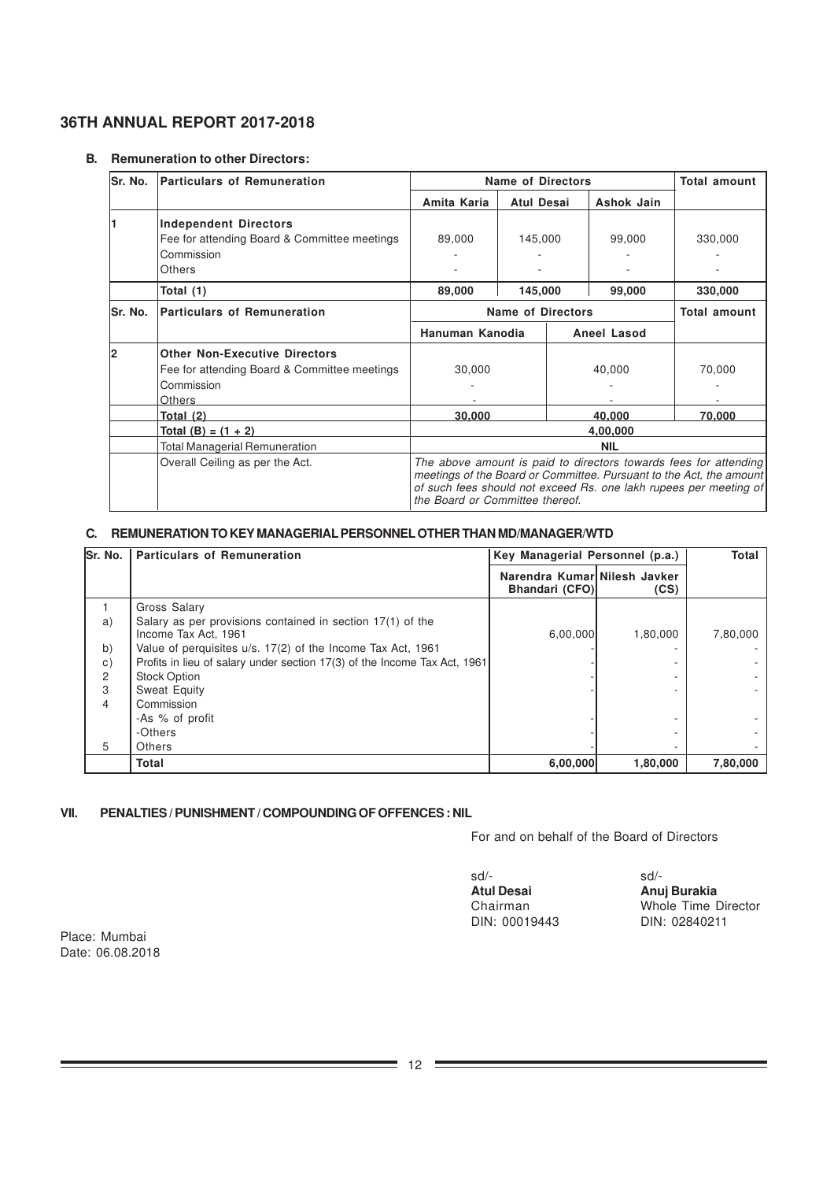**B. Remuneration to other Directors:**

| Sr. No. | Particulars of Remuneration | Name of Directors | | | Total amount |
|---|---|---|---|---|---|
| | | Amita Karia | Atul Desai | Ashok Jain | |
| 1 | **Independent Directors** | | | | |
| | Fee for attending Board & Committee meetings | 89,000 | 145,000 | 99,000 | 330,000 |
| | Commission | - | - | - | - |
| | Others | - | - | - | - |
| | **Total (1)** | **89,000** | **145,000** | **99,000** | **330,000** |

| Sr. No. | Particulars of Remuneration | Name of Directors | | Total amount |
|---|---|---|---|---|
| | | Hanuman Kanodia | Aneel Lasod | |
| 2 | **Other Non-Executive Directors** | | | |
| | Fee for attending Board & Committee meetings | 30,000 | 40,000 | 70,000 |
| | Commission | - | - | - |
| | Others | - | - | - |
| | **Total (2)** | **30,000** | **40,000** | **70,000** |
| | **Total (B) = (1 + 2)** | **4,00,000** | | |
| | Total Managerial Remuneration | **NIL** | | |
| | Overall Ceiling as per the Act. | *The above amount is paid to directors towards fees for attending meetings of the Board or Committee. Pursuant to the Act, the amount of such fees should not exceed Rs. one lakh rupees per meeting of the Board or Committee thereof.* | | |

**C. REMUNERATION TO KEY MANAGERIAL PERSONNEL OTHER THAN MD/MANAGER/WTD**

| Sr. No. | Particulars of Remuneration | Key Managerial Personnel (p.a.) | | Total |
|---|---|---|---|---|
| | | Narendra Kumar Bhandari (CFO) | Nilesh Javker (CS) | |
| 1 | Gross Salary | | | |
| a) | Salary as per provisions contained in section 17(1) of the Income Tax Act, 1961 | 6,00,000 | 1,80,000 | 7,80,000 |
| b) | Value of perquisites u/s. 17(2) of the Income Tax Act, 1961 | - | - | - |
| c) | Profits in lieu of salary under section 17(3) of the Income Tax Act, 1961 | - | - | - |
| 2 | Stock Option | - | - | - |
| 3 | Sweat Equity | - | - | - |
| 4 | Commission | | | |
| | -As % of profit | - | - | - |
| | -Others | - | - | - |
| 5 | Others | - | - | - |
| | **Total** | **6,00,000** | **1,80,000** | **7,80,000** |

**VII. PENALTIES / PUNISHMENT / COMPOUNDING OF OFFENCES : NIL**

For and on behalf of the Board of Directors

sd/-
**Atul Desai**
Chairman
DIN: 00019443

sd/-
**Anuj Burakia**
Whole Time Director
DIN: 02840211

Place: Mumbai
Date: 06.08.2018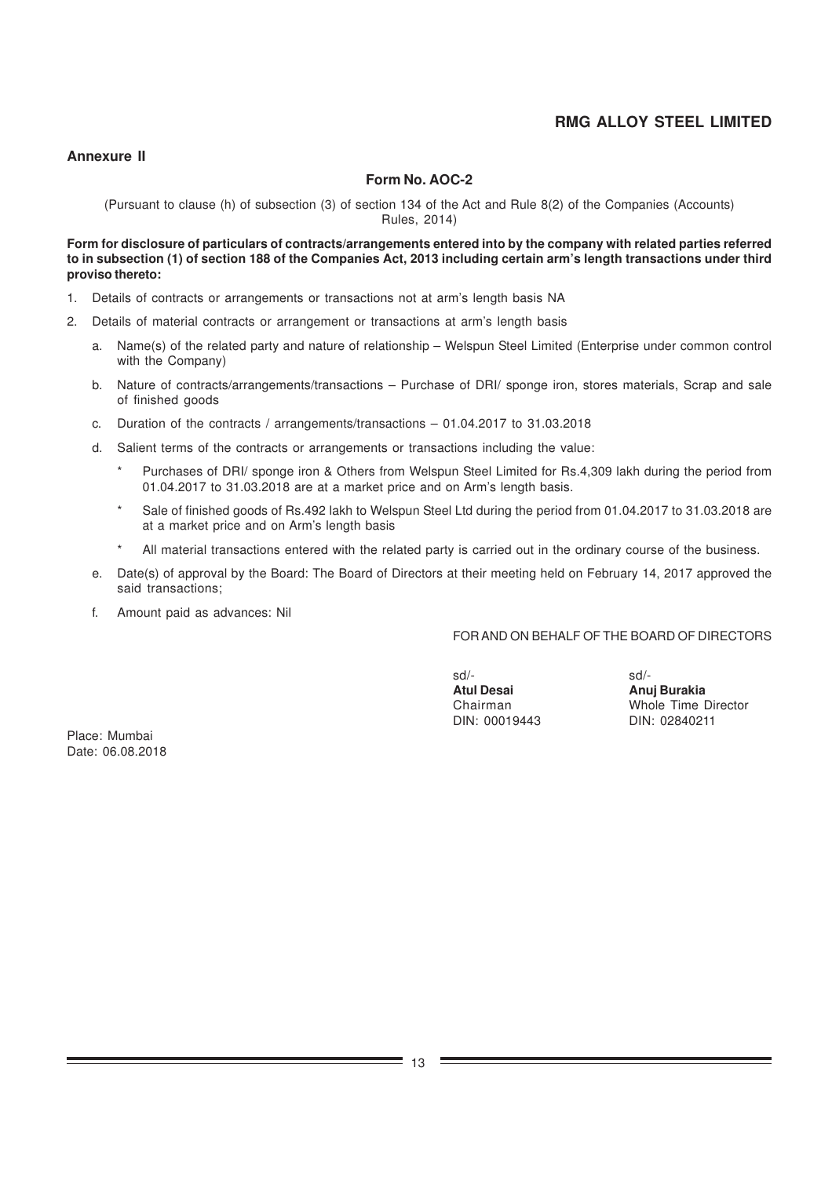## Annexure II

### Form No. AOC-2

(Pursuant to clause (h) of subsection (3) of section 134 of the Act and Rule 8(2) of the Companies (Accounts) Rules, 2014)

**Form for disclosure of particulars of contracts/arrangements entered into by the company with related parties referred to in subsection (1) of section 188 of the Companies Act, 2013 including certain arm's length transactions under third proviso thereto:**

1. Details of contracts or arrangements or transactions not at arm's length basis NA
2. Details of material contracts or arrangement or transactions at arm's length basis
   a. Name(s) of the related party and nature of relationship – Welspun Steel Limited (Enterprise under common control with the Company)
   b. Nature of contracts/arrangements/transactions – Purchase of DRI/ sponge iron, stores materials, Scrap and sale of finished goods
   c. Duration of the contracts / arrangements/transactions – 01.04.2017 to 31.03.2018
   d. Salient terms of the contracts or arrangements or transactions including the value:
      * Purchases of DRI/ sponge iron & Others from Welspun Steel Limited for Rs.4,309 lakh during the period from 01.04.2017 to 31.03.2018 are at a market price and on Arm's length basis.
      * Sale of finished goods of Rs.492 lakh to Welspun Steel Ltd during the period from 01.04.2017 to 31.03.2018 are at a market price and on Arm's length basis
      * All material transactions entered with the related party is carried out in the ordinary course of the business.
   e. Date(s) of approval by the Board: The Board of Directors at their meeting held on February 14, 2017 approved the said transactions;
   f. Amount paid as advances: Nil

FOR AND ON BEHALF OF THE BOARD OF DIRECTORS

| | |
|---|---|
| sd/- | sd/- |
| **Atul Desai** | **Anuj Burakia** |
| Chairman | Whole Time Director |
| DIN: 00019443 | DIN: 02840211 |

Place: Mumbai
Date: 06.08.2018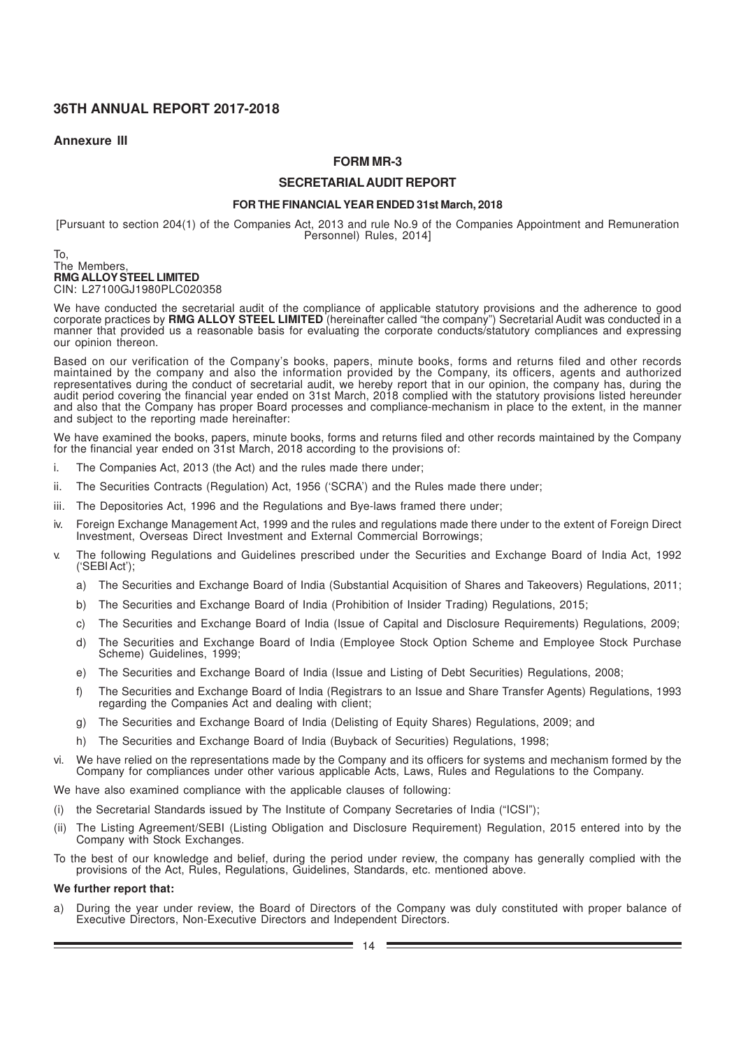**Annexure III**

## FORM MR-3

## SECRETARIAL AUDIT REPORT

### FOR THE FINANCIAL YEAR ENDED 31st March, 2018

[Pursuant to section 204(1) of the Companies Act, 2013 and rule No.9 of the Companies Appointment and Remuneration Personnel) Rules, 2014]

To,
The Members,
**RMG ALLOY STEEL LIMITED**
CIN: L27100GJ1980PLC020358

We have conducted the secretarial audit of the compliance of applicable statutory provisions and the adherence to good corporate practices by **RMG ALLOY STEEL LIMITED** (hereinafter called "the company") Secretarial Audit was conducted in a manner that provided us a reasonable basis for evaluating the corporate conducts/statutory compliances and expressing our opinion thereon.

Based on our verification of the Company's books, papers, minute books, forms and returns filed and other records maintained by the company and also the information provided by the Company, its officers, agents and authorized representatives during the conduct of secretarial audit, we hereby report that in our opinion, the company has, during the audit period covering the financial year ended on 31st March, 2018 complied with the statutory provisions listed hereunder and also that the Company has proper Board processes and compliance-mechanism in place to the extent, in the manner and subject to the reporting made hereinafter:

We have examined the books, papers, minute books, forms and returns filed and other records maintained by the Company for the financial year ended on 31st March, 2018 according to the provisions of:

i. The Companies Act, 2013 (the Act) and the rules made there under;

ii. The Securities Contracts (Regulation) Act, 1956 ('SCRA') and the Rules made there under;

iii. The Depositories Act, 1996 and the Regulations and Bye-laws framed there under;

iv. Foreign Exchange Management Act, 1999 and the rules and regulations made there under to the extent of Foreign Direct Investment, Overseas Direct Investment and External Commercial Borrowings;

v. The following Regulations and Guidelines prescribed under the Securities and Exchange Board of India Act, 1992 ('SEBI Act');

   a) The Securities and Exchange Board of India (Substantial Acquisition of Shares and Takeovers) Regulations, 2011;

   b) The Securities and Exchange Board of India (Prohibition of Insider Trading) Regulations, 2015;

   c) The Securities and Exchange Board of India (Issue of Capital and Disclosure Requirements) Regulations, 2009;

   d) The Securities and Exchange Board of India (Employee Stock Option Scheme and Employee Stock Purchase Scheme) Guidelines, 1999;

   e) The Securities and Exchange Board of India (Issue and Listing of Debt Securities) Regulations, 2008;

   f) The Securities and Exchange Board of India (Registrars to an Issue and Share Transfer Agents) Regulations, 1993 regarding the Companies Act and dealing with client;

   g) The Securities and Exchange Board of India (Delisting of Equity Shares) Regulations, 2009; and

   h) The Securities and Exchange Board of India (Buyback of Securities) Regulations, 1998;

vi. We have relied on the representations made by the Company and its officers for systems and mechanism formed by the Company for compliances under other various applicable Acts, Laws, Rules and Regulations to the Company.

We have also examined compliance with the applicable clauses of following:

(i) the Secretarial Standards issued by The Institute of Company Secretaries of India ("ICSI");

(ii) The Listing Agreement/SEBI (Listing Obligation and Disclosure Requirement) Regulation, 2015 entered into by the Company with Stock Exchanges.

To the best of our knowledge and belief, during the period under review, the company has generally complied with the provisions of the Act, Rules, Regulations, Guidelines, Standards, etc. mentioned above.

**We further report that:**

a) During the year under review, the Board of Directors of the Company was duly constituted with proper balance of Executive Directors, Non-Executive Directors and Independent Directors.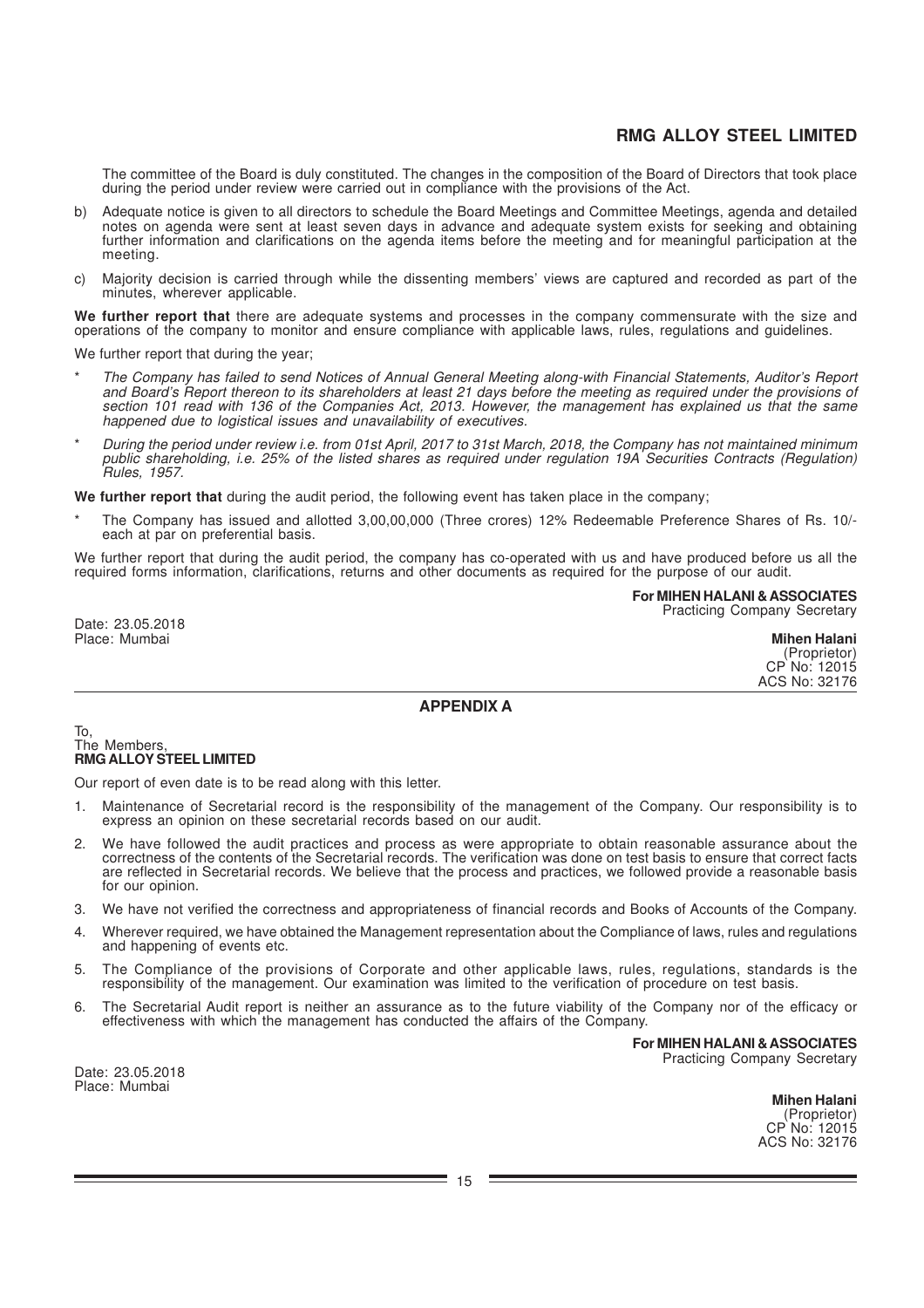The committee of the Board is duly constituted. The changes in the composition of the Board of Directors that took place during the period under review were carried out in compliance with the provisions of the Act.

b) Adequate notice is given to all directors to schedule the Board Meetings and Committee Meetings, agenda and detailed notes on agenda were sent at least seven days in advance and adequate system exists for seeking and obtaining further information and clarifications on the agenda items before the meeting and for meaningful participation at the meeting.

c) Majority decision is carried through while the dissenting members' views are captured and recorded as part of the minutes, wherever applicable.

**We further report that** there are adequate systems and processes in the company commensurate with the size and operations of the company to monitor and ensure compliance with applicable laws, rules, regulations and guidelines.

We further report that during the year;

* *The Company has failed to send Notices of Annual General Meeting along-with Financial Statements, Auditor's Report and Board's Report thereon to its shareholders at least 21 days before the meeting as required under the provisions of section 101 read with 136 of the Companies Act, 2013. However, the management has explained us that the same happened due to logistical issues and unavailability of executives.*

* *During the period under review i.e. from 01st April, 2017 to 31st March, 2018, the Company has not maintained minimum public shareholding, i.e. 25% of the listed shares as required under regulation 19A Securities Contracts (Regulation) Rules, 1957.*

**We further report that** during the audit period, the following event has taken place in the company;

* The Company has issued and allotted 3,00,00,000 (Three crores) 12% Redeemable Preference Shares of Rs. 10/- each at par on preferential basis.

We further report that during the audit period, the company has co-operated with us and have produced before us all the required forms information, clarifications, returns and other documents as required for the purpose of our audit.

**For MIHEN HALANI & ASSOCIATES**
Practicing Company Secretary

Date: 23.05.2018
Place: Mumbai

**Mihen Halani**
(Proprietor)
CP No: 12015
ACS No: 32176

## APPENDIX A

To,
The Members,
**RMG ALLOY STEEL LIMITED**

Our report of even date is to be read along with this letter.

1. Maintenance of Secretarial record is the responsibility of the management of the Company. Our responsibility is to express an opinion on these secretarial records based on our audit.
2. We have followed the audit practices and process as were appropriate to obtain reasonable assurance about the correctness of the contents of the Secretarial records. The verification was done on test basis to ensure that correct facts are reflected in Secretarial records. We believe that the process and practices, we followed provide a reasonable basis for our opinion.
3. We have not verified the correctness and appropriateness of financial records and Books of Accounts of the Company.
4. Wherever required, we have obtained the Management representation about the Compliance of laws, rules and regulations and happening of events etc.
5. The Compliance of the provisions of Corporate and other applicable laws, rules, regulations, standards is the responsibility of the management. Our examination was limited to the verification of procedure on test basis.
6. The Secretarial Audit report is neither an assurance as to the future viability of the Company nor of the efficacy or effectiveness with which the management has conducted the affairs of the Company.

**For MIHEN HALANI & ASSOCIATES**
Practicing Company Secretary

Date: 23.05.2018
Place: Mumbai

**Mihen Halani**
(Proprietor)
CP No: 12015
ACS No: 32176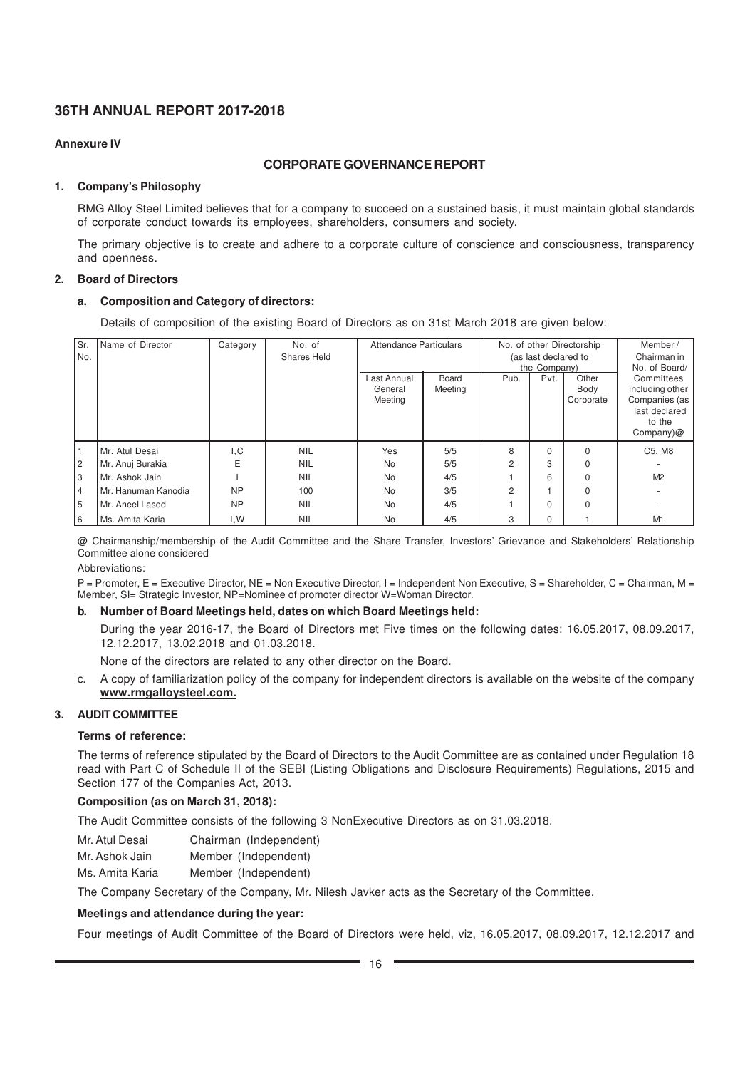**Annexure IV**

## CORPORATE GOVERNANCE REPORT

### 1. Company's Philosophy

RMG Alloy Steel Limited believes that for a company to succeed on a sustained basis, it must maintain global standards of corporate conduct towards its employees, shareholders, consumers and society.

The primary objective is to create and adhere to a corporate culture of conscience and consciousness, transparency and openness.

### 2. Board of Directors

#### a. Composition and Category of directors:

Details of composition of the existing Board of Directors as on 31st March 2018 are given below:

| Sr. No. | Name of Director | Category | No. of Shares Held | Attendance Particulars | | No. of other Directorship (as last declared to the Company) | | | Member / Chairman in No. of Board/ Committees including other Companies (as last declared to the Company)@ |
|---|---|---|---|---|---|---|---|---|---|
| | | | | Last Annual General Meeting | Board Meeting | Pub. | Pvt. | Other Body Corporate | |
| 1 | Mr. Atul Desai | I,C | NIL | Yes | 5/5 | 8 | 0 | 0 | C5, M8 |
| 2 | Mr. Anuj Burakia | E | NIL | No | 5/5 | 2 | 3 | 0 | - |
| 3 | Mr. Ashok Jain | I | NIL | No | 4/5 | 1 | 6 | 0 | M2 |
| 4 | Mr. Hanuman Kanodia | NP | 100 | No | 3/5 | 2 | 1 | 0 | - |
| 5 | Mr. Aneel Lasod | NP | NIL | No | 4/5 | 1 | 0 | 0 | - |
| 6 | Ms. Amita Karia | I,W | NIL | No | 4/5 | 3 | 0 | 1 | M1 |

@ Chairmanship/membership of the Audit Committee and the Share Transfer, Investors' Grievance and Stakeholders' Relationship Committee alone considered

Abbreviations:

P = Promoter, E = Executive Director, NE = Non Executive Director, I = Independent Non Executive, S = Shareholder, C = Chairman, M = Member, SI= Strategic Investor, NP=Nominee of promoter director W=Woman Director.

#### b. Number of Board Meetings held, dates on which Board Meetings held:

During the year 2016-17, the Board of Directors met Five times on the following dates: 16.05.2017, 08.09.2017, 12.12.2017, 13.02.2018 and 01.03.2018.

None of the directors are related to any other director on the Board.

c. A copy of familiarization policy of the company for independent directors is available on the website of the company **www.rmgalloysteel.com.**

### 3. AUDIT COMMITTEE

**Terms of reference:**

The terms of reference stipulated by the Board of Directors to the Audit Committee are as contained under Regulation 18 read with Part C of Schedule II of the SEBI (Listing Obligations and Disclosure Requirements) Regulations, 2015 and Section 177 of the Companies Act, 2013.

**Composition (as on March 31, 2018):**

The Audit Committee consists of the following 3 NonExecutive Directors as on 31.03.2018.

Mr. Atul Desai Chairman (Independent)
Mr. Ashok Jain Member (Independent)
Ms. Amita Karia Member (Independent)

The Company Secretary of the Company, Mr. Nilesh Javker acts as the Secretary of the Committee.

**Meetings and attendance during the year:**

Four meetings of Audit Committee of the Board of Directors were held, viz, 16.05.2017, 08.09.2017, 12.12.2017 and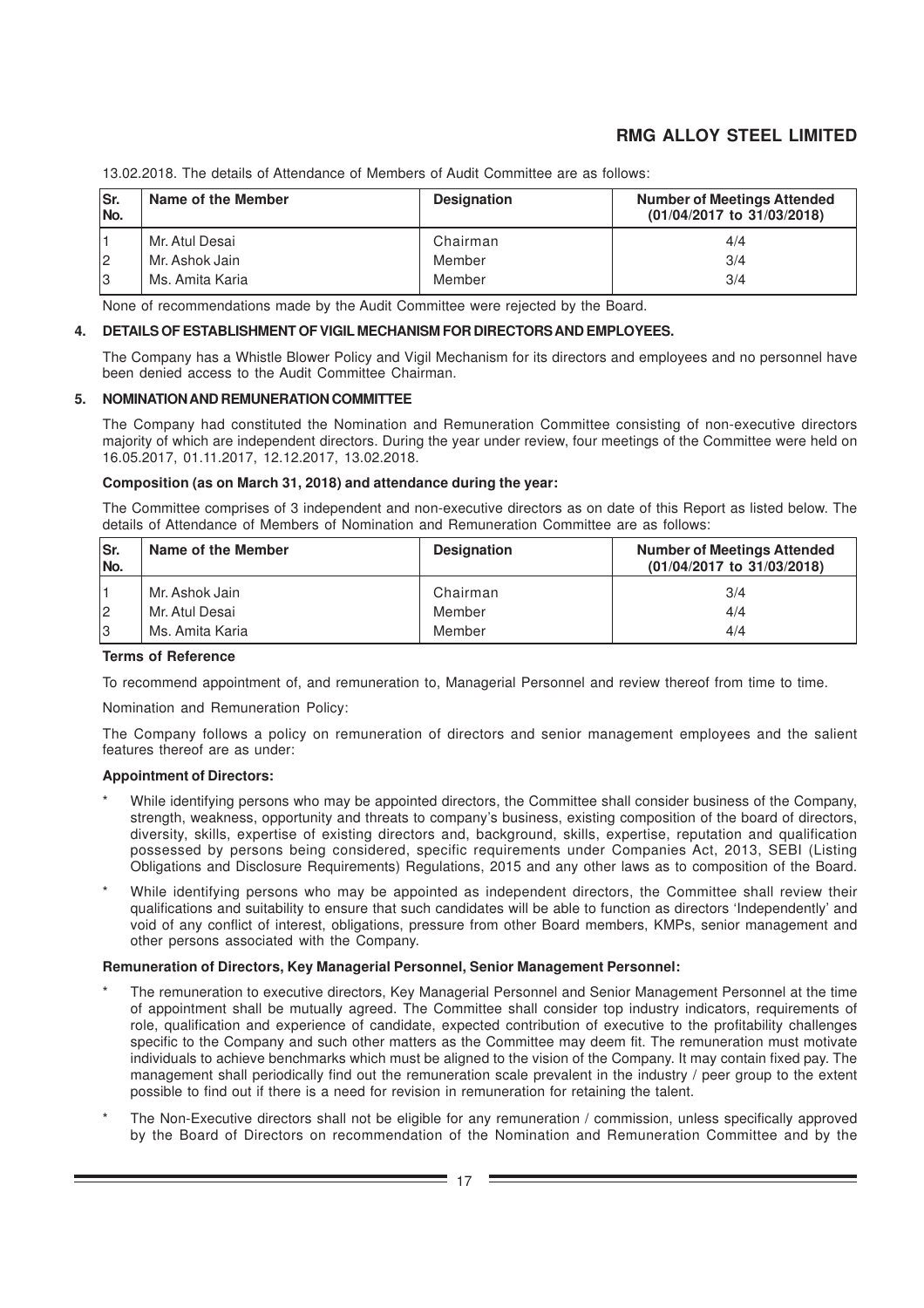13.02.2018. The details of Attendance of Members of Audit Committee are as follows:

| Sr. No. | Name of the Member | Designation | Number of Meetings Attended (01/04/2017 to 31/03/2018) |
|---|---|---|---|
| 1 | Mr. Atul Desai | Chairman | 4/4 |
| 2 | Mr. Ashok Jain | Member | 3/4 |
| 3 | Ms. Amita Karia | Member | 3/4 |

None of recommendations made by the Audit Committee were rejected by the Board.

**4. DETAILS OF ESTABLISHMENT OF VIGIL MECHANISM FOR DIRECTORS AND EMPLOYEES.**

The Company has a Whistle Blower Policy and Vigil Mechanism for its directors and employees and no personnel have been denied access to the Audit Committee Chairman.

**5. NOMINATION AND REMUNERATION COMMITTEE**

The Company had constituted the Nomination and Remuneration Committee consisting of non-executive directors majority of which are independent directors. During the year under review, four meetings of the Committee were held on 16.05.2017, 01.11.2017, 12.12.2017, 13.02.2018.

**Composition (as on March 31, 2018) and attendance during the year:**

The Committee comprises of 3 independent and non-executive directors as on date of this Report as listed below. The details of Attendance of Members of Nomination and Remuneration Committee are as follows:

| Sr. No. | Name of the Member | Designation | Number of Meetings Attended (01/04/2017 to 31/03/2018) |
|---|---|---|---|
| 1 | Mr. Ashok Jain | Chairman | 3/4 |
| 2 | Mr. Atul Desai | Member | 4/4 |
| 3 | Ms. Amita Karia | Member | 4/4 |

**Terms of Reference**

To recommend appointment of, and remuneration to, Managerial Personnel and review thereof from time to time.

Nomination and Remuneration Policy:

The Company follows a policy on remuneration of directors and senior management employees and the salient features thereof are as under:

**Appointment of Directors:**

* While identifying persons who may be appointed directors, the Committee shall consider business of the Company, strength, weakness, opportunity and threats to company's business, existing composition of the board of directors, diversity, skills, expertise of existing directors and, background, skills, expertise, reputation and qualification possessed by persons being considered, specific requirements under Companies Act, 2013, SEBI (Listing Obligations and Disclosure Requirements) Regulations, 2015 and any other laws as to composition of the Board.

* While identifying persons who may be appointed as independent directors, the Committee shall review their qualifications and suitability to ensure that such candidates will be able to function as directors 'Independently' and void of any conflict of interest, obligations, pressure from other Board members, KMPs, senior management and other persons associated with the Company.

**Remuneration of Directors, Key Managerial Personnel, Senior Management Personnel:**

* The remuneration to executive directors, Key Managerial Personnel and Senior Management Personnel at the time of appointment shall be mutually agreed. The Committee shall consider top industry indicators, requirements of role, qualification and experience of candidate, expected contribution of executive to the profitability challenges specific to the Company and such other matters as the Committee may deem fit. The remuneration must motivate individuals to achieve benchmarks which must be aligned to the vision of the Company. It may contain fixed pay. The management shall periodically find out the remuneration scale prevalent in the industry / peer group to the extent possible to find out if there is a need for revision in remuneration for retaining the talent.

* The Non-Executive directors shall not be eligible for any remuneration / commission, unless specifically approved by the Board of Directors on recommendation of the Nomination and Remuneration Committee and by the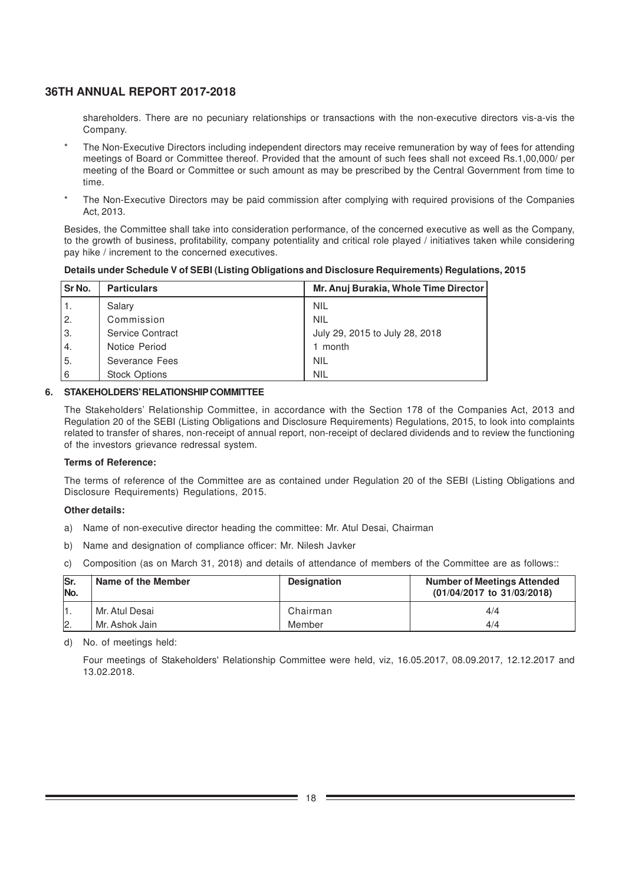shareholders. There are no pecuniary relationships or transactions with the non-executive directors vis-a-vis the Company.

\* The Non-Executive Directors including independent directors may receive remuneration by way of fees for attending meetings of Board or Committee thereof. Provided that the amount of such fees shall not exceed Rs.1,00,000/ per meeting of the Board or Committee or such amount as may be prescribed by the Central Government from time to time.

\* The Non-Executive Directors may be paid commission after complying with required provisions of the Companies Act, 2013.

Besides, the Committee shall take into consideration performance, of the concerned executive as well as the Company, to the growth of business, profitability, company potentiality and critical role played / initiatives taken while considering pay hike / increment to the concerned executives.

**Details under Schedule V of SEBI (Listing Obligations and Disclosure Requirements) Regulations, 2015**

| Sr No. | Particulars | Mr. Anuj Burakia, Whole Time Director |
|---|---|---|
| 1. | Salary | NIL |
| 2. | Commission | NIL |
| 3. | Service Contract | July 29, 2015 to July 28, 2018 |
| 4. | Notice Period | 1 month |
| 5. | Severance Fees | NIL |
| 6 | Stock Options | NIL |

## 6. STAKEHOLDERS' RELATIONSHIP COMMITTEE

The Stakeholders' Relationship Committee, in accordance with the Section 178 of the Companies Act, 2013 and Regulation 20 of the SEBI (Listing Obligations and Disclosure Requirements) Regulations, 2015, to look into complaints related to transfer of shares, non-receipt of annual report, non-receipt of declared dividends and to review the functioning of the investors grievance redressal system.

**Terms of Reference:**

The terms of reference of the Committee are as contained under Regulation 20 of the SEBI (Listing Obligations and Disclosure Requirements) Regulations, 2015.

**Other details:**

a) Name of non-executive director heading the committee: Mr. Atul Desai, Chairman

b) Name and designation of compliance officer: Mr. Nilesh Javker

c) Composition (as on March 31, 2018) and details of attendance of members of the Committee are as follows::

| Sr. No. | Name of the Member | Designation | Number of Meetings Attended (01/04/2017 to 31/03/2018) |
|---|---|---|---|
| 1. | Mr. Atul Desai | Chairman | 4/4 |
| 2. | Mr. Ashok Jain | Member | 4/4 |

d) No. of meetings held:

Four meetings of Stakeholders' Relationship Committee were held, viz, 16.05.2017, 08.09.2017, 12.12.2017 and 13.02.2018.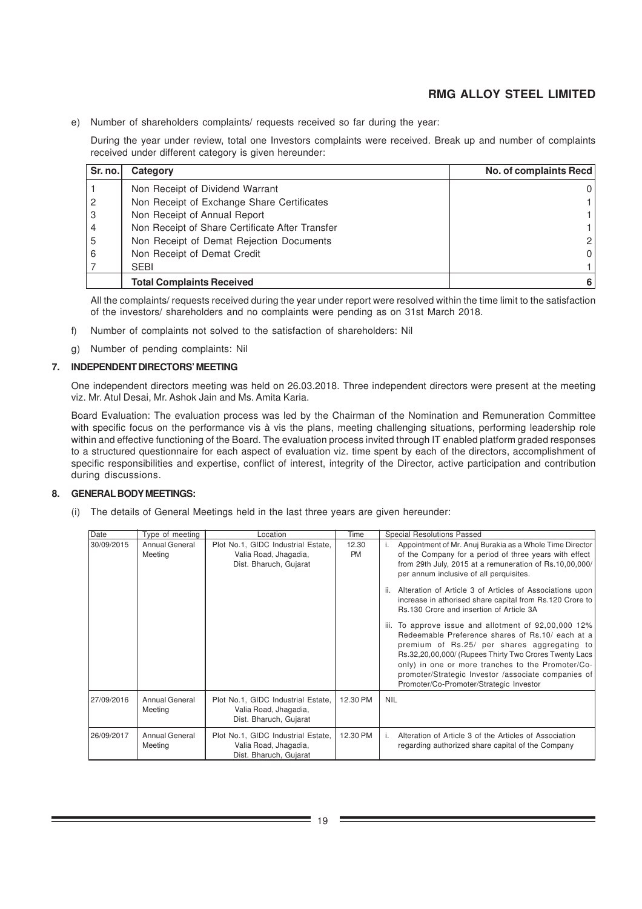e) Number of shareholders complaints/ requests received so far during the year:

During the year under review, total one Investors complaints were received. Break up and number of complaints received under different category is given hereunder:

| Sr. no. | Category | No. of complaints Recd |
|---|---|---|
| 1 | Non Receipt of Dividend Warrant | 0 |
| 2 | Non Receipt of Exchange Share Certificates | 1 |
| 3 | Non Receipt of Annual Report | 1 |
| 4 | Non Receipt of Share Certificate After Transfer | 1 |
| 5 | Non Receipt of Demat Rejection Documents | 2 |
| 6 | Non Receipt of Demat Credit | 0 |
| 7 | SEBI | 1 |
| | **Total Complaints Received** | **6** |

All the complaints/ requests received during the year under report were resolved within the time limit to the satisfaction of the investors/ shareholders and no complaints were pending as on 31st March 2018.

f) Number of complaints not solved to the satisfaction of shareholders: Nil

g) Number of pending complaints: Nil

## 7. INDEPENDENT DIRECTORS' MEETING

One independent directors meeting was held on 26.03.2018. Three independent directors were present at the meeting viz. Mr. Atul Desai, Mr. Ashok Jain and Ms. Amita Karia.

Board Evaluation: The evaluation process was led by the Chairman of the Nomination and Remuneration Committee with specific focus on the performance vis à vis the plans, meeting challenging situations, performing leadership role within and effective functioning of the Board. The evaluation process invited through IT enabled platform graded responses to a structured questionnaire for each aspect of evaluation viz. time spent by each of the directors, accomplishment of specific responsibilities and expertise, conflict of interest, integrity of the Director, active participation and contribution during discussions.

## 8. GENERAL BODY MEETINGS:

(i) The details of General Meetings held in the last three years are given hereunder:

| Date | Type of meeting | Location | Time | Special Resolutions Passed |
|---|---|---|---|---|
| 30/09/2015 | Annual General Meeting | Plot No.1, GIDC Industrial Estate, Valia Road, Jhagadia, Dist. Bharuch, Gujarat | 12.30 PM | i. Appointment of Mr. Anuj Burakia as a Whole Time Director of the Company for a period of three years with effect from 29th July, 2015 at a remuneration of Rs.10,00,000/ per annum inclusive of all perquisites.<br>ii. Alteration of Article 3 of Articles of Associations upon increase in athorised share capital from Rs.120 Crore to Rs.130 Crore and insertion of Article 3A<br>iii. To approve issue and allotment of 92,00,000 12% Redeemable Preference shares of Rs.10/ each at a premium of Rs.25/ per shares aggregating to Rs.32,20,00,000/ (Rupees Thirty Two Crores Twenty Lacs only) in one or more tranches to the Promoter/Co-promoter/Strategic Investor /associate companies of Promoter/Co-Promoter/Strategic Investor |
| 27/09/2016 | Annual General Meeting | Plot No.1, GIDC Industrial Estate, Valia Road, Jhagadia, Dist. Bharuch, Gujarat | 12.30 PM | NIL |
| 26/09/2017 | Annual General Meeting | Plot No.1, GIDC Industrial Estate, Valia Road, Jhagadia, Dist. Bharuch, Gujarat | 12.30 PM | i. Alteration of Article 3 of the Articles of Association regarding authorized share capital of the Company |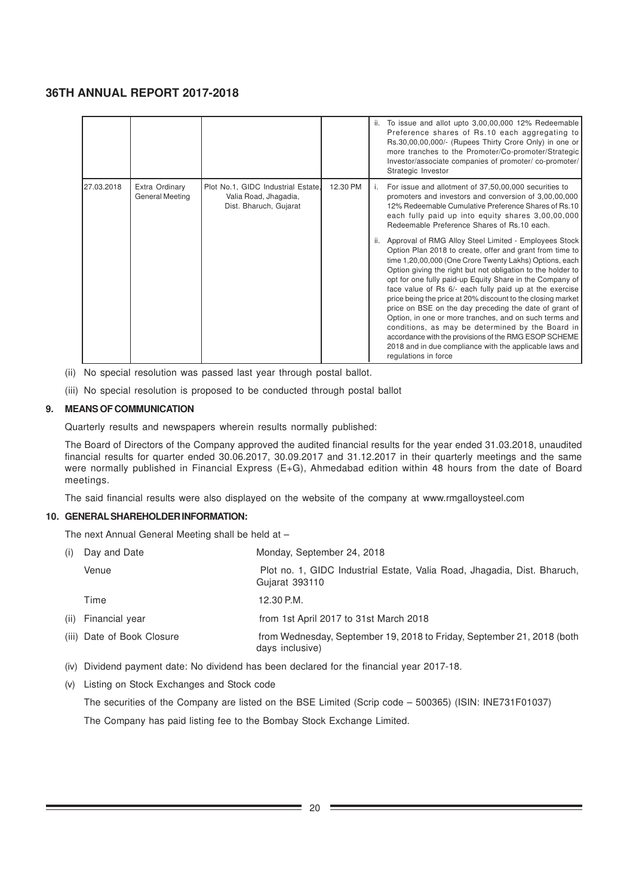| | | | | ii. To issue and allot upto 3,00,00,000 12% Redeemable Preference shares of Rs.10 each aggregating to Rs.30,00,00,000/- (Rupees Thirty Crore Only) in one or more tranches to the Promoter/Co-promoter/Strategic Investor/associate companies of promoter/ co-promoter/ Strategic Investor |
|---|---|---|---|---|
| 27.03.2018 | Extra Ordinary General Meeting | Plot No.1, GIDC Industrial Estate, Valia Road, Jhagadia, Dist. Bharuch, Gujarat | 12.30 PM | i. For issue and allotment of 37,50,00,000 securities to promoters and investors and conversion of 3,00,00,000 12% Redeemable Cumulative Preference Shares of Rs.10 each fully paid up into equity shares 3,00,00,000 Redeemable Preference Shares of Rs.10 each.<br><br>ii. Approval of RMG Alloy Steel Limited - Employees Stock Option Plan 2018 to create, offer and grant from time to time 1,20,00,000 (One Crore Twenty Lakhs) Options, each Option giving the right but not obligation to the holder to opt for one fully paid-up Equity Share in the Company of face value of Rs 6/- each fully paid up at the exercise price being the price at 20% discount to the closing market price on BSE on the day preceding the date of grant of Option, in one or more tranches, and on such terms and conditions, as may be determined by the Board in accordance with the provisions of the RMG ESOP SCHEME 2018 and in due compliance with the applicable laws and regulations in force |

(ii) No special resolution was passed last year through postal ballot.

(iii) No special resolution is proposed to be conducted through postal ballot

## 9. MEANS OF COMMUNICATION

Quarterly results and newspapers wherein results normally published:

The Board of Directors of the Company approved the audited financial results for the year ended 31.03.2018, unaudited financial results for quarter ended 30.06.2017, 30.09.2017 and 31.12.2017 in their quarterly meetings and the same were normally published in Financial Express (E+G), Ahmedabad edition within 48 hours from the date of Board meetings.

The said financial results were also displayed on the website of the company at www.rmgalloysteel.com

## 10. GENERAL SHAREHOLDER INFORMATION:

The next Annual General Meeting shall be held at –

| | | |
|---|---|---|
| (i) | Day and Date | Monday, September 24, 2018 |
| | Venue | Plot no. 1, GIDC Industrial Estate, Valia Road, Jhagadia, Dist. Bharuch, Gujarat 393110 |
| | Time | 12.30 P.M. |
| (ii) | Financial year | from 1st April 2017 to 31st March 2018 |
| (iii) | Date of Book Closure | from Wednesday, September 19, 2018 to Friday, September 21, 2018 (both days inclusive) |

(iv) Dividend payment date: No dividend has been declared for the financial year 2017-18.

(v) Listing on Stock Exchanges and Stock code

The securities of the Company are listed on the BSE Limited (Scrip code – 500365) (ISIN: INE731F01037)

The Company has paid listing fee to the Bombay Stock Exchange Limited.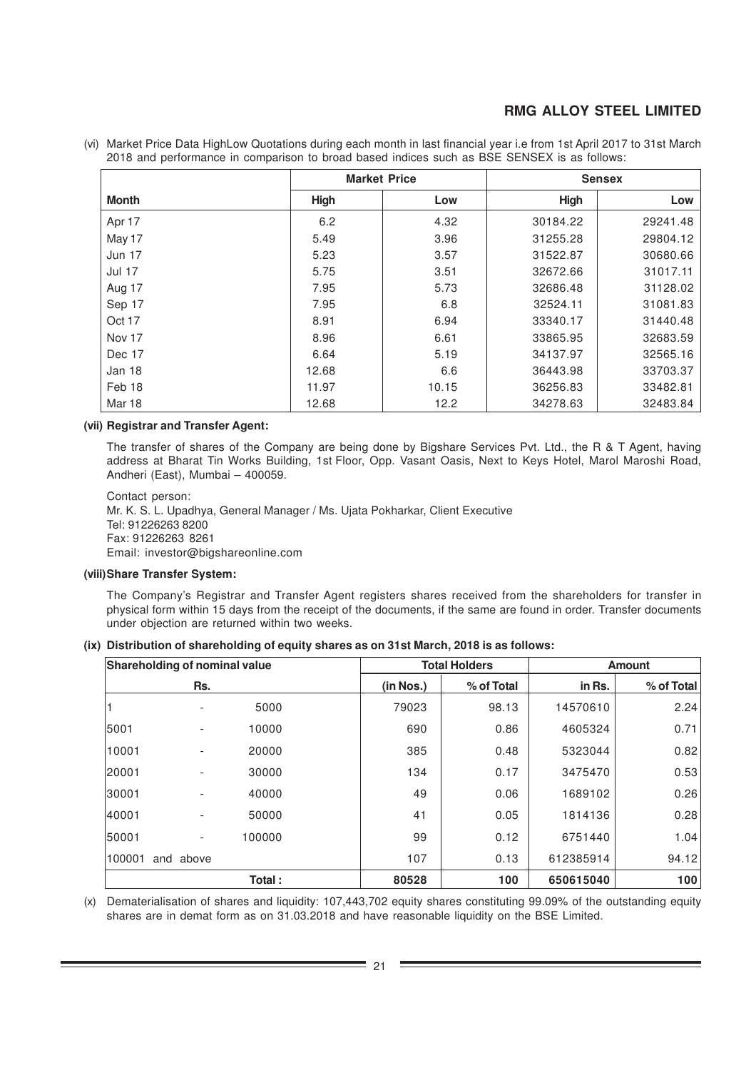(vi) Market Price Data HighLow Quotations during each month in last financial year i.e from 1st April 2017 to 31st March 2018 and performance in comparison to broad based indices such as BSE SENSEX is as follows:

| | Market Price | | Sensex | |
|---|---|---|---|---|
| **Month** | **High** | **Low** | **High** | **Low** |
| Apr 17 | 6.2 | 4.32 | 30184.22 | 29241.48 |
| May 17 | 5.49 | 3.96 | 31255.28 | 29804.12 |
| Jun 17 | 5.23 | 3.57 | 31522.87 | 30680.66 |
| Jul 17 | 5.75 | 3.51 | 32672.66 | 31017.11 |
| Aug 17 | 7.95 | 5.73 | 32686.48 | 31128.02 |
| Sep 17 | 7.95 | 6.8 | 32524.11 | 31081.83 |
| Oct 17 | 8.91 | 6.94 | 33340.17 | 31440.48 |
| Nov 17 | 8.96 | 6.61 | 33865.95 | 32683.59 |
| Dec 17 | 6.64 | 5.19 | 34137.97 | 32565.16 |
| Jan 18 | 12.68 | 6.6 | 36443.98 | 33703.37 |
| Feb 18 | 11.97 | 10.15 | 36256.83 | 33482.81 |
| Mar 18 | 12.68 | 12.2 | 34278.63 | 32483.84 |

**(vii) Registrar and Transfer Agent:**

The transfer of shares of the Company are being done by Bigshare Services Pvt. Ltd., the R & T Agent, having address at Bharat Tin Works Building, 1st Floor, Opp. Vasant Oasis, Next to Keys Hotel, Marol Maroshi Road, Andheri (East), Mumbai – 400059.

Contact person:
Mr. K. S. L. Upadhya, General Manager / Ms. Ujata Pokharkar, Client Executive
Tel: 91226263 8200
Fax: 91226263 8261
Email: investor@bigshareonline.com

**(viii) Share Transfer System:**

The Company's Registrar and Transfer Agent registers shares received from the shareholders for transfer in physical form within 15 days from the receipt of the documents, if the same are found in order. Transfer documents under objection are returned within two weeks.

**(ix) Distribution of shareholding of equity shares as on 31st March, 2018 is as follows:**

| Shareholding of nominal value | Total Holders | | Amount | |
|---|---|---|---|---|
| Rs. | (in Nos.) | % of Total | in Rs. | % of Total |
| 1 - 5000 | 79023 | 98.13 | 14570610 | 2.24 |
| 5001 - 10000 | 690 | 0.86 | 4605324 | 0.71 |
| 10001 - 20000 | 385 | 0.48 | 5323044 | 0.82 |
| 20001 - 30000 | 134 | 0.17 | 3475470 | 0.53 |
| 30001 - 40000 | 49 | 0.06 | 1689102 | 0.26 |
| 40001 - 50000 | 41 | 0.05 | 1814136 | 0.28 |
| 50001 - 100000 | 99 | 0.12 | 6751440 | 1.04 |
| 100001 and above | 107 | 0.13 | 612385914 | 94.12 |
| **Total :** | **80528** | **100** | **650615040** | **100** |

(x) Dematerialisation of shares and liquidity: 107,443,702 equity shares constituting 99.09% of the outstanding equity shares are in demat form as on 31.03.2018 and have reasonable liquidity on the BSE Limited.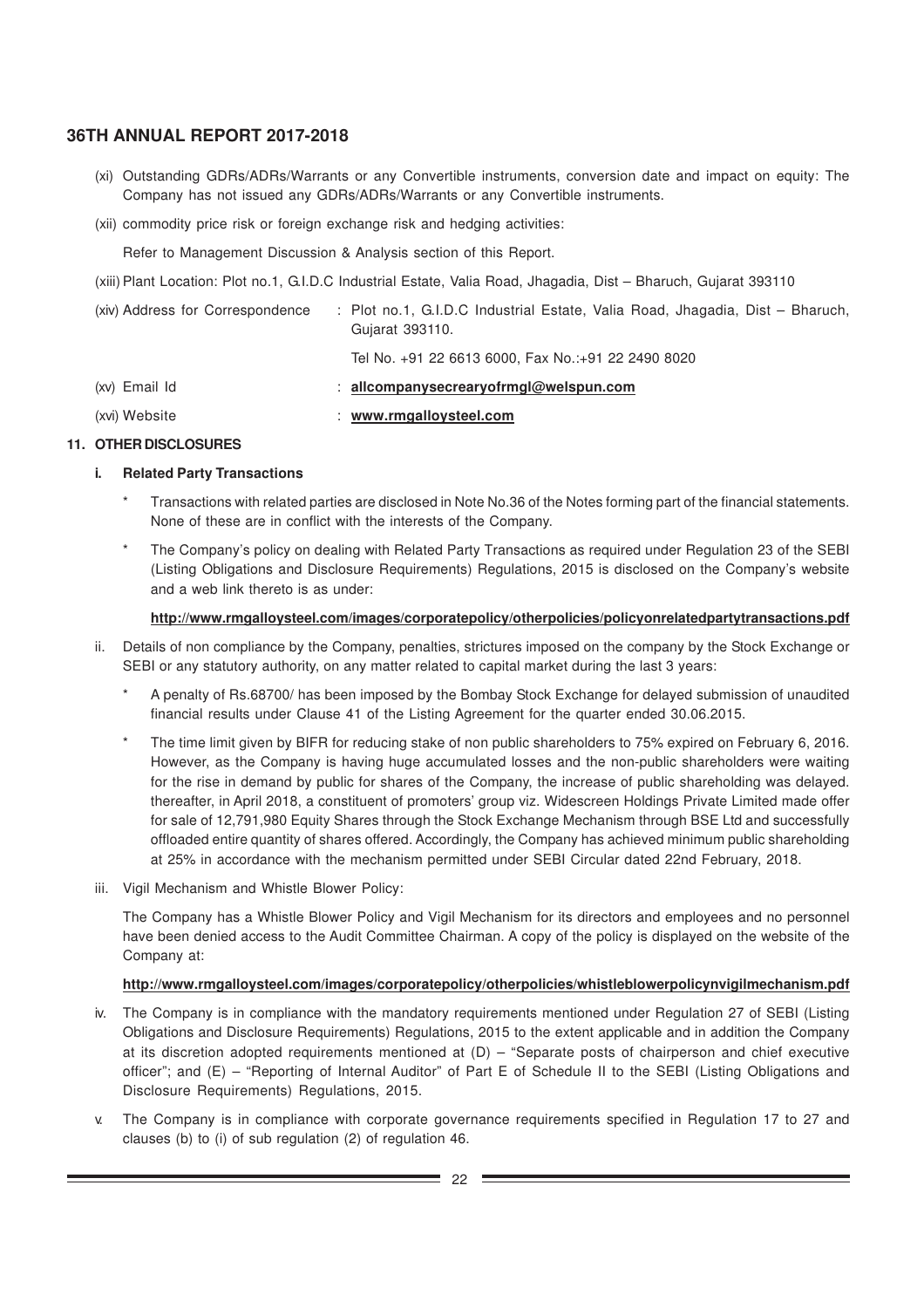(xi) Outstanding GDRs/ADRs/Warrants or any Convertible instruments, conversion date and impact on equity: The Company has not issued any GDRs/ADRs/Warrants or any Convertible instruments.

(xii) commodity price risk or foreign exchange risk and hedging activities:

Refer to Management Discussion & Analysis section of this Report.

(xiii) Plant Location: Plot no.1, G.I.D.C Industrial Estate, Valia Road, Jhagadia, Dist – Bharuch, Gujarat 393110

(xiv) Address for Correspondence : Plot no.1, G.I.D.C Industrial Estate, Valia Road, Jhagadia, Dist – Bharuch, Gujarat 393110.

Tel No. +91 22 6613 6000, Fax No.:+91 22 2490 8020

(xv) Email Id : **allcompanysecrearyofrmgl@welspun.com**

(xvi) Website : **www.rmgalloysteel.com**

## 11. OTHER DISCLOSURES

### i. Related Party Transactions

- Transactions with related parties are disclosed in Note No.36 of the Notes forming part of the financial statements. None of these are in conflict with the interests of the Company.
- The Company's policy on dealing with Related Party Transactions as required under Regulation 23 of the SEBI (Listing Obligations and Disclosure Requirements) Regulations, 2015 is disclosed on the Company's website and a web link thereto is as under:

  **http://www.rmgalloysteel.com/images/corporatepolicy/otherpolicies/policyonrelatedpartytransactions.pdf**

ii. Details of non compliance by the Company, penalties, strictures imposed on the company by the Stock Exchange or SEBI or any statutory authority, on any matter related to capital market during the last 3 years:

- A penalty of Rs.68700/ has been imposed by the Bombay Stock Exchange for delayed submission of unaudited financial results under Clause 41 of the Listing Agreement for the quarter ended 30.06.2015.
- The time limit given by BIFR for reducing stake of non public shareholders to 75% expired on February 6, 2016. However, as the Company is having huge accumulated losses and the non-public shareholders were waiting for the rise in demand by public for shares of the Company, the increase of public shareholding was delayed. thereafter, in April 2018, a constituent of promoters' group viz. Widescreen Holdings Private Limited made offer for sale of 12,791,980 Equity Shares through the Stock Exchange Mechanism through BSE Ltd and successfully offloaded entire quantity of shares offered. Accordingly, the Company has achieved minimum public shareholding at 25% in accordance with the mechanism permitted under SEBI Circular dated 22nd February, 2018.

iii. Vigil Mechanism and Whistle Blower Policy:

The Company has a Whistle Blower Policy and Vigil Mechanism for its directors and employees and no personnel have been denied access to the Audit Committee Chairman. A copy of the policy is displayed on the website of the Company at:

**http://www.rmgalloysteel.com/images/corporatepolicy/otherpolicies/whistleblowerpolicynvigilmechanism.pdf**

iv. The Company is in compliance with the mandatory requirements mentioned under Regulation 27 of SEBI (Listing Obligations and Disclosure Requirements) Regulations, 2015 to the extent applicable and in addition the Company at its discretion adopted requirements mentioned at (D) – "Separate posts of chairperson and chief executive officer"; and (E) – "Reporting of Internal Auditor" of Part E of Schedule II to the SEBI (Listing Obligations and Disclosure Requirements) Regulations, 2015.

v. The Company is in compliance with corporate governance requirements specified in Regulation 17 to 27 and clauses (b) to (i) of sub regulation (2) of regulation 46.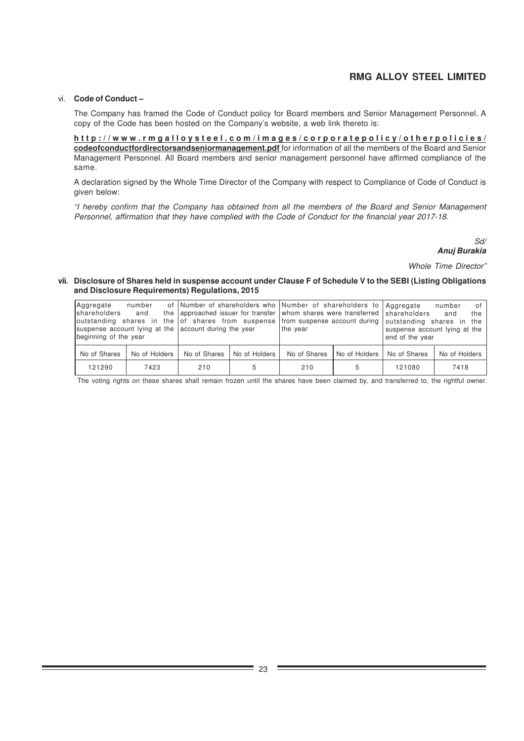vi. **Code of Conduct –**

The Company has framed the Code of Conduct policy for Board members and Senior Management Personnel. A copy of the Code has been hosted on the Company's website, a web link thereto is:

**http://www.rmgalloysteel.com/images/corporatepolicy/otherpolicies/codeofconductfordirectorsandseniormanagement.pdf** for information of all the members of the Board and Senior Management Personnel. All Board members and senior management personnel have affirmed compliance of the same.

A declaration signed by the Whole Time Director of the Company with respect to Compliance of Code of Conduct is given below:

*"I hereby confirm that the Company has obtained from all the members of the Board and Senior Management Personnel, affirmation that they have complied with the Code of Conduct for the financial year 2017-18.*

*Sd/*
***Anuj Burakia***

*Whole Time Director"*

**vii. Disclosure of Shares held in suspense account under Clause F of Schedule V to the SEBI (Listing Obligations and Disclosure Requirements) Regulations, 2015**

| Aggregate number of shareholders and the outstanding shares in the suspense account lying at the beginning of the year | | Number of shareholders who approached issuer for transfer of shares from suspense account during the year | | Number of shareholders to whom shares were transferred from suspense account during the year | | Aggregate number of shareholders and the outstanding shares in the suspense account lying at the end of the year | |
|---|---|---|---|---|---|---|---|
| No of Shares | No of Holders | No of Shares | No of Holders | No of Shares | No of Holders | No of Shares | No of Holders |
| 121290 | 7423 | 210 | 5 | 210 | 5 | 121080 | 7418 |

The voting rights on these shares shall remain frozen until the shares have been claimed by, and transferred to, the rightful owner.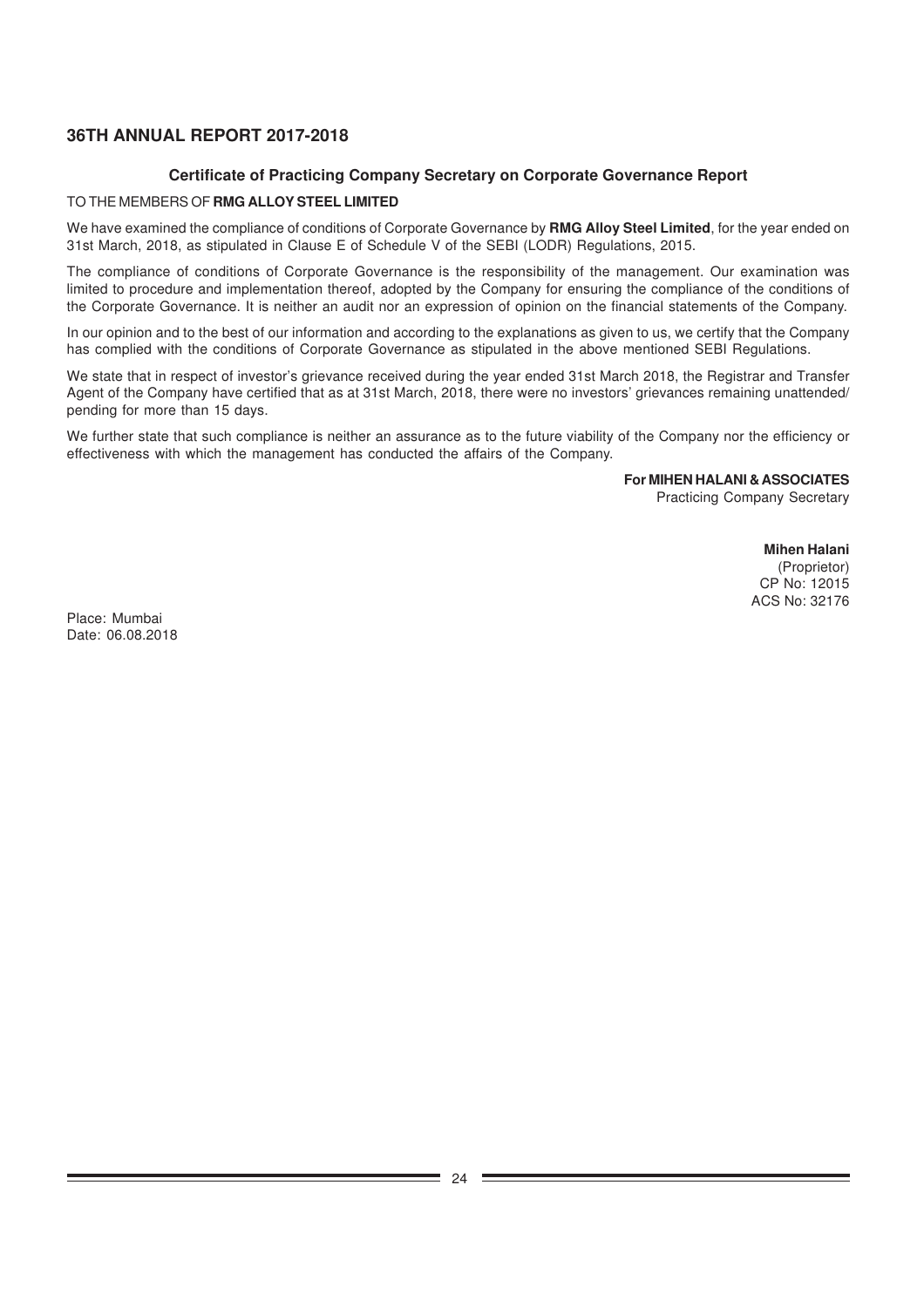## Certificate of Practicing Company Secretary on Corporate Governance Report

TO THE MEMBERS OF **RMG ALLOY STEEL LIMITED**

We have examined the compliance of conditions of Corporate Governance by **RMG Alloy Steel Limited**, for the year ended on 31st March, 2018, as stipulated in Clause E of Schedule V of the SEBI (LODR) Regulations, 2015.

The compliance of conditions of Corporate Governance is the responsibility of the management. Our examination was limited to procedure and implementation thereof, adopted by the Company for ensuring the compliance of the conditions of the Corporate Governance. It is neither an audit nor an expression of opinion on the financial statements of the Company.

In our opinion and to the best of our information and according to the explanations as given to us, we certify that the Company has complied with the conditions of Corporate Governance as stipulated in the above mentioned SEBI Regulations.

We state that in respect of investor's grievance received during the year ended 31st March 2018, the Registrar and Transfer Agent of the Company have certified that as at 31st March, 2018, there were no investors' grievances remaining unattended/ pending for more than 15 days.

We further state that such compliance is neither an assurance as to the future viability of the Company nor the efficiency or effectiveness with which the management has conducted the affairs of the Company.

**For MIHEN HALANI & ASSOCIATES**
Practicing Company Secretary

**Mihen Halani**
(Proprietor)
CP No: 12015
ACS No: 32176

Place: Mumbai
Date: 06.08.2018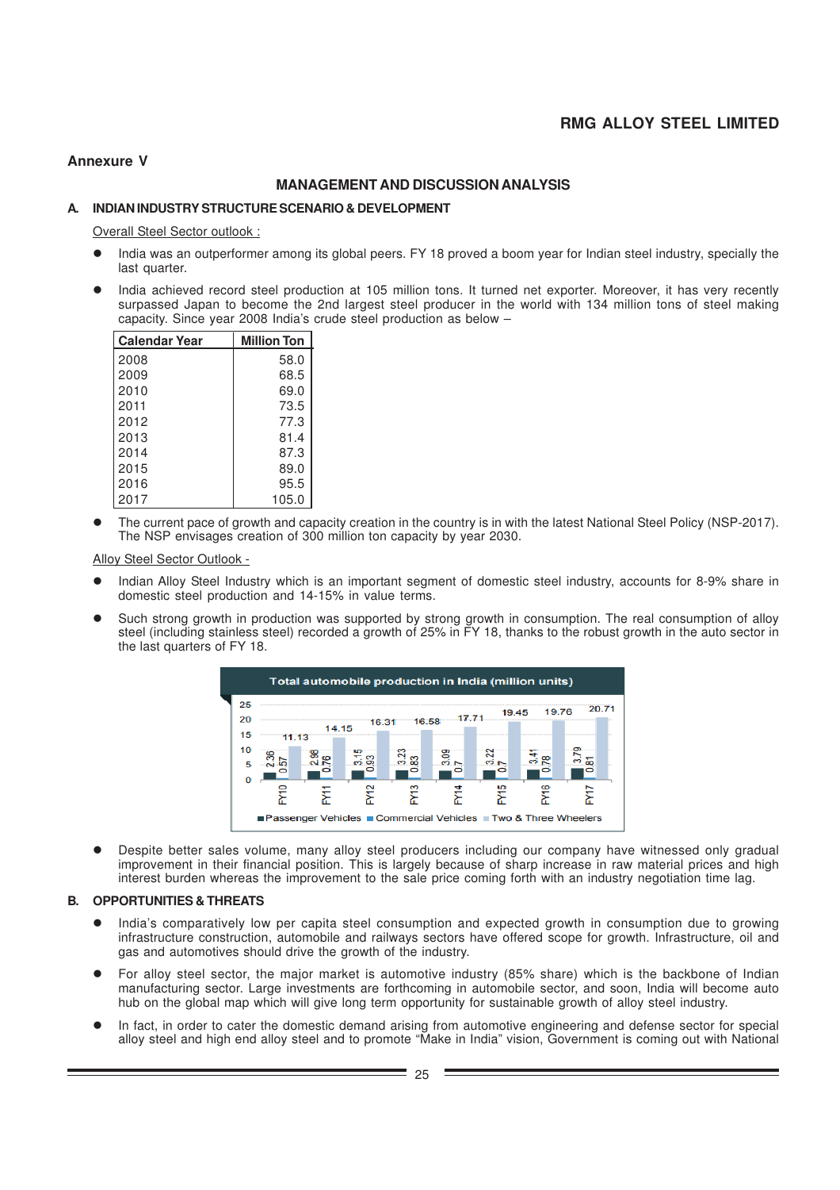## Annexure V

## MANAGEMENT AND DISCUSSION ANALYSIS

### A. INDIAN INDUSTRY STRUCTURE SCENARIO & DEVELOPMENT

Overall Steel Sector outlook :

- India was an outperformer among its global peers. FY 18 proved a boom year for Indian steel industry, specially the last quarter.
- India achieved record steel production at 105 million tons. It turned net exporter. Moreover, it has very recently surpassed Japan to become the 2nd largest steel producer in the world with 134 million tons of steel making capacity. Since year 2008 India's crude steel production as below –

| Calendar Year | Million Ton |
|---|---|
| 2008 | 58.0 |
| 2009 | 68.5 |
| 2010 | 69.0 |
| 2011 | 73.5 |
| 2012 | 77.3 |
| 2013 | 81.4 |
| 2014 | 87.3 |
| 2015 | 89.0 |
| 2016 | 95.5 |
| 2017 | 105.0 |

- The current pace of growth and capacity creation in the country is in with the latest National Steel Policy (NSP-2017). The NSP envisages creation of 300 million ton capacity by year 2030.

Alloy Steel Sector Outlook -

- Indian Alloy Steel Industry which is an important segment of domestic steel industry, accounts for 8-9% share in domestic steel production and 14-15% in value terms.
- Such strong growth in production was supported by strong growth in consumption. The real consumption of alloy steel (including stainless steel) recorded a growth of 25% in FY 18, thanks to the robust growth in the auto sector in the last quarters of FY 18.

**Total automobile production in India (million units)**

| Year | Passenger Vehicles | Commercial Vehicles | Two & Three Wheelers |
|---|---|---|---|
| FY10 | 2.36 | 0.57 | 11.13 |
| FY11 | 2.98 | 0.76 | 14.15 |
| FY12 | 3.15 | 0.93 | 16.31 |
| FY13 | 3.23 | 0.83 | 16.58 |
| FY14 | 3.09 | 0.7 | 17.71 |
| FY15 | 3.22 | 0.7 | 19.45 |
| FY16 | 3.41 | 0.78 | 19.76 |
| FY17 | 3.79 | 0.81 | 20.71 |

- Despite better sales volume, many alloy steel producers including our company have witnessed only gradual improvement in their financial position. This is largely because of sharp increase in raw material prices and high interest burden whereas the improvement to the sale price coming forth with an industry negotiation time lag.

### B. OPPORTUNITIES & THREATS

- India's comparatively low per capita steel consumption and expected growth in consumption due to growing infrastructure construction, automobile and railways sectors have offered scope for growth. Infrastructure, oil and gas and automotives should drive the growth of the industry.
- For alloy steel sector, the major market is automotive industry (85% share) which is the backbone of Indian manufacturing sector. Large investments are forthcoming in automobile sector, and soon, India will become auto hub on the global map which will give long term opportunity for sustainable growth of alloy steel industry.
- In fact, in order to cater the domestic demand arising from automotive engineering and defense sector for special alloy steel and high end alloy steel and to promote "Make in India" vision, Government is coming out with National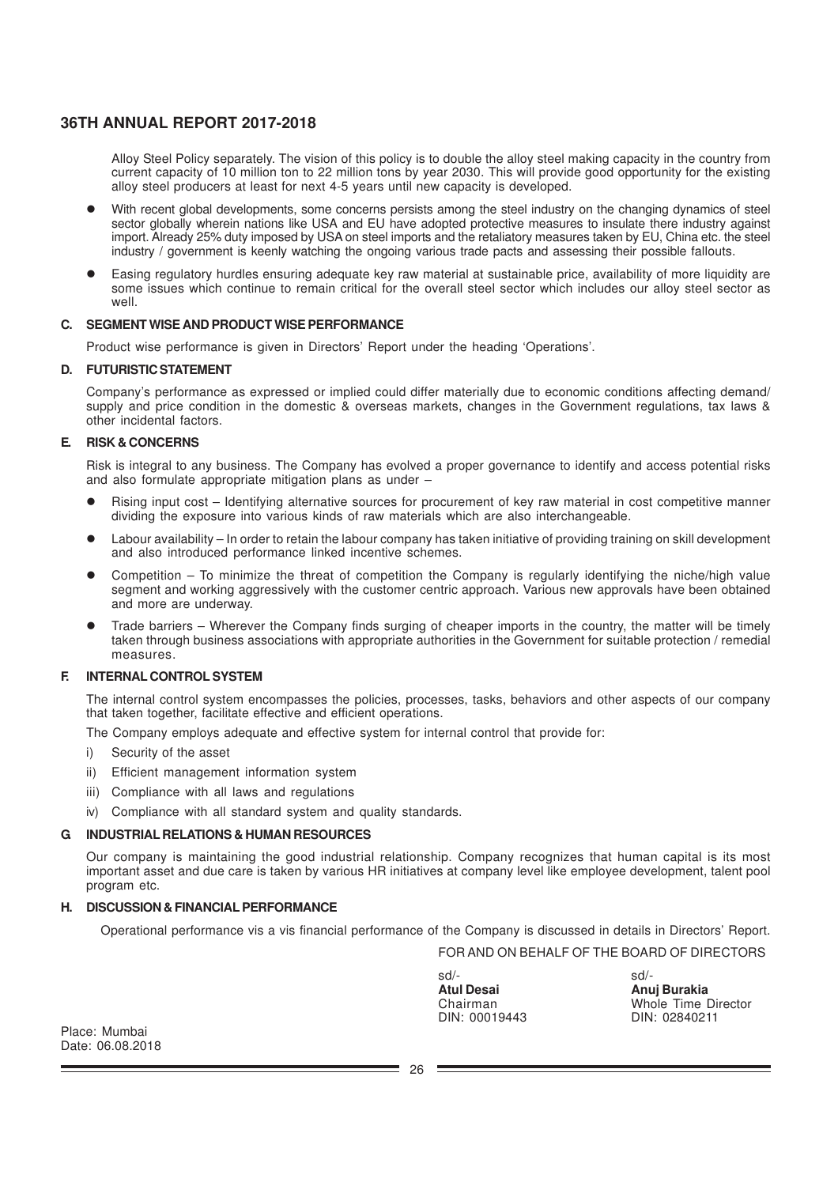Alloy Steel Policy separately. The vision of this policy is to double the alloy steel making capacity in the country from current capacity of 10 million ton to 22 million tons by year 2030. This will provide good opportunity for the existing alloy steel producers at least for next 4-5 years until new capacity is developed.

- With recent global developments, some concerns persists among the steel industry on the changing dynamics of steel sector globally wherein nations like USA and EU have adopted protective measures to insulate there industry against import. Already 25% duty imposed by USA on steel imports and the retaliatory measures taken by EU, China etc. the steel industry / government is keenly watching the ongoing various trade pacts and assessing their possible fallouts.
- Easing regulatory hurdles ensuring adequate key raw material at sustainable price, availability of more liquidity are some issues which continue to remain critical for the overall steel sector which includes our alloy steel sector as well.

### C. SEGMENT WISE AND PRODUCT WISE PERFORMANCE

Product wise performance is given in Directors' Report under the heading 'Operations'.

### D. FUTURISTIC STATEMENT

Company's performance as expressed or implied could differ materially due to economic conditions affecting demand/ supply and price condition in the domestic & overseas markets, changes in the Government regulations, tax laws & other incidental factors.

### E. RISK & CONCERNS

Risk is integral to any business. The Company has evolved a proper governance to identify and access potential risks and also formulate appropriate mitigation plans as under –

- Rising input cost – Identifying alternative sources for procurement of key raw material in cost competitive manner dividing the exposure into various kinds of raw materials which are also interchangeable.
- Labour availability – In order to retain the labour company has taken initiative of providing training on skill development and also introduced performance linked incentive schemes.
- Competition – To minimize the threat of competition the Company is regularly identifying the niche/high value segment and working aggressively with the customer centric approach. Various new approvals have been obtained and more are underway.
- Trade barriers – Wherever the Company finds surging of cheaper imports in the country, the matter will be timely taken through business associations with appropriate authorities in the Government for suitable protection / remedial measures.

### F. INTERNAL CONTROL SYSTEM

The internal control system encompasses the policies, processes, tasks, behaviors and other aspects of our company that taken together, facilitate effective and efficient operations.

The Company employs adequate and effective system for internal control that provide for:

i) Security of the asset

ii) Efficient management information system

iii) Compliance with all laws and regulations

iv) Compliance with all standard system and quality standards.

### G. INDUSTRIAL RELATIONS & HUMAN RESOURCES

Our company is maintaining the good industrial relationship. Company recognizes that human capital is its most important asset and due care is taken by various HR initiatives at company level like employee development, talent pool program etc.

### H. DISCUSSION & FINANCIAL PERFORMANCE

Operational performance vis a vis financial performance of the Company is discussed in details in Directors' Report.

FOR AND ON BEHALF OF THE BOARD OF DIRECTORS

| | |
|---|---|
| sd/- | sd/- |
| **Atul Desai** | **Anuj Burakia** |
| Chairman | Whole Time Director |
| DIN: 00019443 | DIN: 02840211 |

Place: Mumbai
Date: 06.08.2018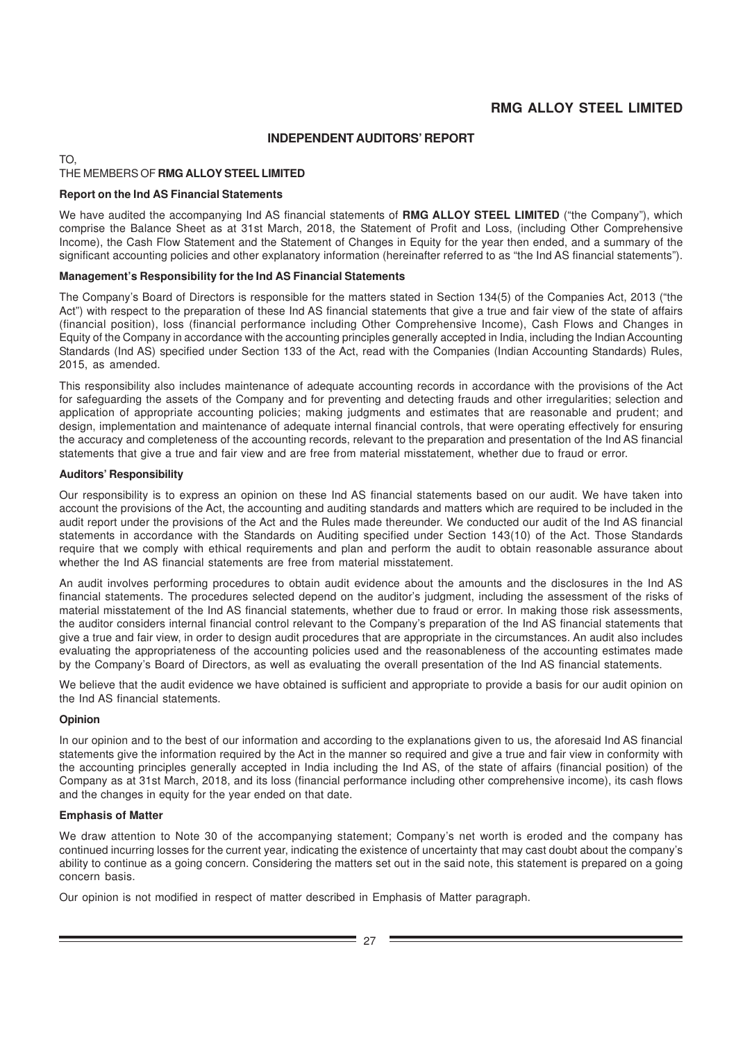# INDEPENDENT AUDITORS' REPORT

TO,
THE MEMBERS OF **RMG ALLOY STEEL LIMITED**

### Report on the Ind AS Financial Statements

We have audited the accompanying Ind AS financial statements of **RMG ALLOY STEEL LIMITED** ("the Company"), which comprise the Balance Sheet as at 31st March, 2018, the Statement of Profit and Loss, (including Other Comprehensive Income), the Cash Flow Statement and the Statement of Changes in Equity for the year then ended, and a summary of the significant accounting policies and other explanatory information (hereinafter referred to as "the Ind AS financial statements").

### Management's Responsibility for the Ind AS Financial Statements

The Company's Board of Directors is responsible for the matters stated in Section 134(5) of the Companies Act, 2013 ("the Act") with respect to the preparation of these Ind AS financial statements that give a true and fair view of the state of affairs (financial position), loss (financial performance including Other Comprehensive Income), Cash Flows and Changes in Equity of the Company in accordance with the accounting principles generally accepted in India, including the Indian Accounting Standards (Ind AS) specified under Section 133 of the Act, read with the Companies (Indian Accounting Standards) Rules, 2015, as amended.

This responsibility also includes maintenance of adequate accounting records in accordance with the provisions of the Act for safeguarding the assets of the Company and for preventing and detecting frauds and other irregularities; selection and application of appropriate accounting policies; making judgments and estimates that are reasonable and prudent; and design, implementation and maintenance of adequate internal financial controls, that were operating effectively for ensuring the accuracy and completeness of the accounting records, relevant to the preparation and presentation of the Ind AS financial statements that give a true and fair view and are free from material misstatement, whether due to fraud or error.

### Auditors' Responsibility

Our responsibility is to express an opinion on these Ind AS financial statements based on our audit. We have taken into account the provisions of the Act, the accounting and auditing standards and matters which are required to be included in the audit report under the provisions of the Act and the Rules made thereunder. We conducted our audit of the Ind AS financial statements in accordance with the Standards on Auditing specified under Section 143(10) of the Act. Those Standards require that we comply with ethical requirements and plan and perform the audit to obtain reasonable assurance about whether the Ind AS financial statements are free from material misstatement.

An audit involves performing procedures to obtain audit evidence about the amounts and the disclosures in the Ind AS financial statements. The procedures selected depend on the auditor's judgment, including the assessment of the risks of material misstatement of the Ind AS financial statements, whether due to fraud or error. In making those risk assessments, the auditor considers internal financial control relevant to the Company's preparation of the Ind AS financial statements that give a true and fair view, in order to design audit procedures that are appropriate in the circumstances. An audit also includes evaluating the appropriateness of the accounting policies used and the reasonableness of the accounting estimates made by the Company's Board of Directors, as well as evaluating the overall presentation of the Ind AS financial statements.

We believe that the audit evidence we have obtained is sufficient and appropriate to provide a basis for our audit opinion on the Ind AS financial statements.

### Opinion

In our opinion and to the best of our information and according to the explanations given to us, the aforesaid Ind AS financial statements give the information required by the Act in the manner so required and give a true and fair view in conformity with the accounting principles generally accepted in India including the Ind AS, of the state of affairs (financial position) of the Company as at 31st March, 2018, and its loss (financial performance including other comprehensive income), its cash flows and the changes in equity for the year ended on that date.

### Emphasis of Matter

We draw attention to Note 30 of the accompanying statement; Company's net worth is eroded and the company has continued incurring losses for the current year, indicating the existence of uncertainty that may cast doubt about the company's ability to continue as a going concern. Considering the matters set out in the said note, this statement is prepared on a going concern basis.

Our opinion is not modified in respect of matter described in Emphasis of Matter paragraph.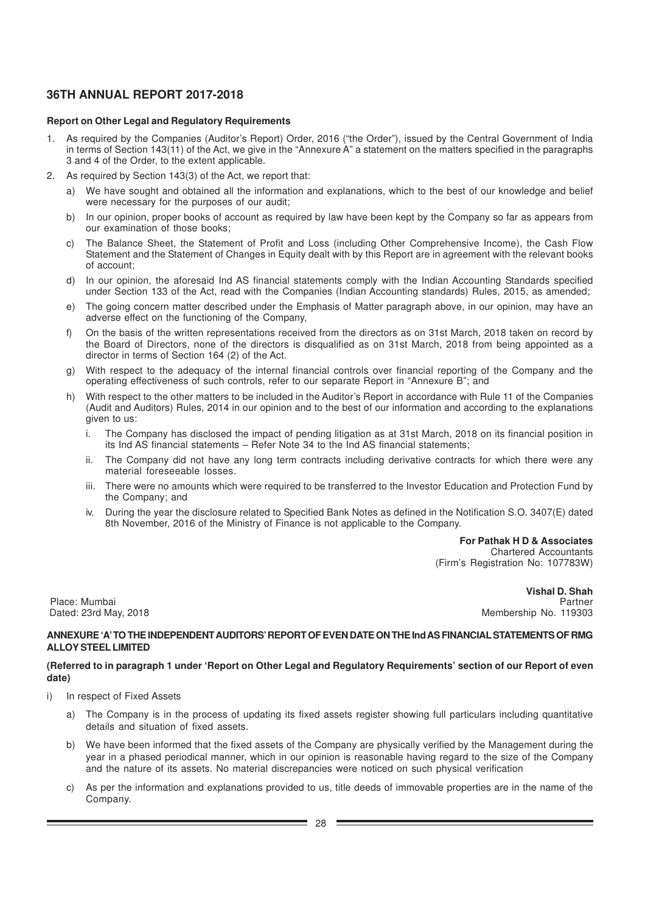### Report on Other Legal and Regulatory Requirements

1. As required by the Companies (Auditor's Report) Order, 2016 ("the Order"), issued by the Central Government of India in terms of Section 143(11) of the Act, we give in the "Annexure A" a statement on the matters specified in the paragraphs 3 and 4 of the Order, to the extent applicable.
2. As required by Section 143(3) of the Act, we report that:
   a) We have sought and obtained all the information and explanations, which to the best of our knowledge and belief were necessary for the purposes of our audit;
   b) In our opinion, proper books of account as required by law have been kept by the Company so far as appears from our examination of those books;
   c) The Balance Sheet, the Statement of Profit and Loss (including Other Comprehensive Income), the Cash Flow Statement and the Statement of Changes in Equity dealt with by this Report are in agreement with the relevant books of account;
   d) In our opinion, the aforesaid Ind AS financial statements comply with the Indian Accounting Standards specified under Section 133 of the Act, read with the Companies (Indian Accounting standards) Rules, 2015, as amended;
   e) The going concern matter described under the Emphasis of Matter paragraph above, in our opinion, may have an adverse effect on the functioning of the Company,
   f) On the basis of the written representations received from the directors as on 31st March, 2018 taken on record by the Board of Directors, none of the directors is disqualified as on 31st March, 2018 from being appointed as a director in terms of Section 164 (2) of the Act.
   g) With respect to the adequacy of the internal financial controls over financial reporting of the Company and the operating effectiveness of such controls, refer to our separate Report in "Annexure B"; and
   h) With respect to the other matters to be included in the Auditor's Report in accordance with Rule 11 of the Companies (Audit and Auditors) Rules, 2014 in our opinion and to the best of our information and according to the explanations given to us:
      i. The Company has disclosed the impact of pending litigation as at 31st March, 2018 on its financial position in its Ind AS financial statements – Refer Note 34 to the Ind AS financial statements;
      ii. The Company did not have any long term contracts including derivative contracts for which there were any material foreseeable losses.
      iii. There were no amounts which were required to be transferred to the Investor Education and Protection Fund by the Company; and
      iv. During the year the disclosure related to Specified Bank Notes as defined in the Notification S.O. 3407(E) dated 8th November, 2016 of the Ministry of Finance is not applicable to the Company.

**For Pathak H D & Associates**
Chartered Accountants
(Firm's Registration No: 107783W)

**Vishal D. Shah**
Partner
Membership No. 119303

Place: Mumbai
Dated: 23rd May, 2018

### ANNEXURE 'A' TO THE INDEPENDENT AUDITORS' REPORT OF EVEN DATE ON THE Ind AS FINANCIAL STATEMENTS OF RMG ALLOY STEEL LIMITED

**(Referred to in paragraph 1 under 'Report on Other Legal and Regulatory Requirements' section of our Report of even date)**

i) In respect of Fixed Assets
   a) The Company is in the process of updating its fixed assets register showing full particulars including quantitative details and situation of fixed assets.
   b) We have been informed that the fixed assets of the Company are physically verified by the Management during the year in a phased periodical manner, which in our opinion is reasonable having regard to the size of the Company and the nature of its assets. No material discrepancies were noticed on such physical verification
   c) As per the information and explanations provided to us, title deeds of immovable properties are in the name of the Company.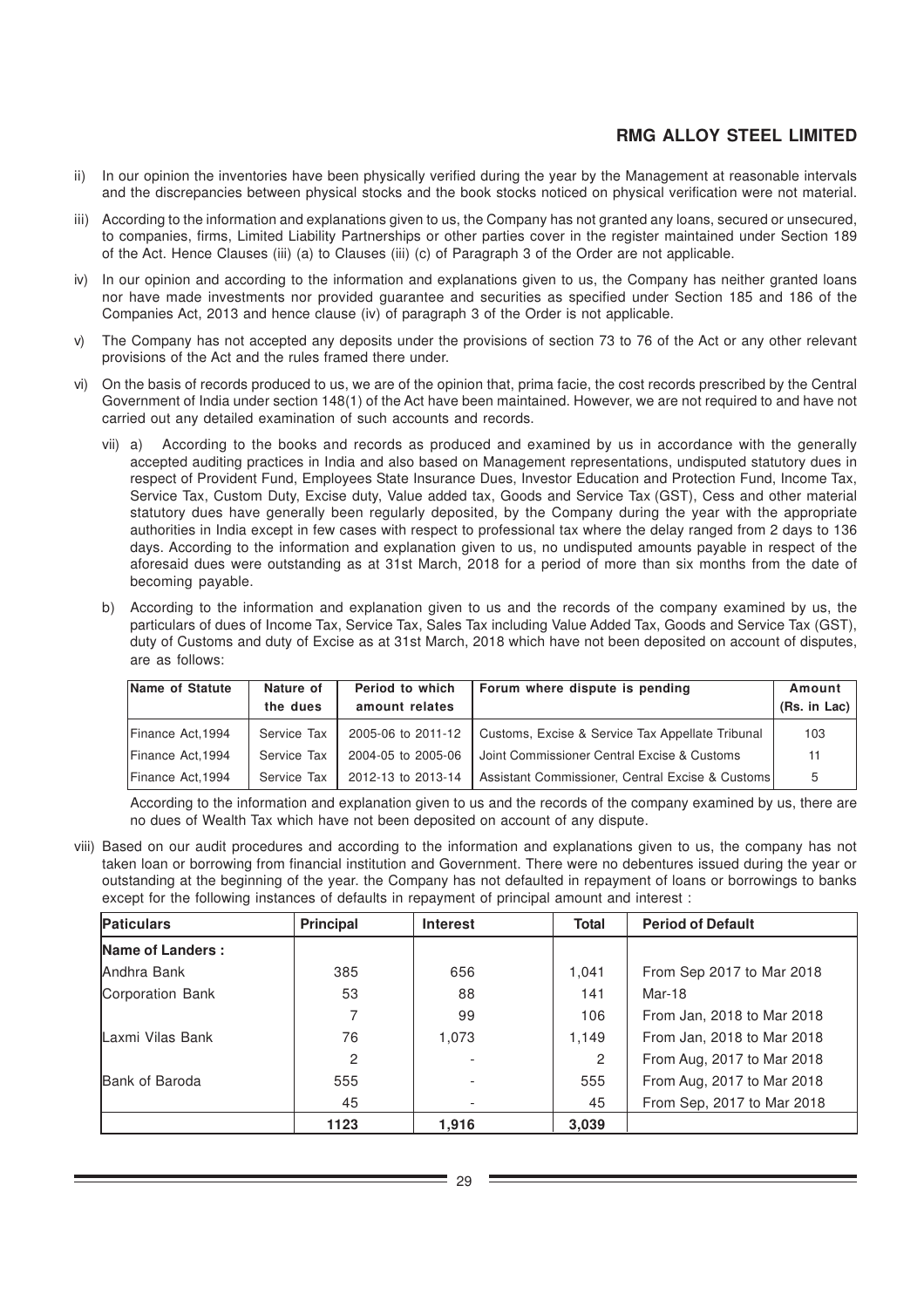ii) In our opinion the inventories have been physically verified during the year by the Management at reasonable intervals and the discrepancies between physical stocks and the book stocks noticed on physical verification were not material.

iii) According to the information and explanations given to us, the Company has not granted any loans, secured or unsecured, to companies, firms, Limited Liability Partnerships or other parties cover in the register maintained under Section 189 of the Act. Hence Clauses (iii) (a) to Clauses (iii) (c) of Paragraph 3 of the Order are not applicable.

iv) In our opinion and according to the information and explanations given to us, the Company has neither granted loans nor have made investments nor provided guarantee and securities as specified under Section 185 and 186 of the Companies Act, 2013 and hence clause (iv) of paragraph 3 of the Order is not applicable.

v) The Company has not accepted any deposits under the provisions of section 73 to 76 of the Act or any other relevant provisions of the Act and the rules framed there under.

vi) On the basis of records produced to us, we are of the opinion that, prima facie, the cost records prescribed by the Central Government of India under section 148(1) of the Act have been maintained. However, we are not required to and have not carried out any detailed examination of such accounts and records.

vii) a) According to the books and records as produced and examined by us in accordance with the generally accepted auditing practices in India and also based on Management representations, undisputed statutory dues in respect of Provident Fund, Employees State Insurance Dues, Investor Education and Protection Fund, Income Tax, Service Tax, Custom Duty, Excise duty, Value added tax, Goods and Service Tax (GST), Cess and other material statutory dues have generally been regularly deposited, by the Company during the year with the appropriate authorities in India except in few cases with respect to professional tax where the delay ranged from 2 days to 136 days. According to the information and explanation given to us, no undisputed amounts payable in respect of the aforesaid dues were outstanding as at 31st March, 2018 for a period of more than six months from the date of becoming payable.

b) According to the information and explanation given to us and the records of the company examined by us, the particulars of dues of Income Tax, Service Tax, Sales Tax including Value Added Tax, Goods and Service Tax (GST), duty of Customs and duty of Excise as at 31st March, 2018 which have not been deposited on account of disputes, are as follows:

| Name of Statute | Nature of the dues | Period to which amount relates | Forum where dispute is pending | Amount (Rs. in Lac) |
|---|---|---|---|---|
| Finance Act,1994 | Service Tax | 2005-06 to 2011-12 | Customs, Excise & Service Tax Appellate Tribunal | 103 |
| Finance Act,1994 | Service Tax | 2004-05 to 2005-06 | Joint Commissioner Central Excise & Customs | 11 |
| Finance Act,1994 | Service Tax | 2012-13 to 2013-14 | Assistant Commissioner, Central Excise & Customs | 5 |

According to the information and explanation given to us and the records of the company examined by us, there are no dues of Wealth Tax which have not been deposited on account of any dispute.

viii) Based on our audit procedures and according to the information and explanations given to us, the company has not taken loan or borrowing from financial institution and Government. There were no debentures issued during the year or outstanding at the beginning of the year. the Company has not defaulted in repayment of loans or borrowings to banks except for the following instances of defaults in repayment of principal amount and interest :

| Paticulars | Principal | Interest | Total | Period of Default |
|---|---|---|---|---|
| **Name of Landers :** | | | | |
| Andhra Bank | 385 | 656 | 1,041 | From Sep 2017 to Mar 2018 |
| Corporation Bank | 53 | 88 | 141 | Mar-18 |
| | 7 | 99 | 106 | From Jan, 2018 to Mar 2018 |
| Laxmi Vilas Bank | 76 | 1,073 | 1,149 | From Jan, 2018 to Mar 2018 |
| | 2 | - | 2 | From Aug, 2017 to Mar 2018 |
| Bank of Baroda | 555 | - | 555 | From Aug, 2017 to Mar 2018 |
| | 45 | - | 45 | From Sep, 2017 to Mar 2018 |
| | **1123** | **1,916** | **3,039** | |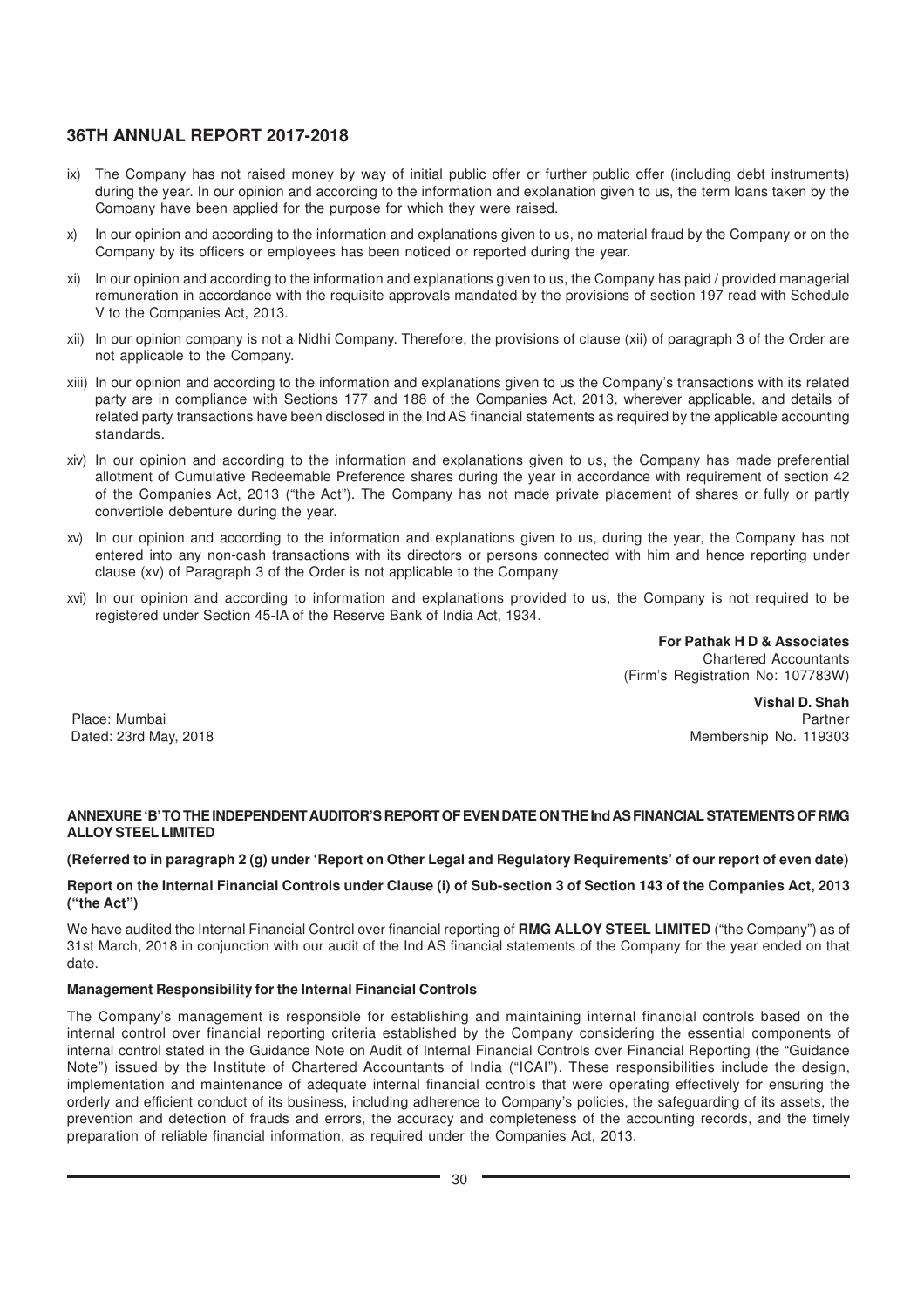ix) The Company has not raised money by way of initial public offer or further public offer (including debt instruments) during the year. In our opinion and according to the information and explanation given to us, the term loans taken by the Company have been applied for the purpose for which they were raised.

x) In our opinion and according to the information and explanations given to us, no material fraud by the Company or on the Company by its officers or employees has been noticed or reported during the year.

xi) In our opinion and according to the information and explanations given to us, the Company has paid / provided managerial remuneration in accordance with the requisite approvals mandated by the provisions of section 197 read with Schedule V to the Companies Act, 2013.

xii) In our opinion company is not a Nidhi Company. Therefore, the provisions of clause (xii) of paragraph 3 of the Order are not applicable to the Company.

xiii) In our opinion and according to the information and explanations given to us the Company's transactions with its related party are in compliance with Sections 177 and 188 of the Companies Act, 2013, wherever applicable, and details of related party transactions have been disclosed in the Ind AS financial statements as required by the applicable accounting standards.

xiv) In our opinion and according to the information and explanations given to us, the Company has made preferential allotment of Cumulative Redeemable Preference shares during the year in accordance with requirement of section 42 of the Companies Act, 2013 ("the Act"). The Company has not made private placement of shares or fully or partly convertible debenture during the year.

xv) In our opinion and according to the information and explanations given to us, during the year, the Company has not entered into any non-cash transactions with its directors or persons connected with him and hence reporting under clause (xv) of Paragraph 3 of the Order is not applicable to the Company

xvi) In our opinion and according to information and explanations provided to us, the Company is not required to be registered under Section 45-IA of the Reserve Bank of India Act, 1934.

**For Pathak H D & Associates**
Chartered Accountants
(Firm's Registration No: 107783W)

**Vishal D. Shah**
Partner
Membership No. 119303

Place: Mumbai
Dated: 23rd May, 2018

**ANNEXURE 'B' TO THE INDEPENDENT AUDITOR'S REPORT OF EVEN DATE ON THE Ind AS FINANCIAL STATEMENTS OF RMG ALLOY STEEL LIMITED**

**(Referred to in paragraph 2 (g) under 'Report on Other Legal and Regulatory Requirements' of our report of even date)**

**Report on the Internal Financial Controls under Clause (i) of Sub-section 3 of Section 143 of the Companies Act, 2013 ("the Act")**

We have audited the Internal Financial Control over financial reporting of **RMG ALLOY STEEL LIMITED** ("the Company") as of 31st March, 2018 in conjunction with our audit of the Ind AS financial statements of the Company for the year ended on that date.

**Management Responsibility for the Internal Financial Controls**

The Company's management is responsible for establishing and maintaining internal financial controls based on the internal control over financial reporting criteria established by the Company considering the essential components of internal control stated in the Guidance Note on Audit of Internal Financial Controls over Financial Reporting (the "Guidance Note") issued by the Institute of Chartered Accountants of India ("ICAI"). These responsibilities include the design, implementation and maintenance of adequate internal financial controls that were operating effectively for ensuring the orderly and efficient conduct of its business, including adherence to Company's policies, the safeguarding of its assets, the prevention and detection of frauds and errors, the accuracy and completeness of the accounting records, and the timely preparation of reliable financial information, as required under the Companies Act, 2013.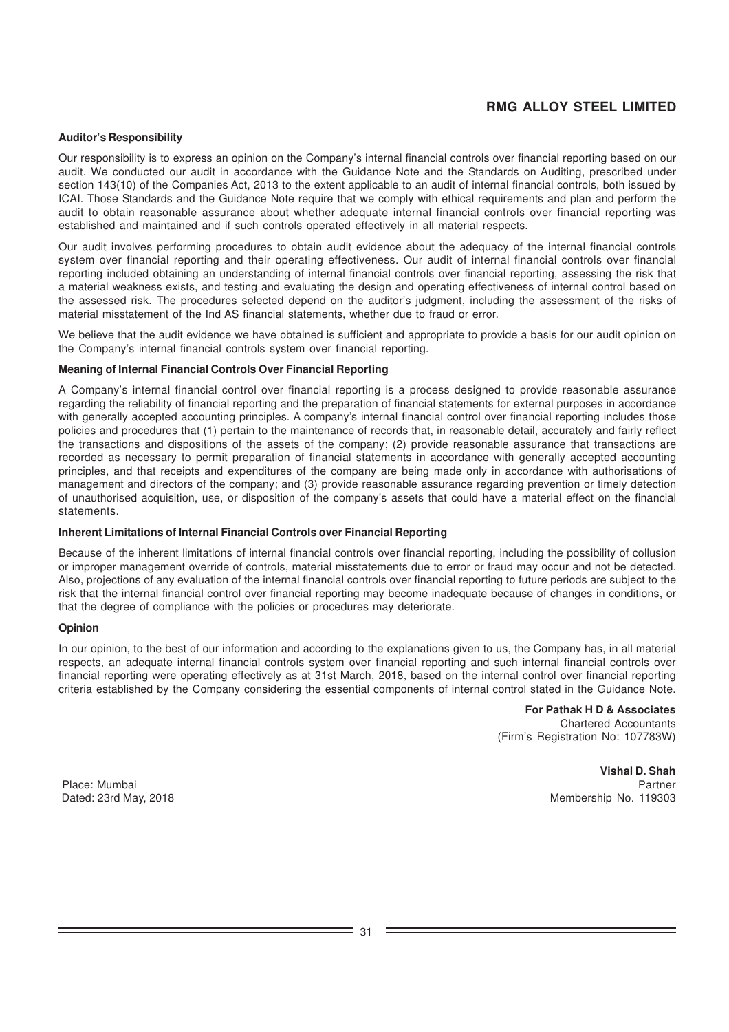#### Auditor's Responsibility

Our responsibility is to express an opinion on the Company's internal financial controls over financial reporting based on our audit. We conducted our audit in accordance with the Guidance Note and the Standards on Auditing, prescribed under section 143(10) of the Companies Act, 2013 to the extent applicable to an audit of internal financial controls, both issued by ICAI. Those Standards and the Guidance Note require that we comply with ethical requirements and plan and perform the audit to obtain reasonable assurance about whether adequate internal financial controls over financial reporting was established and maintained and if such controls operated effectively in all material respects.

Our audit involves performing procedures to obtain audit evidence about the adequacy of the internal financial controls system over financial reporting and their operating effectiveness. Our audit of internal financial controls over financial reporting included obtaining an understanding of internal financial controls over financial reporting, assessing the risk that a material weakness exists, and testing and evaluating the design and operating effectiveness of internal control based on the assessed risk. The procedures selected depend on the auditor's judgment, including the assessment of the risks of material misstatement of the Ind AS financial statements, whether due to fraud or error.

We believe that the audit evidence we have obtained is sufficient and appropriate to provide a basis for our audit opinion on the Company's internal financial controls system over financial reporting.

#### Meaning of Internal Financial Controls Over Financial Reporting

A Company's internal financial control over financial reporting is a process designed to provide reasonable assurance regarding the reliability of financial reporting and the preparation of financial statements for external purposes in accordance with generally accepted accounting principles. A company's internal financial control over financial reporting includes those policies and procedures that (1) pertain to the maintenance of records that, in reasonable detail, accurately and fairly reflect the transactions and dispositions of the assets of the company; (2) provide reasonable assurance that transactions are recorded as necessary to permit preparation of financial statements in accordance with generally accepted accounting principles, and that receipts and expenditures of the company are being made only in accordance with authorisations of management and directors of the company; and (3) provide reasonable assurance regarding prevention or timely detection of unauthorised acquisition, use, or disposition of the company's assets that could have a material effect on the financial statements.

#### Inherent Limitations of Internal Financial Controls over Financial Reporting

Because of the inherent limitations of internal financial controls over financial reporting, including the possibility of collusion or improper management override of controls, material misstatements due to error or fraud may occur and not be detected. Also, projections of any evaluation of the internal financial controls over financial reporting to future periods are subject to the risk that the internal financial control over financial reporting may become inadequate because of changes in conditions, or that the degree of compliance with the policies or procedures may deteriorate.

#### Opinion

In our opinion, to the best of our information and according to the explanations given to us, the Company has, in all material respects, an adequate internal financial controls system over financial reporting and such internal financial controls over financial reporting were operating effectively as at 31st March, 2018, based on the internal control over financial reporting criteria established by the Company considering the essential components of internal control stated in the Guidance Note.

**For Pathak H D & Associates**
Chartered Accountants
(Firm's Registration No: 107783W)

**Vishal D. Shah**
Partner
Membership No. 119303

Place: Mumbai
Dated: 23rd May, 2018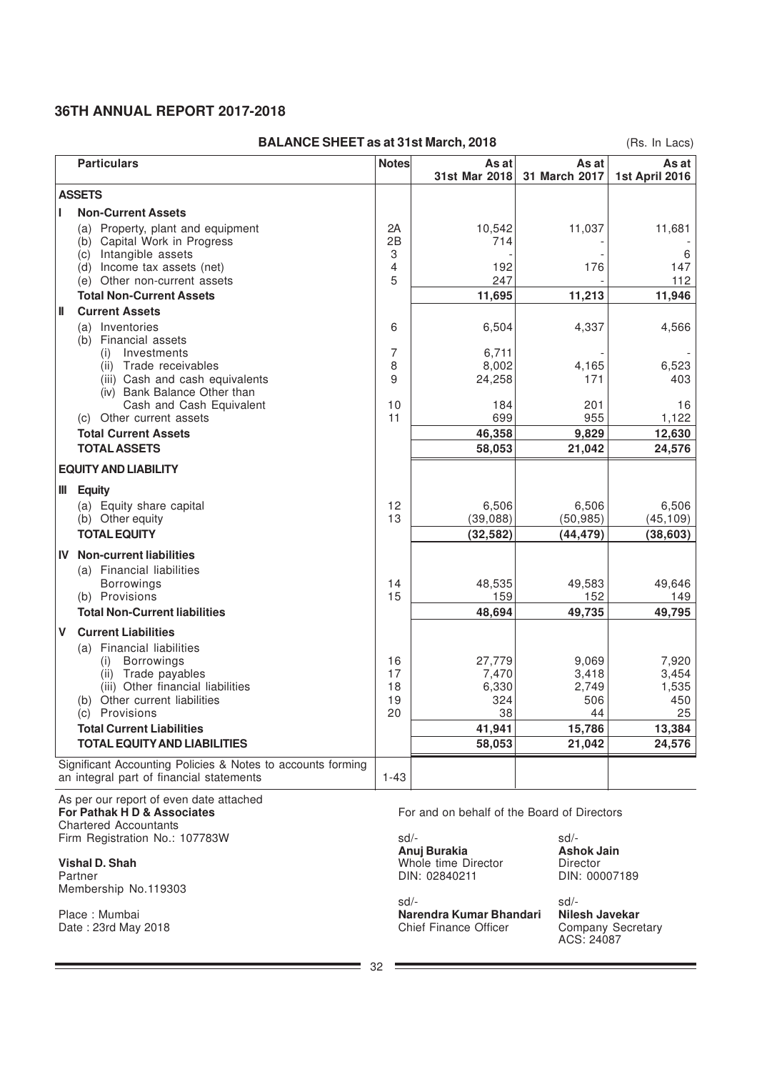## 36TH ANNUAL REPORT 2017-2018

### BALANCE SHEET as at 31st March, 2018

(Rs. In Lacs)

| | Particulars | Notes | As at 31st Mar 2018 | As at 31 March 2017 | As at 1st April 2016 |
|---|---|---|---|---|---|
| | **ASSETS** | | | | |
| **I** | **Non-Current Assets** | | | | |
| | (a) Property, plant and equipment | 2A | 10,542 | 11,037 | 11,681 |
| | (b) Capital Work in Progress | 2B | 714 | - | - |
| | (c) Intangible assets | 3 | - | - | 6 |
| | (d) Income tax assets (net) | 4 | 192 | 176 | 147 |
| | (e) Other non-current assets | 5 | 247 | - | 112 |
| | **Total Non-Current Assets** | | **11,695** | **11,213** | **11,946** |
| **II** | **Current Assets** | | | | |
| | (a) Inventories | 6 | 6,504 | 4,337 | 4,566 |
| | (b) Financial assets | | | | |
| | (i) Investments | 7 | 6,711 | - | - |
| | (ii) Trade receivables | 8 | 8,002 | 4,165 | 6,523 |
| | (iii) Cash and cash equivalents | 9 | 24,258 | 171 | 403 |
| | (iv) Bank Balance Other than Cash and Cash Equivalent | 10 | 184 | 201 | 16 |
| | (c) Other current assets | 11 | 699 | 955 | 1,122 |
| | **Total Current Assets** | | **46,358** | **9,829** | **12,630** |
| | **TOTAL ASSETS** | | **58,053** | **21,042** | **24,576** |
| | **EQUITY AND LIABILITY** | | | | |
| **III** | **Equity** | | | | |
| | (a) Equity share capital | 12 | 6,506 | 6,506 | 6,506 |
| | (b) Other equity | 13 | (39,088) | (50,985) | (45,109) |
| | **TOTAL EQUITY** | | **(32,582)** | **(44,479)** | **(38,603)** |
| **IV** | **Non-current liabilities** | | | | |
| | (a) Financial liabilities | | | | |
| | Borrowings | 14 | 48,535 | 49,583 | 49,646 |
| | (b) Provisions | 15 | 159 | 152 | 149 |
| | **Total Non-Current liabilities** | | **48,694** | **49,735** | **49,795** |
| **V** | **Current Liabilities** | | | | |
| | (a) Financial liabilities | | | | |
| | (i) Borrowings | 16 | 27,779 | 9,069 | 7,920 |
| | (ii) Trade payables | 17 | 7,470 | 3,418 | 3,454 |
| | (iii) Other financial liabilities | 18 | 6,330 | 2,749 | 1,535 |
| | (b) Other current liabilities | 19 | 324 | 506 | 450 |
| | (c) Provisions | 20 | 38 | 44 | 25 |
| | **Total Current Liabilities** | | **41,941** | **15,786** | **13,384** |
| | **TOTAL EQUITY AND LIABILITIES** | | **58,053** | **21,042** | **24,576** |
| | Significant Accounting Policies & Notes to accounts forming an integral part of financial statements | 1-43 | | | |

As per our report of even date attached
**For Pathak H D & Associates**
Chartered Accountants
Firm Registration No.: 107783W

**Vishal D. Shah**
Partner
Membership No.119303

Place : Mumbai
Date : 23rd May 2018

For and on behalf of the Board of Directors

sd/-
**Anuj Burakia**
Whole time Director
DIN: 02840211

sd/-
**Ashok Jain**
Director
DIN: 00007189

sd/-
**Narendra Kumar Bhandari**
Chief Finance Officer

sd/-
**Nilesh Javekar**
Company Secretary
ACS: 24087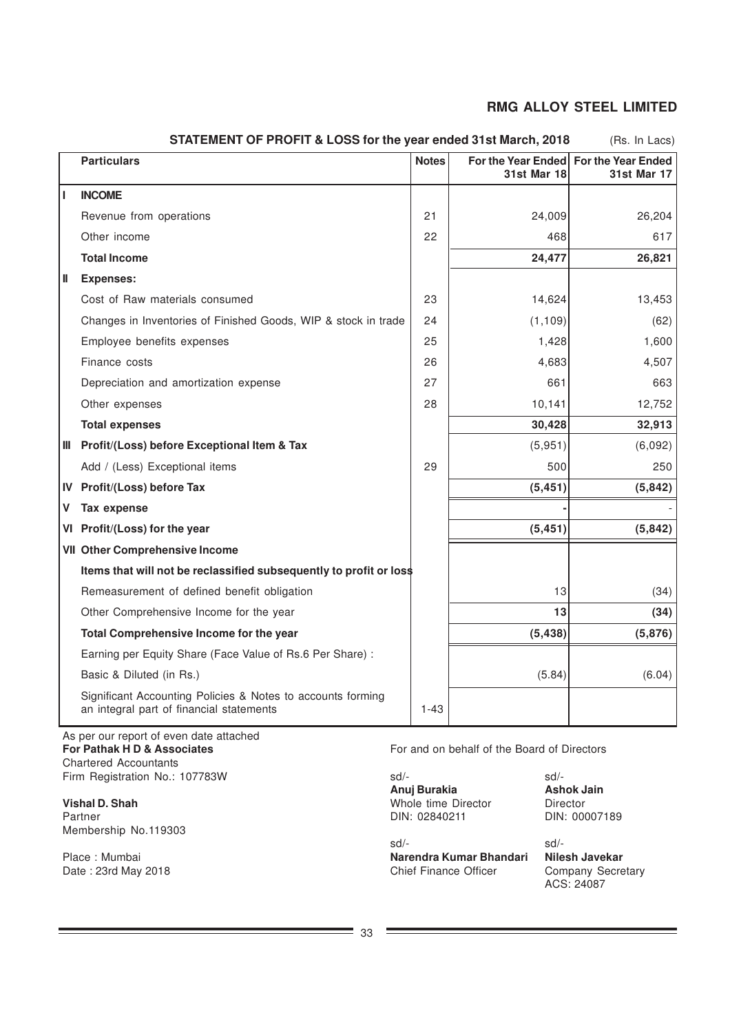# RMG ALLOY STEEL LIMITED

## STATEMENT OF PROFIT & LOSS for the year ended 31st March, 2018

(Rs. In Lacs)

| | Particulars | Notes | For the Year Ended 31st Mar 18 | For the Year Ended 31st Mar 17 |
|---|---|---|---|---|
| **I** | **INCOME** | | | |
| | Revenue from operations | 21 | 24,009 | 26,204 |
| | Other income | 22 | 468 | 617 |
| | **Total Income** | | **24,477** | **26,821** |
| **II** | **Expenses:** | | | |
| | Cost of Raw materials consumed | 23 | 14,624 | 13,453 |
| | Changes in Inventories of Finished Goods, WIP & stock in trade | 24 | (1,109) | (62) |
| | Employee benefits expenses | 25 | 1,428 | 1,600 |
| | Finance costs | 26 | 4,683 | 4,507 |
| | Depreciation and amortization expense | 27 | 661 | 663 |
| | Other expenses | 28 | 10,141 | 12,752 |
| | **Total expenses** | | **30,428** | **32,913** |
| **III** | **Profit/(Loss) before Exceptional Item & Tax** | | (5,951) | (6,092) |
| | Add / (Less) Exceptional items | 29 | 500 | 250 |
| **IV** | **Profit/(Loss) before Tax** | | **(5,451)** | **(5,842)** |
| **V** | **Tax expense** | | **-** | - |
| **VI** | **Profit/(Loss) for the year** | | **(5,451)** | **(5,842)** |
| **VII** | **Other Comprehensive Income** | | | |
| | **Items that will not be reclassified subsequently to profit or loss** | | | |
| | Remeasurement of defined benefit obligation | | 13 | (34) |
| | Other Comprehensive Income for the year | | **13** | **(34)** |
| | **Total Comprehensive Income for the year** | | **(5,438)** | **(5,876)** |
| | Earning per Equity Share (Face Value of Rs.6 Per Share) : | | | |
| | Basic & Diluted (in Rs.) | | (5.84) | (6.04) |
| | Significant Accounting Policies & Notes to accounts forming an integral part of financial statements | 1-43 | | |

As per our report of even date attached

**For Pathak H D & Associates**
Chartered Accountants
Firm Registration No.: 107783W

**Vishal D. Shah**
Partner
Membership No.119303

Place : Mumbai
Date : 23rd May 2018

For and on behalf of the Board of Directors

sd/-
**Anuj Burakia**
Whole time Director
DIN: 02840211

sd/-
**Ashok Jain**
Director
DIN: 00007189

sd/-
**Narendra Kumar Bhandari**
Chief Finance Officer

sd/-
**Nilesh Javekar**
Company Secretary
ACS: 24087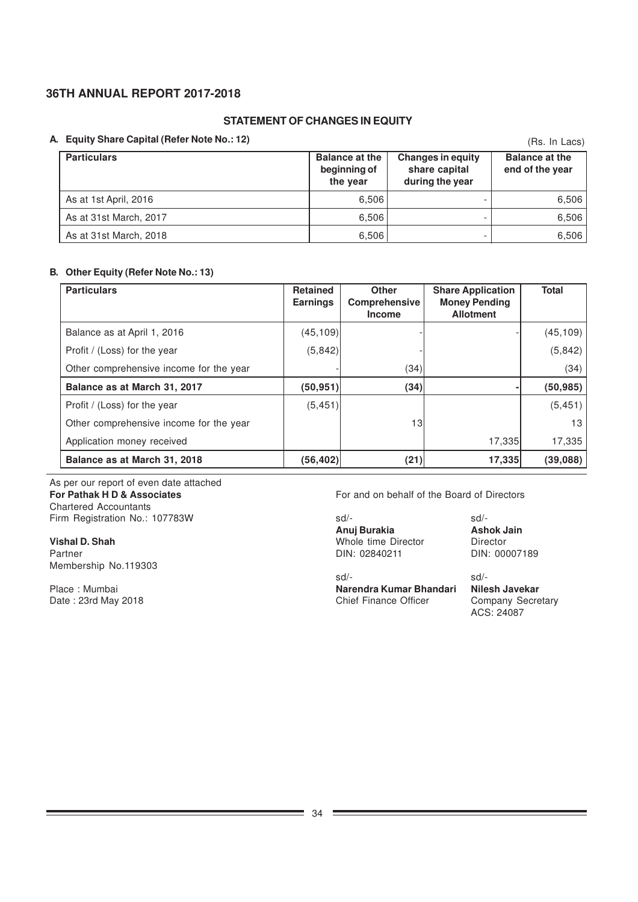## STATEMENT OF CHANGES IN EQUITY

### A. Equity Share Capital (Refer Note No.: 12)

(Rs. In Lacs)

| Particulars | Balance at the beginning of the year | Changes in equity share capital during the year | Balance at the end of the year |
|---|---|---|---|
| As at 1st April, 2016 | 6,506 | - | 6,506 |
| As at 31st March, 2017 | 6,506 | - | 6,506 |
| As at 31st March, 2018 | 6,506 | - | 6,506 |

### B. Other Equity (Refer Note No.: 13)

| Particulars | Retained Earnings | Other Comprehensive Income | Share Application Money Pending Allotment | Total |
|---|---|---|---|---|
| Balance as at April 1, 2016 | (45,109) | - | - | (45,109) |
| Profit / (Loss) for the year | (5,842) | - | | (5,842) |
| Other comprehensive income for the year | - | (34) | | (34) |
| **Balance as at March 31, 2017** | **(50,951)** | **(34)** | **-** | **(50,985)** |
| Profit / (Loss) for the year | (5,451) | | | (5,451) |
| Other comprehensive income for the year | | 13 | | 13 |
| Application money received | | | 17,335 | 17,335 |
| **Balance as at March 31, 2018** | **(56,402)** | **(21)** | **17,335** | **(39,088)** |

As per our report of even date attached
**For Pathak H D & Associates**
Chartered Accountants
Firm Registration No.: 107783W

**Vishal D. Shah**
Partner
Membership No.119303

Place : Mumbai
Date : 23rd May 2018

For and on behalf of the Board of Directors

sd/-
**Anuj Burakia**
Whole time Director
DIN: 02840211

sd/-
**Ashok Jain**
Director
DIN: 00007189

sd/-
**Narendra Kumar Bhandari**
Chief Finance Officer

sd/-
**Nilesh Javekar**
Company Secretary
ACS: 24087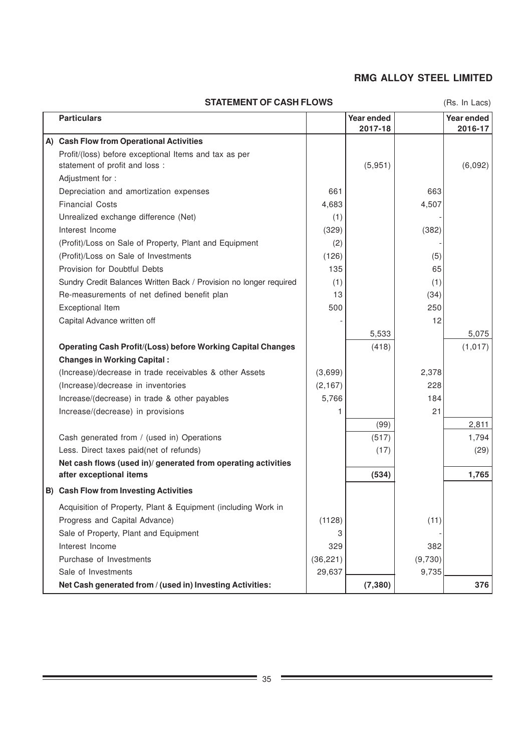# RMG ALLOY STEEL LIMITED

## STATEMENT OF CASH FLOWS

(Rs. In Lacs)

| Particulars | | Year ended 2017-18 | | Year ended 2016-17 |
|---|---|---|---|---|
| **A) Cash Flow from Operational Activities** | | | | |
| Profit/(loss) before exceptional Items and tax as per statement of profit and loss : | | (5,951) | | (6,092) |
| Adjustment for : | | | | |
| Depreciation and amortization expenses | 661 | | 663 | |
| Financial Costs | 4,683 | | 4,507 | |
| Unrealized exchange difference (Net) | (1) | | - | |
| Interest Income | (329) | | (382) | |
| (Profit)/Loss on Sale of Property, Plant and Equipment | (2) | | - | |
| (Profit)/Loss on Sale of Investments | (126) | | (5) | |
| Provision for Doubtful Debts | 135 | | 65 | |
| Sundry Credit Balances Written Back / Provision no longer required | (1) | | (1) | |
| Re-measurements of net defined benefit plan | 13 | | (34) | |
| Exceptional Item | 500 | | 250 | |
| Capital Advance written off | - | | 12 | |
| | | 5,533 | | 5,075 |
| **Operating Cash Profit/(Loss) before Working Capital Changes** | | (418) | | (1,017) |
| **Changes in Working Capital :** | | | | |
| (Increase)/decrease in trade receivables & other Assets | (3,699) | | 2,378 | |
| (Increase)/decrease in inventories | (2,167) | | 228 | |
| Increase/(decrease) in trade & other payables | 5,766 | | 184 | |
| Increase/(decrease) in provisions | 1 | | 21 | |
| | | (99) | | 2,811 |
| Cash generated from / (used in) Operations | | (517) | | 1,794 |
| Less. Direct taxes paid(net of refunds) | | (17) | | (29) |
| **Net cash flows (used in)/ generated from operating activities after exceptional items** | | **(534)** | | **1,765** |
| **B) Cash Flow from Investing Activities** | | | | |
| Acquisition of Property, Plant & Equipment (including Work in Progress and Capital Advance) | (1128) | | (11) | |
| Sale of Property, Plant and Equipment | 3 | | - | |
| Interest Income | 329 | | 382 | |
| Purchase of Investments | (36,221) | | (9,730) | |
| Sale of Investments | 29,637 | | 9,735 | |
| **Net Cash generated from / (used in) Investing Activities:** | | **(7,380)** | | **376** |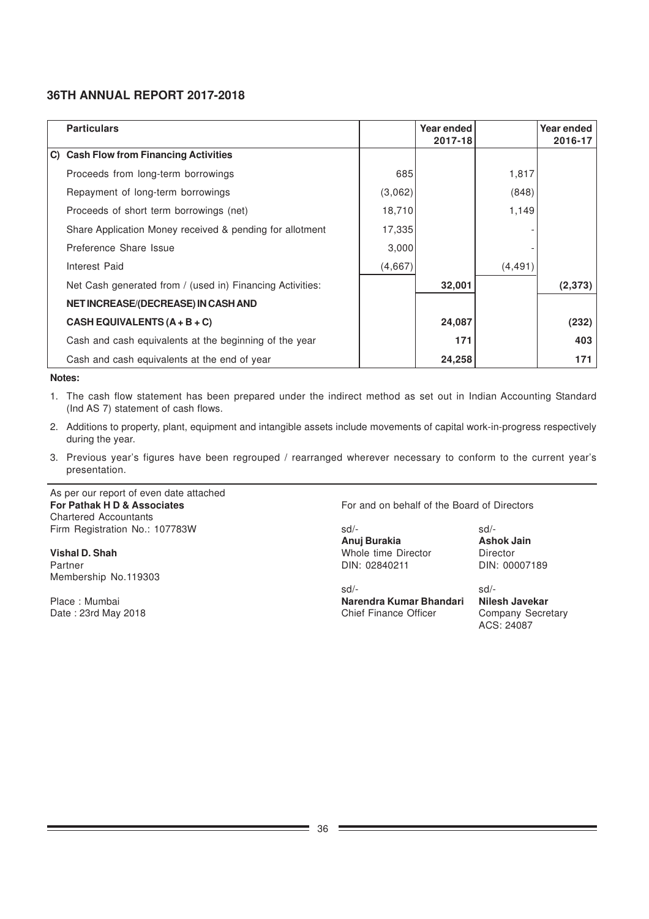## 36TH ANNUAL REPORT 2017-2018

| Particulars | | Year ended 2017-18 | | Year ended 2016-17 |
|---|---|---|---|---|
| **C) Cash Flow from Financing Activities** | | | | |
| Proceeds from long-term borrowings | 685 | | 1,817 | |
| Repayment of long-term borrowings | (3,062) | | (848) | |
| Proceeds of short term borrowings (net) | 18,710 | | 1,149 | |
| Share Application Money received & pending for allotment | 17,335 | | - | |
| Preference Share Issue | 3,000 | | - | |
| Interest Paid | (4,667) | | (4,491) | |
| Net Cash generated from / (used in) Financing Activities: | | **32,001** | | **(2,373)** |
| **NET INCREASE/(DECREASE) IN CASH AND** | | | | |
| **CASH EQUIVALENTS (A + B + C)** | | **24,087** | | **(232)** |
| Cash and cash equivalents at the beginning of the year | | **171** | | **403** |
| Cash and cash equivalents at the end of year | | **24,258** | | **171** |

**Notes:**

1. The cash flow statement has been prepared under the indirect method as set out in Indian Accounting Standard (Ind AS 7) statement of cash flows.
2. Additions to property, plant, equipment and intangible assets include movements of capital work-in-progress respectively during the year.
3. Previous year's figures have been regrouped / rearranged wherever necessary to conform to the current year's presentation.

As per our report of even date attached
**For Pathak H D & Associates**
Chartered Accountants
Firm Registration No.: 107783W

**Vishal D. Shah**
Partner
Membership No.119303

Place : Mumbai
Date : 23rd May 2018

For and on behalf of the Board of Directors

sd/-
**Anuj Burakia**
Whole time Director
DIN: 02840211

sd/-
**Ashok Jain**
Director
DIN: 00007189

sd/-
**Narendra Kumar Bhandari**
Chief Finance Officer

sd/-
**Nilesh Javekar**
Company Secretary
ACS: 24087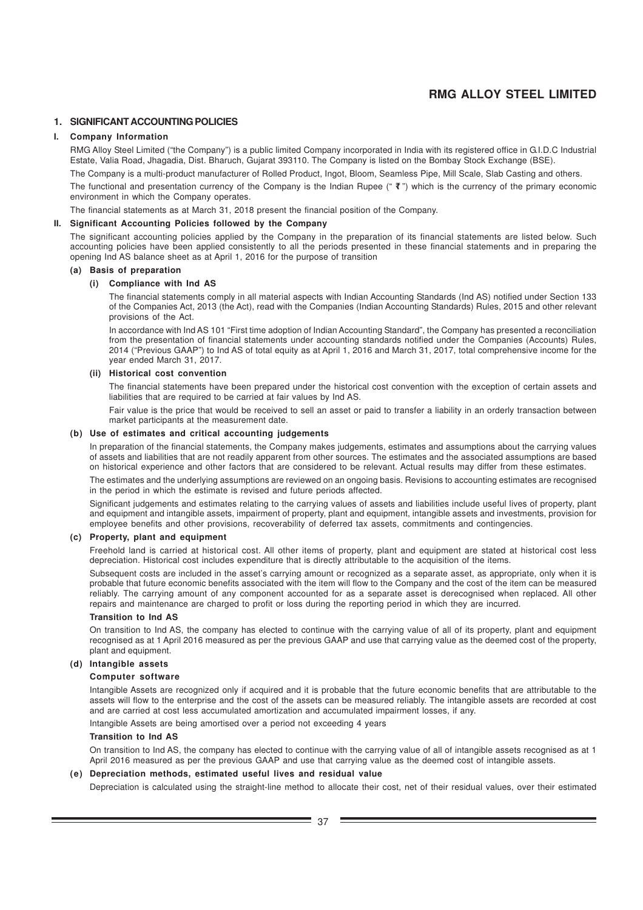## 1. SIGNIFICANT ACCOUNTING POLICIES

### I. Company Information

RMG Alloy Steel Limited ("the Company") is a public limited Company incorporated in India with its registered office in G.I.D.C Industrial Estate, Valia Road, Jhagadia, Dist. Bharuch, Gujarat 393110. The Company is listed on the Bombay Stock Exchange (BSE).

The Company is a multi-product manufacturer of Rolled Product, Ingot, Bloom, Seamless Pipe, Mill Scale, Slab Casting and others.

The functional and presentation currency of the Company is the Indian Rupee (" ₹ ") which is the currency of the primary economic environment in which the Company operates.

The financial statements as at March 31, 2018 present the financial position of the Company.

### II. Significant Accounting Policies followed by the Company

The significant accounting policies applied by the Company in the preparation of its financial statements are listed below. Such accounting policies have been applied consistently to all the periods presented in these financial statements and in preparing the opening Ind AS balance sheet as at April 1, 2016 for the purpose of transition

#### (a) Basis of preparation

**(i) Compliance with Ind AS**

The financial statements comply in all material aspects with Indian Accounting Standards (Ind AS) notified under Section 133 of the Companies Act, 2013 (the Act), read with the Companies (Indian Accounting Standards) Rules, 2015 and other relevant provisions of the Act.

In accordance with Ind AS 101 "First time adoption of Indian Accounting Standard", the Company has presented a reconciliation from the presentation of financial statements under accounting standards notified under the Companies (Accounts) Rules, 2014 ("Previous GAAP") to Ind AS of total equity as at April 1, 2016 and March 31, 2017, total comprehensive income for the year ended March 31, 2017.

**(ii) Historical cost convention**

The financial statements have been prepared under the historical cost convention with the exception of certain assets and liabilities that are required to be carried at fair values by Ind AS.

Fair value is the price that would be received to sell an asset or paid to transfer a liability in an orderly transaction between market participants at the measurement date.

#### (b) Use of estimates and critical accounting judgements

In preparation of the financial statements, the Company makes judgements, estimates and assumptions about the carrying values of assets and liabilities that are not readily apparent from other sources. The estimates and the associated assumptions are based on historical experience and other factors that are considered to be relevant. Actual results may differ from these estimates.

The estimates and the underlying assumptions are reviewed on an ongoing basis. Revisions to accounting estimates are recognised in the period in which the estimate is revised and future periods affected.

Significant judgements and estimates relating to the carrying values of assets and liabilities include useful lives of property, plant and equipment and intangible assets, impairment of property, plant and equipment, intangible assets and investments, provision for employee benefits and other provisions, recoverability of deferred tax assets, commitments and contingencies.

#### (c) Property, plant and equipment

Freehold land is carried at historical cost. All other items of property, plant and equipment are stated at historical cost less depreciation. Historical cost includes expenditure that is directly attributable to the acquisition of the items.

Subsequent costs are included in the asset's carrying amount or recognized as a separate asset, as appropriate, only when it is probable that future economic benefits associated with the item will flow to the Company and the cost of the item can be measured reliably. The carrying amount of any component accounted for as a separate asset is derecognised when replaced. All other repairs and maintenance are charged to profit or loss during the reporting period in which they are incurred.

**Transition to Ind AS**

On transition to Ind AS, the company has elected to continue with the carrying value of all of its property, plant and equipment recognised as at 1 April 2016 measured as per the previous GAAP and use that carrying value as the deemed cost of the property, plant and equipment.

#### (d) Intangible assets

**Computer software**

Intangible Assets are recognized only if acquired and it is probable that the future economic benefits that are attributable to the assets will flow to the enterprise and the cost of the assets can be measured reliably. The intangible assets are recorded at cost and are carried at cost less accumulated amortization and accumulated impairment losses, if any.

Intangible Assets are being amortised over a period not exceeding 4 years

**Transition to Ind AS**

On transition to Ind AS, the company has elected to continue with the carrying value of all of intangible assets recognised as at 1 April 2016 measured as per the previous GAAP and use that carrying value as the deemed cost of intangible assets.

#### (e) Depreciation methods, estimated useful lives and residual value

Depreciation is calculated using the straight-line method to allocate their cost, net of their residual values, over their estimated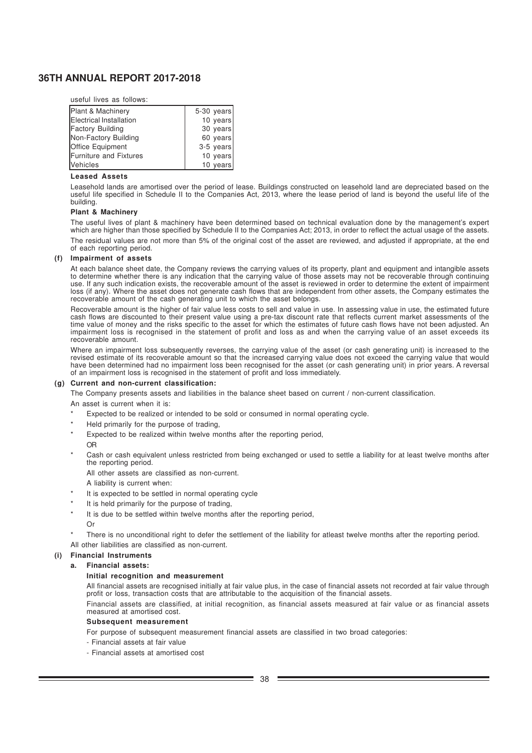useful lives as follows:

| | |
|---|---|
| Plant & Machinery | 5-30 years |
| Electrical Installation | 10 years |
| Factory Building | 30 years |
| Non-Factory Building | 60 years |
| Office Equipment | 3-5 years |
| Furniture and Fixtures | 10 years |
| Vehicles | 10 years |

**Leased Assets**

Leasehold lands are amortised over the period of lease. Buildings constructed on leasehold land are depreciated based on the useful life specified in Schedule II to the Companies Act, 2013, where the lease period of land is beyond the useful life of the building.

**Plant & Machinery**

The useful lives of plant & machinery have been determined based on technical evaluation done by the management's expert which are higher than those specified by Schedule II to the Companies Act; 2013, in order to reflect the actual usage of the assets.

The residual values are not more than 5% of the original cost of the asset are reviewed, and adjusted if appropriate, at the end of each reporting period.

**(f) Impairment of assets**

At each balance sheet date, the Company reviews the carrying values of its property, plant and equipment and intangible assets to determine whether there is any indication that the carrying value of those assets may not be recoverable through continuing use. If any such indication exists, the recoverable amount of the asset is reviewed in order to determine the extent of impairment loss (if any). Where the asset does not generate cash flows that are independent from other assets, the Company estimates the recoverable amount of the cash generating unit to which the asset belongs.

Recoverable amount is the higher of fair value less costs to sell and value in use. In assessing value in use, the estimated future cash flows are discounted to their present value using a pre-tax discount rate that reflects current market assessments of the time value of money and the risks specific to the asset for which the estimates of future cash flows have not been adjusted. An impairment loss is recognised in the statement of profit and loss as and when the carrying value of an asset exceeds its recoverable amount.

Where an impairment loss subsequently reverses, the carrying value of the asset (or cash generating unit) is increased to the revised estimate of its recoverable amount so that the increased carrying value does not exceed the carrying value that would have been determined had no impairment loss been recognised for the asset (or cash generating unit) in prior years. A reversal of an impairment loss is recognised in the statement of profit and loss immediately.

**(g) Current and non-current classification:**

The Company presents assets and liabilities in the balance sheet based on current / non-current classification.

An asset is current when it is:

* Expected to be realized or intended to be sold or consumed in normal operating cycle.
* Held primarily for the purpose of trading,
* Expected to be realized within twelve months after the reporting period,

  OR
* Cash or cash equivalent unless restricted from being exchanged or used to settle a liability for at least twelve months after the reporting period.

  All other assets are classified as non-current.

  A liability is current when:
* It is expected to be settled in normal operating cycle
* It is held primarily for the purpose of trading,
* It is due to be settled within twelve months after the reporting period,

  Or
* There is no unconditional right to defer the settlement of the liability for atleast twelve months after the reporting period.

All other liabilities are classified as non-current.

**(i) Financial Instruments**

**a. Financial assets:**

**Initial recognition and measurement**

All financial assets are recognised initially at fair value plus, in the case of financial assets not recorded at fair value through profit or loss, transaction costs that are attributable to the acquisition of the financial assets.

Financial assets are classified, at initial recognition, as financial assets measured at fair value or as financial assets measured at amortised cost.

**Subsequent measurement**

For purpose of subsequent measurement financial assets are classified in two broad categories:

- Financial assets at fair value
- Financial assets at amortised cost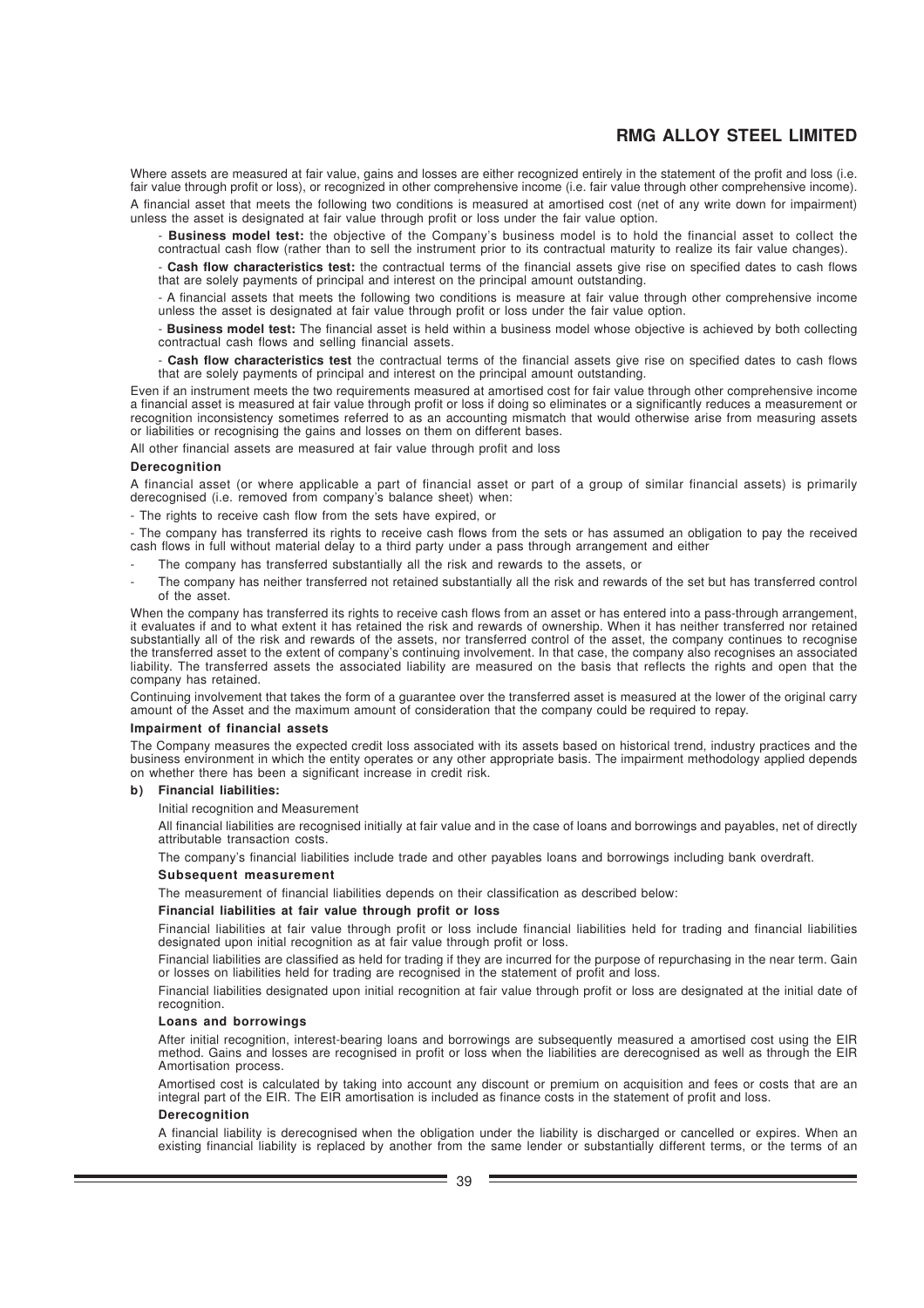Where assets are measured at fair value, gains and losses are either recognized entirely in the statement of the profit and loss (i.e. fair value through profit or loss), or recognized in other comprehensive income (i.e. fair value through other comprehensive income).

A financial asset that meets the following two conditions is measured at amortised cost (net of any write down for impairment) unless the asset is designated at fair value through profit or loss under the fair value option.

- **Business model test:** the objective of the Company's business model is to hold the financial asset to collect the contractual cash flow (rather than to sell the instrument prior to its contractual maturity to realize its fair value changes).

- **Cash flow characteristics test:** the contractual terms of the financial assets give rise on specified dates to cash flows that are solely payments of principal and interest on the principal amount outstanding.

- A financial assets that meets the following two conditions is measure at fair value through other comprehensive income unless the asset is designated at fair value through profit or loss under the fair value option.

- **Business model test:** The financial asset is held within a business model whose objective is achieved by both collecting contractual cash flows and selling financial assets.

- **Cash flow characteristics test** the contractual terms of the financial assets give rise on specified dates to cash flows that are solely payments of principal and interest on the principal amount outstanding.

Even if an instrument meets the two requirements measured at amortised cost for fair value through other comprehensive income a financial asset is measured at fair value through profit or loss if doing so eliminates or a significantly reduces a measurement or recognition inconsistency sometimes referred to as an accounting mismatch that would otherwise arise from measuring assets or liabilities or recognising the gains and losses on them on different bases.

All other financial assets are measured at fair value through profit and loss

**Derecognition**

A financial asset (or where applicable a part of financial asset or part of a group of similar financial assets) is primarily derecognised (i.e. removed from company's balance sheet) when:

- The rights to receive cash flow from the sets have expired, or

- The company has transferred its rights to receive cash flows from the sets or has assumed an obligation to pay the received cash flows in full without material delay to a third party under a pass through arrangement and either

- The company has transferred substantially all the risk and rewards to the assets, or
- The company has neither transferred not retained substantially all the risk and rewards of the set but has transferred control of the asset.

When the company has transferred its rights to receive cash flows from an asset or has entered into a pass-through arrangement, it evaluates if and to what extent it has retained the risk and rewards of ownership. When it has neither transferred nor retained substantially all of the risk and rewards of the assets, nor transferred control of the asset, the company continues to recognise the transferred asset to the extent of company's continuing involvement. In that case, the company also recognises an associated liability. The transferred assets the associated liability are measured on the basis that reflects the rights and open that the company has retained.

Continuing involvement that takes the form of a guarantee over the transferred asset is measured at the lower of the original carry amount of the Asset and the maximum amount of consideration that the company could be required to repay.

**Impairment of financial assets**

The Company measures the expected credit loss associated with its assets based on historical trend, industry practices and the business environment in which the entity operates or any other appropriate basis. The impairment methodology applied depends on whether there has been a significant increase in credit risk.

**b) Financial liabilities:**

Initial recognition and Measurement

All financial liabilities are recognised initially at fair value and in the case of loans and borrowings and payables, net of directly attributable transaction costs.

The company's financial liabilities include trade and other payables loans and borrowings including bank overdraft.

**Subsequent measurement**

The measurement of financial liabilities depends on their classification as described below:

**Financial liabilities at fair value through profit or loss**

Financial liabilities at fair value through profit or loss include financial liabilities held for trading and financial liabilities designated upon initial recognition as at fair value through profit or loss.

Financial liabilities are classified as held for trading if they are incurred for the purpose of repurchasing in the near term. Gain or losses on liabilities held for trading are recognised in the statement of profit and loss.

Financial liabilities designated upon initial recognition at fair value through profit or loss are designated at the initial date of recognition.

**Loans and borrowings**

After initial recognition, interest-bearing loans and borrowings are subsequently measured a amortised cost using the EIR method. Gains and losses are recognised in profit or loss when the liabilities are derecognised as well as through the EIR Amortisation process.

Amortised cost is calculated by taking into account any discount or premium on acquisition and fees or costs that are an integral part of the EIR. The EIR amortisation is included as finance costs in the statement of profit and loss.

**Derecognition**

A financial liability is derecognised when the obligation under the liability is discharged or cancelled or expires. When an existing financial liability is replaced by another from the same lender or substantially different terms, or the terms of an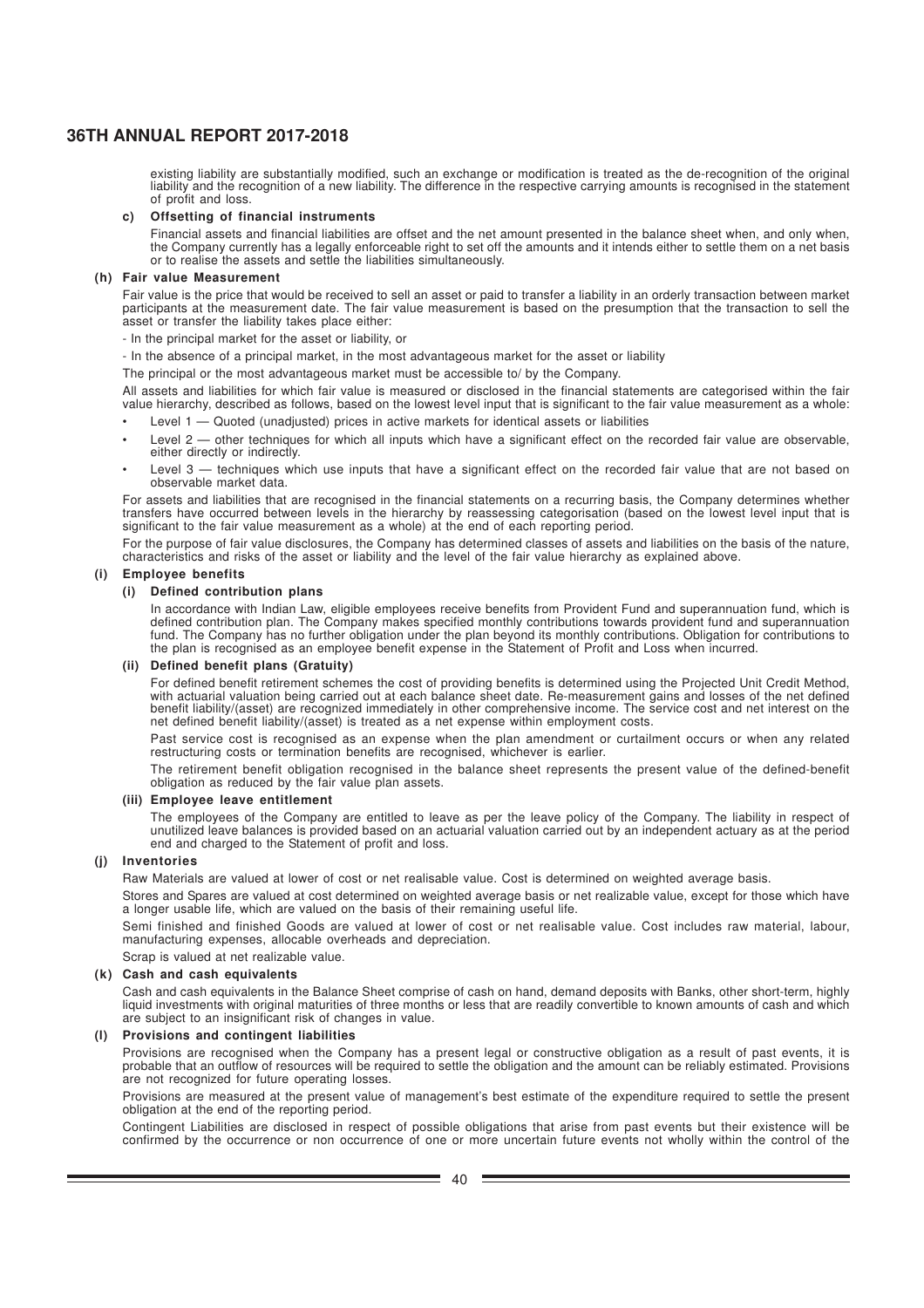existing liability are substantially modified, such an exchange or modification is treated as the de-recognition of the original liability and the recognition of a new liability. The difference in the respective carrying amounts is recognised in the statement of profit and loss.

**c) Offsetting of financial instruments**

Financial assets and financial liabilities are offset and the net amount presented in the balance sheet when, and only when, the Company currently has a legally enforceable right to set off the amounts and it intends either to settle them on a net basis or to realise the assets and settle the liabilities simultaneously.

**(h) Fair value Measurement**

Fair value is the price that would be received to sell an asset or paid to transfer a liability in an orderly transaction between market participants at the measurement date. The fair value measurement is based on the presumption that the transaction to sell the asset or transfer the liability takes place either:

- In the principal market for the asset or liability, or

- In the absence of a principal market, in the most advantageous market for the asset or liability

The principal or the most advantageous market must be accessible to/ by the Company.

All assets and liabilities for which fair value is measured or disclosed in the financial statements are categorised within the fair value hierarchy, described as follows, based on the lowest level input that is significant to the fair value measurement as a whole:

- Level 1 — Quoted (unadjusted) prices in active markets for identical assets or liabilities
- Level 2 — other techniques for which all inputs which have a significant effect on the recorded fair value are observable, either directly or indirectly.
- Level 3 — techniques which use inputs that have a significant effect on the recorded fair value that are not based on observable market data.

For assets and liabilities that are recognised in the financial statements on a recurring basis, the Company determines whether transfers have occurred between levels in the hierarchy by reassessing categorisation (based on the lowest level input that is significant to the fair value measurement as a whole) at the end of each reporting period.

For the purpose of fair value disclosures, the Company has determined classes of assets and liabilities on the basis of the nature, characteristics and risks of the asset or liability and the level of the fair value hierarchy as explained above.

**(i) Employee benefits**

**(i) Defined contribution plans**

In accordance with Indian Law, eligible employees receive benefits from Provident Fund and superannuation fund, which is defined contribution plan. The Company makes specified monthly contributions towards provident fund and superannuation fund. The Company has no further obligation under the plan beyond its monthly contributions. Obligation for contributions to the plan is recognised as an employee benefit expense in the Statement of Profit and Loss when incurred.

**(ii) Defined benefit plans (Gratuity)**

For defined benefit retirement schemes the cost of providing benefits is determined using the Projected Unit Credit Method, with actuarial valuation being carried out at each balance sheet date. Re-measurement gains and losses of the net defined benefit liability/(asset) are recognized immediately in other comprehensive income. The service cost and net interest on the net defined benefit liability/(asset) is treated as a net expense within employment costs.

Past service cost is recognised as an expense when the plan amendment or curtailment occurs or when any related restructuring costs or termination benefits are recognised, whichever is earlier.

The retirement benefit obligation recognised in the balance sheet represents the present value of the defined-benefit obligation as reduced by the fair value plan assets.

**(iii) Employee leave entitlement**

The employees of the Company are entitled to leave as per the leave policy of the Company. The liability in respect of unutilized leave balances is provided based on an actuarial valuation carried out by an independent actuary as at the period end and charged to the Statement of profit and loss.

**(j) Inventories**

Raw Materials are valued at lower of cost or net realisable value. Cost is determined on weighted average basis.

Stores and Spares are valued at cost determined on weighted average basis or net realizable value, except for those which have a longer usable life, which are valued on the basis of their remaining useful life.

Semi finished and finished Goods are valued at lower of cost or net realisable value. Cost includes raw material, labour, manufacturing expenses, allocable overheads and depreciation.

Scrap is valued at net realizable value.

**(k) Cash and cash equivalents**

Cash and cash equivalents in the Balance Sheet comprise of cash on hand, demand deposits with Banks, other short-term, highly liquid investments with original maturities of three months or less that are readily convertible to known amounts of cash and which are subject to an insignificant risk of changes in value.

**(l) Provisions and contingent liabilities**

Provisions are recognised when the Company has a present legal or constructive obligation as a result of past events, it is probable that an outflow of resources will be required to settle the obligation and the amount can be reliably estimated. Provisions are not recognized for future operating losses.

Provisions are measured at the present value of management's best estimate of the expenditure required to settle the present obligation at the end of the reporting period.

Contingent Liabilities are disclosed in respect of possible obligations that arise from past events but their existence will be confirmed by the occurrence or non occurrence of one or more uncertain future events not wholly within the control of the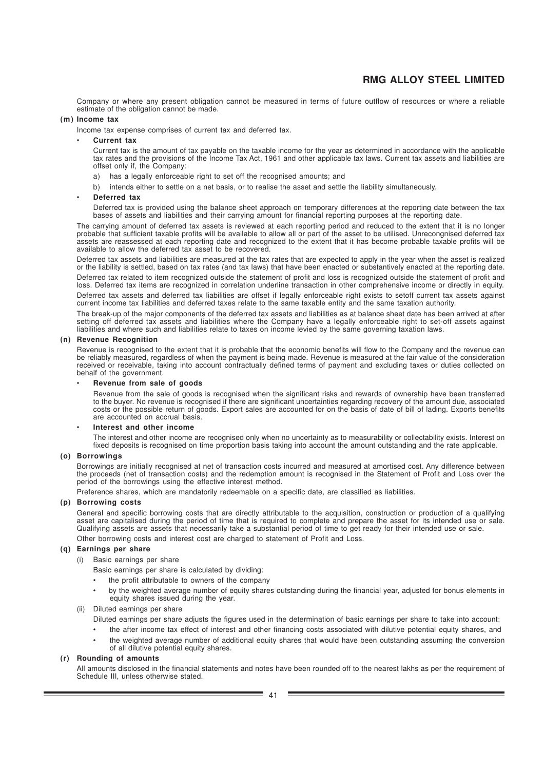Company or where any present obligation cannot be measured in terms of future outflow of resources or where a reliable estimate of the obligation cannot be made.

**(m) Income tax**

Income tax expense comprises of current tax and deferred tax.

- **Current tax**

  Current tax is the amount of tax payable on the taxable income for the year as determined in accordance with the applicable tax rates and the provisions of the Income Tax Act, 1961 and other applicable tax laws. Current tax assets and liabilities are offset only if, the Company:

  a) has a legally enforceable right to set off the recognised amounts; and

  b) intends either to settle on a net basis, or to realise the asset and settle the liability simultaneously.

- **Deferred tax**

  Deferred tax is provided using the balance sheet approach on temporary differences at the reporting date between the tax bases of assets and liabilities and their carrying amount for financial reporting purposes at the reporting date.

The carrying amount of deferred tax assets is reviewed at each reporting period and reduced to the extent that it is no longer probable that sufficient taxable profits will be available to allow all or part of the asset to be utilised. Unrecongnised deferred tax assets are reassessed at each reporting date and recognized to the extent that it has become probable taxable profits will be available to allow the deferred tax asset to be recovered.

Deferred tax assets and liabilities are measured at the tax rates that are expected to apply in the year when the asset is realized or the liability is settled, based on tax rates (and tax laws) that have been enacted or substantively enacted at the reporting date.

Deferred tax related to item recognized outside the statement of profit and loss is recognized outside the statement of profit and loss. Deferred tax items are recognized in correlation underline transaction in other comprehensive income or directly in equity.

Deferred tax assets and deferred tax liabilities are offset if legally enforceable right exists to setoff current tax assets against current income tax liabilities and deferred taxes relate to the same taxable entity and the same taxation authority.

The break-up of the major components of the deferred tax assets and liabilities as at balance sheet date has been arrived at after setting off deferred tax assets and liabilities where the Company have a legally enforceable right to set-off assets against liabilities and where such and liabilities relate to taxes on income levied by the same governing taxation laws.

**(n) Revenue Recognition**

Revenue is recognised to the extent that it is probable that the economic benefits will flow to the Company and the revenue can be reliably measured, regardless of when the payment is being made. Revenue is measured at the fair value of the consideration received or receivable, taking into account contractually defined terms of payment and excluding taxes or duties collected on behalf of the government.

- **Revenue from sale of goods**

  Revenue from the sale of goods is recognised when the significant risks and rewards of ownership have been transferred to the buyer. No revenue is recognised if there are significant uncertainties regarding recovery of the amount due, associated costs or the possible return of goods. Export sales are accounted for on the basis of date of bill of lading. Exports benefits are accounted on accrual basis.

- **Interest and other income**

  The interest and other income are recognised only when no uncertainty as to measurability or collectability exists. Interest on fixed deposits is recognised on time proportion basis taking into account the amount outstanding and the rate applicable.

**(o) Borrowings**

Borrowings are initially recognised at net of transaction costs incurred and measured at amortised cost. Any difference between the proceeds (net of transaction costs) and the redemption amount is recognised in the Statement of Profit and Loss over the period of the borrowings using the effective interest method.

Preference shares, which are mandatorily redeemable on a specific date, are classified as liabilities.

**(p) Borrowing costs**

General and specific borrowing costs that are directly attributable to the acquisition, construction or production of a qualifying asset are capitalised during the period of time that is required to complete and prepare the asset for its intended use or sale. Qualifying assets are assets that necessarily take a substantial period of time to get ready for their intended use or sale.

Other borrowing costs and interest cost are charged to statement of Profit and Loss.

**(q) Earnings per share**

(i) Basic earnings per share

Basic earnings per share is calculated by dividing:

- the profit attributable to owners of the company
- by the weighted average number of equity shares outstanding during the financial year, adjusted for bonus elements in equity shares issued during the year.

(ii) Diluted earnings per share

Diluted earnings per share adjusts the figures used in the determination of basic earnings per share to take into account:

- the after income tax effect of interest and other financing costs associated with dilutive potential equity shares, and
- the weighted average number of additional equity shares that would have been outstanding assuming the conversion of all dilutive potential equity shares.

**(r) Rounding of amounts**

All amounts disclosed in the financial statements and notes have been rounded off to the nearest lakhs as per the requirement of Schedule III, unless otherwise stated.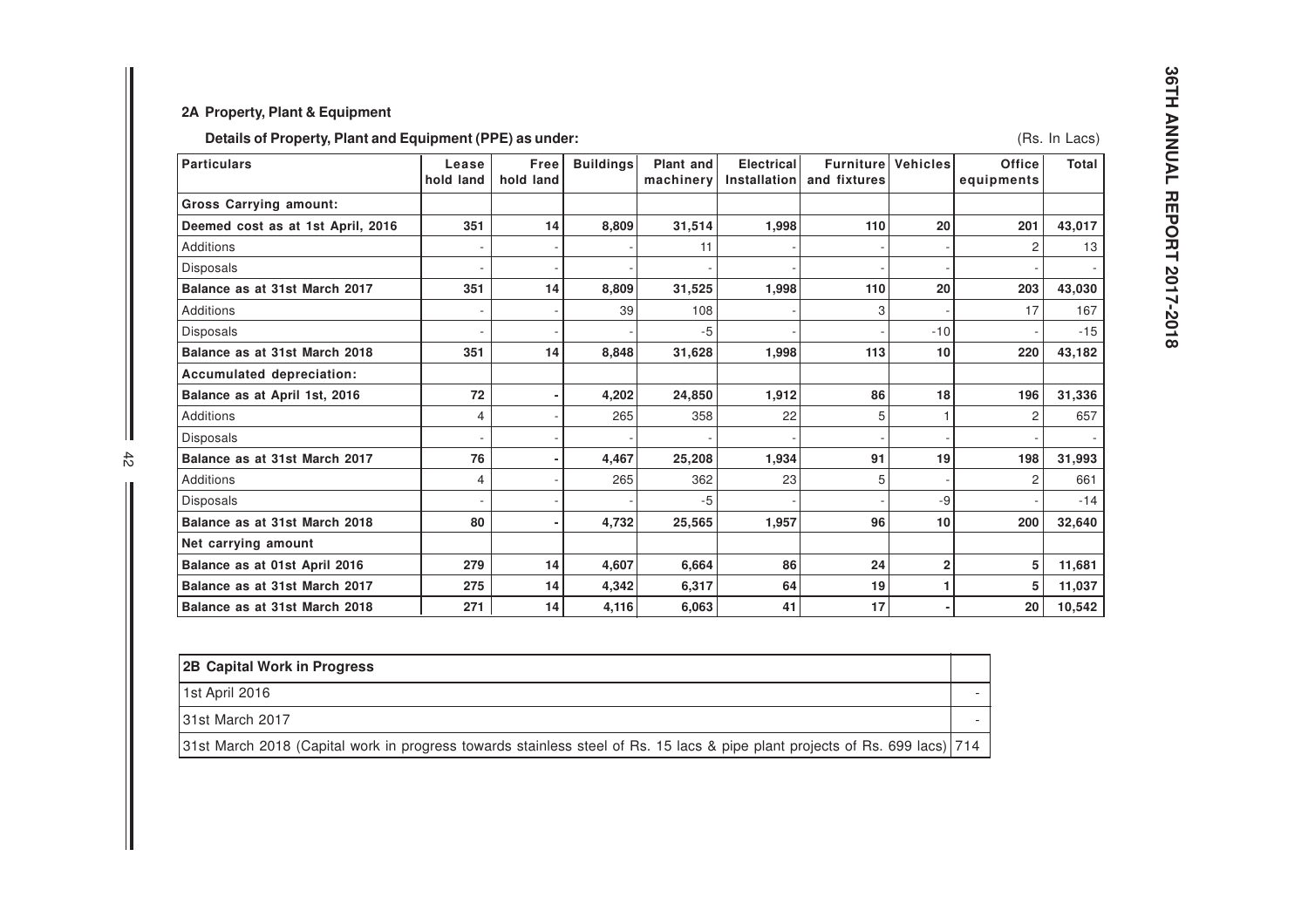## 2A Property, Plant & Equipment

**Details of Property, Plant and Equipment (PPE) as under:**

(Rs. In Lacs)

| Particulars | Lease hold land | Free hold land | Buildings | Plant and machinery | Electrical Installation | Furniture and fixtures | Vehicles | Office equipments | Total |
|---|---|---|---|---|---|---|---|---|---|
| **Gross Carrying amount:** | | | | | | | | | |
| **Deemed cost as at 1st April, 2016** | **351** | **14** | **8,809** | **31,514** | **1,998** | **110** | **20** | **201** | **43,017** |
| Additions | - | - | - | 11 | - | - | - | 2 | 13 |
| Disposals | - | - | - | - | - | - | - | - | - |
| **Balance as at 31st March 2017** | **351** | **14** | **8,809** | **31,525** | **1,998** | **110** | **20** | **203** | **43,030** |
| Additions | - | - | 39 | 108 | - | 3 | - | 17 | 167 |
| Disposals | - | - | - | -5 | - | - | -10 | - | -15 |
| **Balance as at 31st March 2018** | **351** | **14** | **8,848** | **31,628** | **1,998** | **113** | **10** | **220** | **43,182** |
| **Accumulated depreciation:** | | | | | | | | | |
| **Balance as at April 1st, 2016** | **72** | **-** | **4,202** | **24,850** | **1,912** | **86** | **18** | **196** | **31,336** |
| Additions | 4 | - | 265 | 358 | 22 | 5 | 1 | 2 | 657 |
| Disposals | - | - | - | - | - | - | - | - | - |
| **Balance as at 31st March 2017** | **76** | **-** | **4,467** | **25,208** | **1,934** | **91** | **19** | **198** | **31,993** |
| Additions | 4 | - | 265 | 362 | 23 | 5 | - | 2 | 661 |
| Disposals | - | - | - | -5 | - | - | -9 | - | -14 |
| **Balance as at 31st March 2018** | **80** | **-** | **4,732** | **25,565** | **1,957** | **96** | **10** | **200** | **32,640** |
| **Net carrying amount** | | | | | | | | | |
| **Balance as at 01st April 2016** | **279** | **14** | **4,607** | **6,664** | **86** | **24** | **2** | **5** | **11,681** |
| **Balance as at 31st March 2017** | **275** | **14** | **4,342** | **6,317** | **64** | **19** | **1** | **5** | **11,037** |
| **Balance as at 31st March 2018** | **271** | **14** | **4,116** | **6,063** | **41** | **17** | **-** | **20** | **10,542** |

| **2B Capital Work in Progress** | |
|---|---|
| 1st April 2016 | - |
| 31st March 2017 | - |
| 31st March 2018 (Capital work in progress towards stainless steel of Rs. 15 lacs & pipe plant projects of Rs. 699 lacs) | 714 |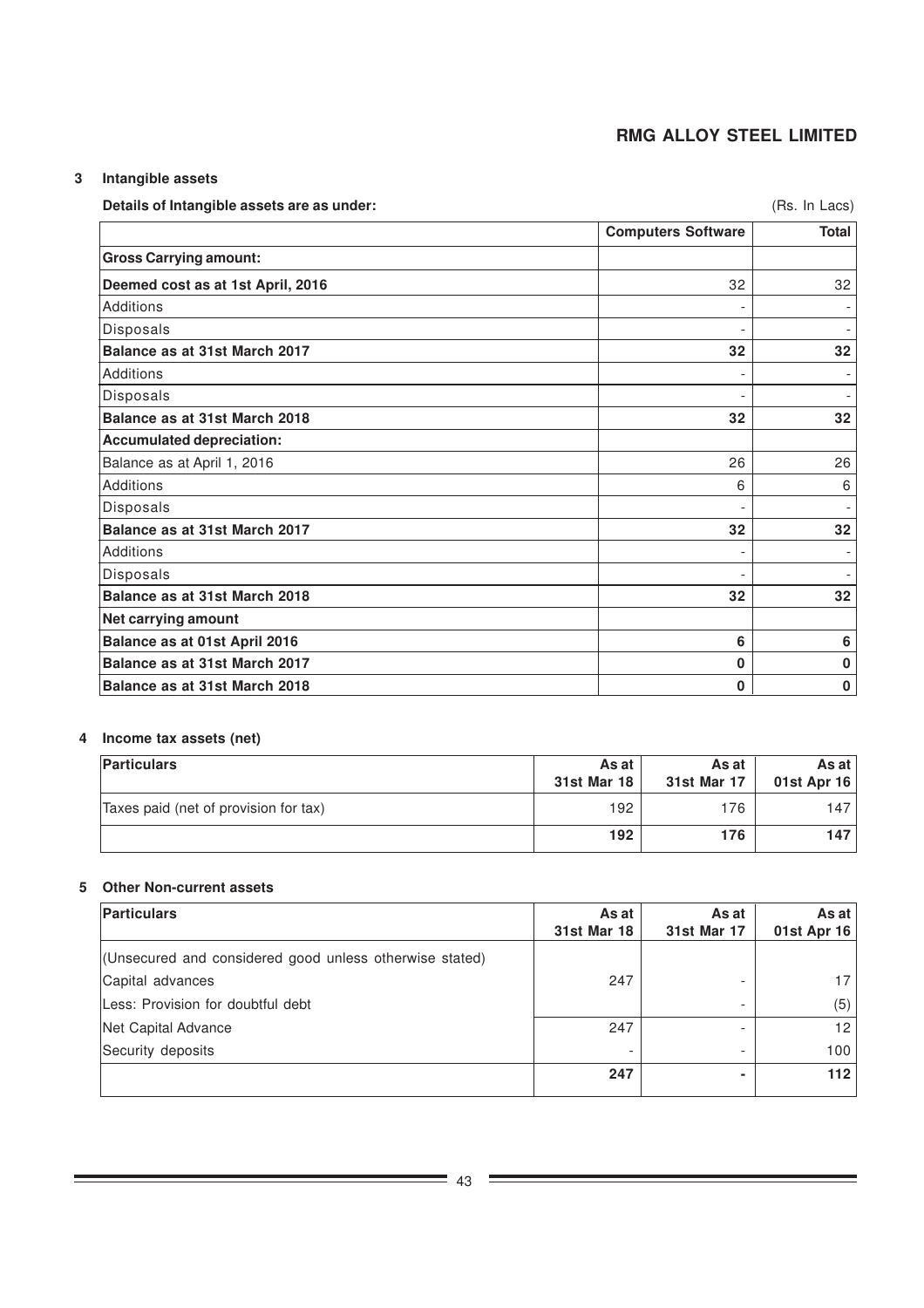## 3 Intangible assets

**Details of Intangible assets are as under:** (Rs. In Lacs)

| | Computers Software | Total |
|---|---|---|
| **Gross Carrying amount:** | | |
| **Deemed cost as at 1st April, 2016** | 32 | 32 |
| Additions | - | - |
| Disposals | - | - |
| **Balance as at 31st March 2017** | **32** | **32** |
| Additions | - | - |
| Disposals | - | - |
| **Balance as at 31st March 2018** | **32** | **32** |
| **Accumulated depreciation:** | | |
| Balance as at April 1, 2016 | 26 | 26 |
| Additions | 6 | 6 |
| Disposals | - | - |
| **Balance as at 31st March 2017** | **32** | **32** |
| Additions | - | - |
| Disposals | - | - |
| **Balance as at 31st March 2018** | **32** | **32** |
| **Net carrying amount** | | |
| **Balance as at 01st April 2016** | **6** | **6** |
| **Balance as at 31st March 2017** | **0** | **0** |
| **Balance as at 31st March 2018** | **0** | **0** |

## 4 Income tax assets (net)

| Particulars | As at 31st Mar 18 | As at 31st Mar 17 | As at 01st Apr 16 |
|---|---|---|---|
| Taxes paid (net of provision for tax) | 192 | 176 | 147 |
| | **192** | **176** | **147** |

## 5 Other Non-current assets

| Particulars | As at 31st Mar 18 | As at 31st Mar 17 | As at 01st Apr 16 |
|---|---|---|---|
| (Unsecured and considered good unless otherwise stated) | | | |
| Capital advances | 247 | - | 17 |
| Less: Provision for doubtful debt | | - | (5) |
| Net Capital Advance | 247 | - | 12 |
| Security deposits | - | - | 100 |
| | **247** | **-** | **112** |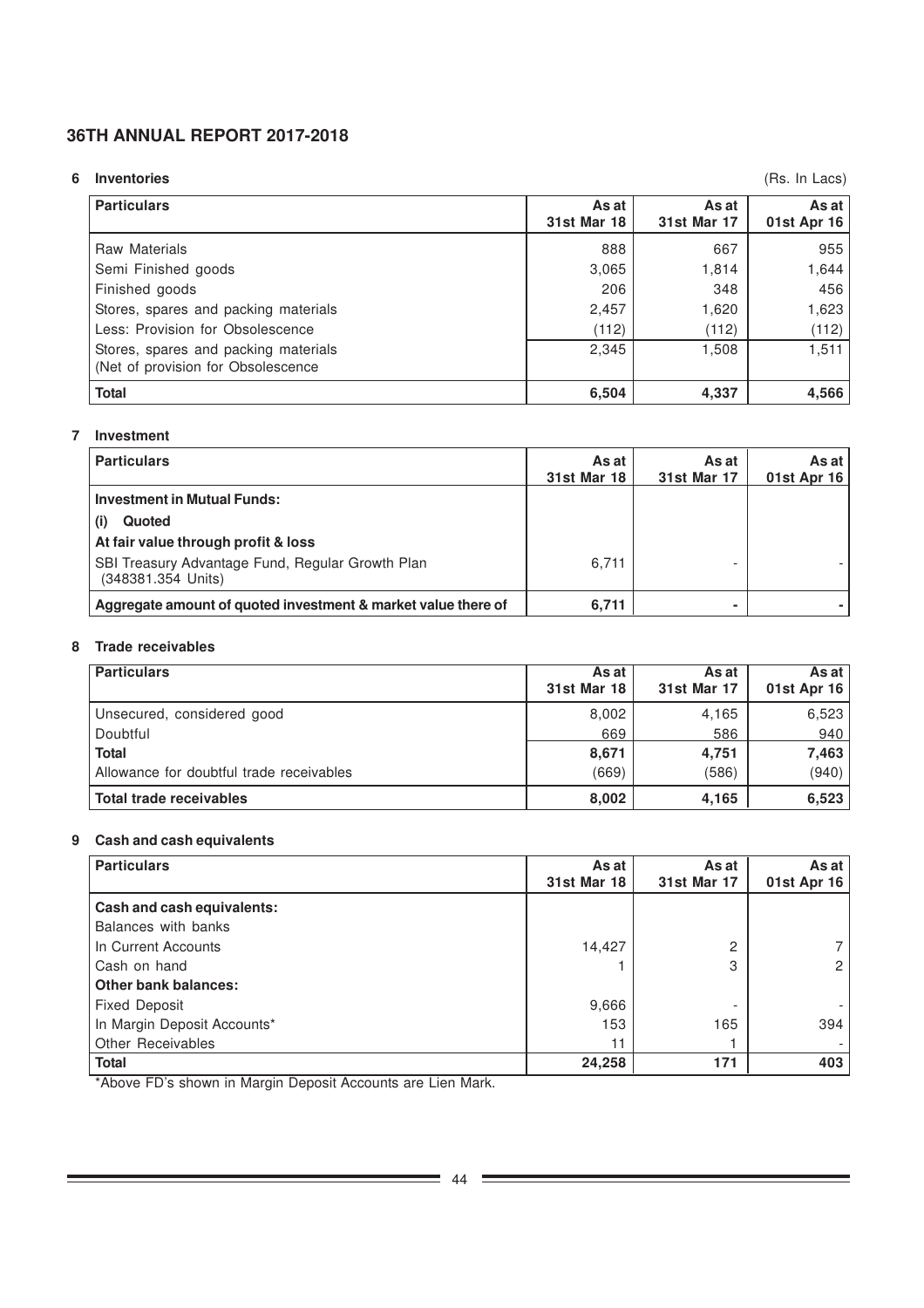## 6 Inventories

(Rs. In Lacs)

| Particulars | As at 31st Mar 18 | As at 31st Mar 17 | As at 01st Apr 16 |
|---|---|---|---|
| Raw Materials | 888 | 667 | 955 |
| Semi Finished goods | 3,065 | 1,814 | 1,644 |
| Finished goods | 206 | 348 | 456 |
| Stores, spares and packing materials | 2,457 | 1,620 | 1,623 |
| Less: Provision for Obsolescence | (112) | (112) | (112) |
| Stores, spares and packing materials (Net of provision for Obsolescence | 2,345 | 1,508 | 1,511 |
| **Total** | **6,504** | **4,337** | **4,566** |

## 7 Investment

| Particulars | As at 31st Mar 18 | As at 31st Mar 17 | As at 01st Apr 16 |
|---|---|---|---|
| **Investment in Mutual Funds:** | | | |
| **(i) Quoted** | | | |
| **At fair value through profit & loss** | | | |
| SBI Treasury Advantage Fund, Regular Growth Plan (348381.354 Units) | 6,711 | - | - |
| **Aggregate amount of quoted investment & market value there of** | **6,711** | **-** | **-** |

## 8 Trade receivables

| Particulars | As at 31st Mar 18 | As at 31st Mar 17 | As at 01st Apr 16 |
|---|---|---|---|
| Unsecured, considered good | 8,002 | 4,165 | 6,523 |
| Doubtful | 669 | 586 | 940 |
| **Total** | **8,671** | **4,751** | **7,463** |
| Allowance for doubtful trade receivables | (669) | (586) | (940) |
| **Total trade receivables** | **8,002** | **4,165** | **6,523** |

## 9 Cash and cash equivalents

| Particulars | As at 31st Mar 18 | As at 31st Mar 17 | As at 01st Apr 16 |
|---|---|---|---|
| **Cash and cash equivalents:** | | | |
| Balances with banks | | | |
| In Current Accounts | 14,427 | 2 | 7 |
| Cash on hand | 1 | 3 | 2 |
| **Other bank balances:** | | | |
| Fixed Deposit | 9,666 | - | - |
| In Margin Deposit Accounts* | 153 | 165 | 394 |
| Other Receivables | 11 | 1 | - |
| **Total** | **24,258** | **171** | **403** |

*Above FD's shown in Margin Deposit Accounts are Lien Mark.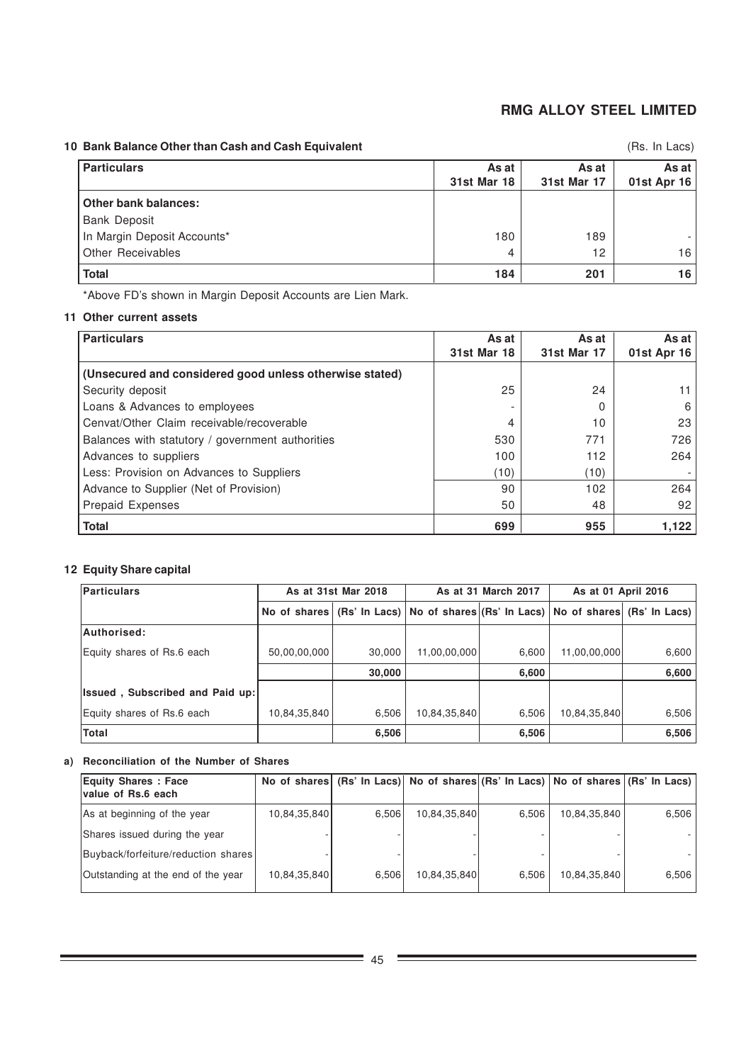## 10 Bank Balance Other than Cash and Cash Equivalent

(Rs. In Lacs)

| Particulars | As at 31st Mar 18 | As at 31st Mar 17 | As at 01st Apr 16 |
|---|---|---|---|
| **Other bank balances:** | | | |
| Bank Deposit | | | |
| In Margin Deposit Accounts* | 180 | 189 | - |
| Other Receivables | 4 | 12 | 16 |
| **Total** | **184** | **201** | **16** |

*Above FD's shown in Margin Deposit Accounts are Lien Mark.

## 11 Other current assets

| Particulars | As at 31st Mar 18 | As at 31st Mar 17 | As at 01st Apr 16 |
|---|---|---|---|
| **(Unsecured and considered good unless otherwise stated)** | | | |
| Security deposit | 25 | 24 | 11 |
| Loans & Advances to employees | - | 0 | 6 |
| Cenvat/Other Claim receivable/recoverable | 4 | 10 | 23 |
| Balances with statutory / government authorities | 530 | 771 | 726 |
| Advances to suppliers | 100 | 112 | 264 |
| Less: Provision on Advances to Suppliers | (10) | (10) | - |
| Advance to Supplier (Net of Provision) | 90 | 102 | 264 |
| Prepaid Expenses | 50 | 48 | 92 |
| **Total** | **699** | **955** | **1,122** |

## 12 Equity Share capital

| Particulars | As at 31st Mar 2018 | | As at 31 March 2017 | | As at 01 April 2016 | |
|---|---|---|---|---|---|---|
| | No of shares | (Rs' In Lacs) | No of shares | (Rs' In Lacs) | No of shares | (Rs' In Lacs) |
| **Authorised:** | | | | | | |
| Equity shares of Rs.6 each | 50,00,00,000 | 30,000 | 11,00,00,000 | 6,600 | 11,00,00,000 | 6,600 |
| | | **30,000** | | **6,600** | | **6,600** |
| **Issued , Subscribed and Paid up:** | | | | | | |
| Equity shares of Rs.6 each | 10,84,35,840 | 6,506 | 10,84,35,840 | 6,506 | 10,84,35,840 | 6,506 |
| **Total** | | **6,506** | | **6,506** | | **6,506** |

### a) Reconciliation of the Number of Shares

| Equity Shares : Face value of Rs.6 each | No of shares | (Rs' In Lacs) | No of shares | (Rs' In Lacs) | No of shares | (Rs' In Lacs) |
|---|---|---|---|---|---|---|
| As at beginning of the year | 10,84,35,840 | 6,506 | 10,84,35,840 | 6,506 | 10,84,35,840 | 6,506 |
| Shares issued during the year | - | - | - | - | - | - |
| Buyback/forfeiture/reduction shares | - | - | - | - | - | - |
| Outstanding at the end of the year | 10,84,35,840 | 6,506 | 10,84,35,840 | 6,506 | 10,84,35,840 | 6,506 |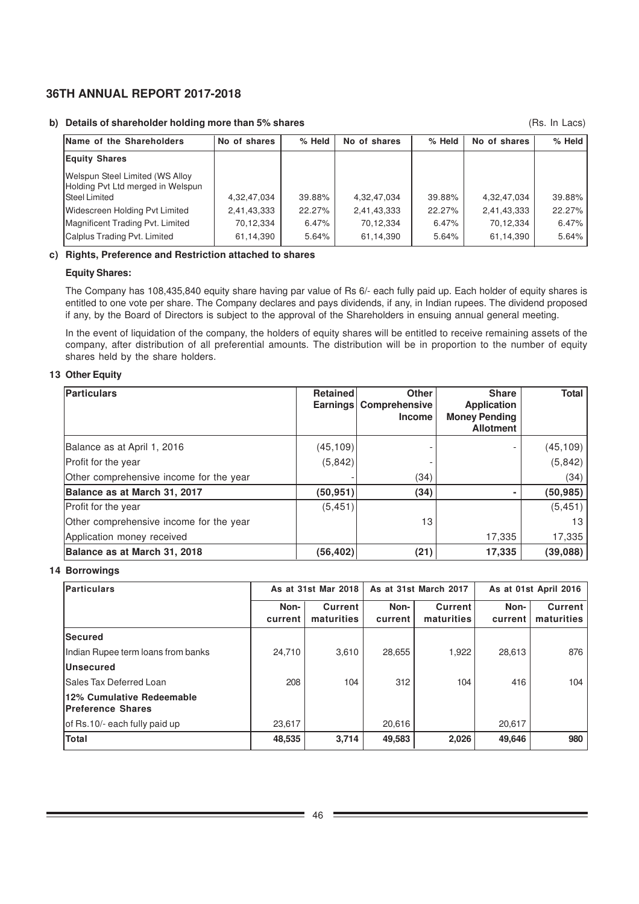**b) Details of shareholder holding more than 5% shares** (Rs. In Lacs)

| Name of the Shareholders | No of shares | % Held | No of shares | % Held | No of shares | % Held |
|---|---|---|---|---|---|---|
| **Equity Shares** | | | | | | |
| Welspun Steel Limited (WS Alloy Holding Pvt Ltd merged in Welspun Steel Limited | 4,32,47,034 | 39.88% | 4,32,47,034 | 39.88% | 4,32,47,034 | 39.88% |
| Widescreen Holding Pvt Limited | 2,41,43,333 | 22.27% | 2,41,43,333 | 22.27% | 2,41,43,333 | 22.27% |
| Magnificent Trading Pvt. Limited | 70,12,334 | 6.47% | 70,12,334 | 6.47% | 70,12,334 | 6.47% |
| Calplus Trading Pvt. Limited | 61,14,390 | 5.64% | 61,14,390 | 5.64% | 61,14,390 | 5.64% |

**c) Rights, Preference and Restriction attached to shares**

**Equity Shares:**

The Company has 108,435,840 equity share having par value of Rs 6/- each fully paid up. Each holder of equity shares is entitled to one vote per share. The Company declares and pays dividends, if any, in Indian rupees. The dividend proposed if any, by the Board of Directors is subject to the approval of the Shareholders in ensuing annual general meeting.

In the event of liquidation of the company, the holders of equity shares will be entitled to receive remaining assets of the company, after distribution of all preferential amounts. The distribution will be in proportion to the number of equity shares held by the share holders.

**13 Other Equity**

| Particulars | Retained Earnings | Other Comprehensive Income | Share Application Money Pending Allotment | Total |
|---|---|---|---|---|
| Balance as at April 1, 2016 | (45,109) | - | - | (45,109) |
| Profit for the year | (5,842) | - | | (5,842) |
| Other comprehensive income for the year | - | (34) | | (34) |
| **Balance as at March 31, 2017** | **(50,951)** | **(34)** | **-** | **(50,985)** |
| Profit for the year | (5,451) | | | (5,451) |
| Other comprehensive income for the year | | 13 | | 13 |
| Application money received | | | 17,335 | 17,335 |
| **Balance as at March 31, 2018** | **(56,402)** | **(21)** | **17,335** | **(39,088)** |

**14 Borrowings**

| Particulars | As at 31st Mar 2018 | | As at 31st March 2017 | | As at 01st April 2016 | |
|---|---|---|---|---|---|---|
| | Non-current | Current maturities | Non-current | Current maturities | Non-current | Current maturities |
| **Secured** | | | | | | |
| Indian Rupee term loans from banks | 24,710 | 3,610 | 28,655 | 1,922 | 28,613 | 876 |
| **Unsecured** | | | | | | |
| Sales Tax Deferred Loan | 208 | 104 | 312 | 104 | 416 | 104 |
| **12% Cumulative Redeemable Preference Shares** | | | | | | |
| of Rs.10/- each fully paid up | 23,617 | | 20,616 | | 20,617 | |
| **Total** | **48,535** | **3,714** | **49,583** | **2,026** | **49,646** | **980** |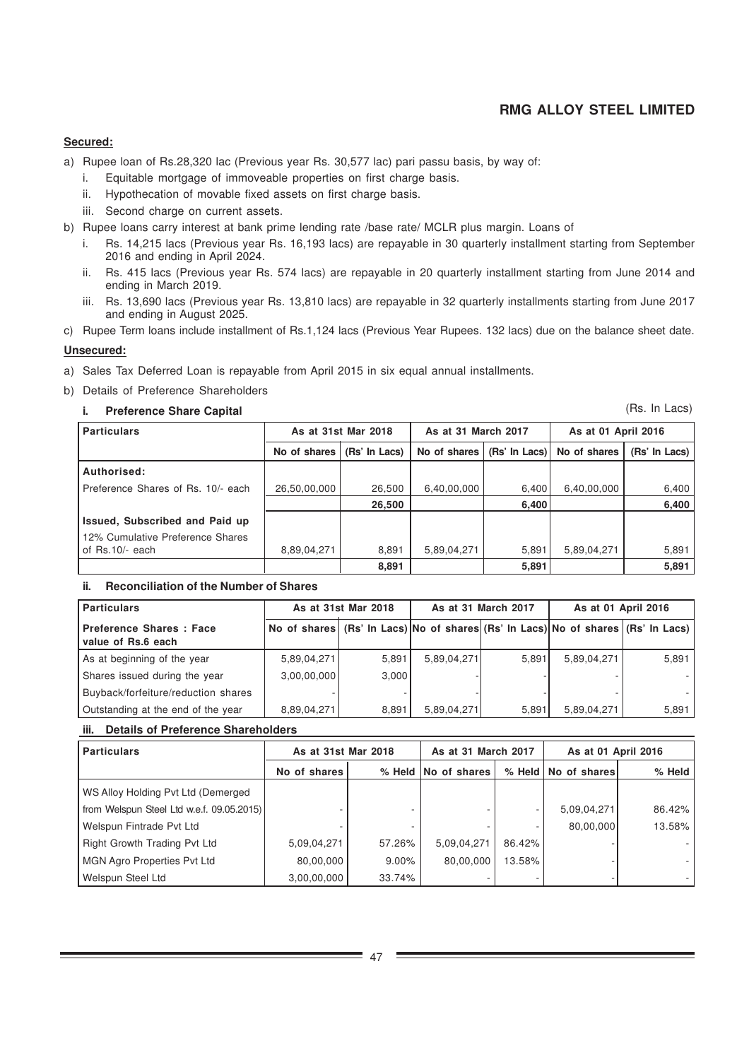**Secured:**

a) Rupee loan of Rs.28,320 lac (Previous year Rs. 30,577 lac) pari passu basis, by way of:

   i. Equitable mortgage of immoveable properties on first charge basis.

   ii. Hypothecation of movable fixed assets on first charge basis.

   iii. Second charge on current assets.

b) Rupee loans carry interest at bank prime lending rate /base rate/ MCLR plus margin. Loans of

   i. Rs. 14,215 lacs (Previous year Rs. 16,193 lacs) are repayable in 30 quarterly installment starting from September 2016 and ending in April 2024.

   ii. Rs. 415 lacs (Previous year Rs. 574 lacs) are repayable in 20 quarterly installment starting from June 2014 and ending in March 2019.

   iii. Rs. 13,690 lacs (Previous year Rs. 13,810 lacs) are repayable in 32 quarterly installments starting from June 2017 and ending in August 2025.

c) Rupee Term loans include installment of Rs.1,124 lacs (Previous Year Rupees. 132 lacs) due on the balance sheet date.

**Unsecured:**

a) Sales Tax Deferred Loan is repayable from April 2015 in six equal annual installments.

b) Details of Preference Shareholders

**i. Preference Share Capital** (Rs. In Lacs)

| Particulars | As at 31st Mar 2018 | | As at 31 March 2017 | | As at 01 April 2016 | |
|---|---|---|---|---|---|---|
| | No of shares | (Rs' In Lacs) | No of shares | (Rs' In Lacs) | No of shares | (Rs' In Lacs) |
| **Authorised:** | | | | | | |
| Preference Shares of Rs. 10/- each | 26,50,00,000 | 26,500 | 6,40,00,000 | 6,400 | 6,40,00,000 | 6,400 |
| | | **26,500** | | **6,400** | | **6,400** |
| **Issued, Subscribed and Paid up** | | | | | | |
| 12% Cumulative Preference Shares of Rs.10/- each | 8,89,04,271 | 8,891 | 5,89,04,271 | 5,891 | 5,89,04,271 | 5,891 |
| | | **8,891** | | **5,891** | | **5,891** |

**ii. Reconciliation of the Number of Shares**

| Particulars | As at 31st Mar 2018 | | As at 31 March 2017 | | As at 01 April 2016 | |
|---|---|---|---|---|---|---|
| **Preference Shares : Face value of Rs.6 each** | No of shares | (Rs' In Lacs) | No of shares | (Rs' In Lacs) | No of shares | (Rs' In Lacs) |
| As at beginning of the year | 5,89,04,271 | 5,891 | 5,89,04,271 | 5,891 | 5,89,04,271 | 5,891 |
| Shares issued during the year | 3,00,00,000 | 3,000 | - | - | - | - |
| Buyback/forfeiture/reduction shares | - | - | - | - | - | - |
| Outstanding at the end of the year | 8,89,04,271 | 8,891 | 5,89,04,271 | 5,891 | 5,89,04,271 | 5,891 |

**iii. Details of Preference Shareholders**

| Particulars | As at 31st Mar 2018 | | As at 31 March 2017 | | As at 01 April 2016 | |
|---|---|---|---|---|---|---|
| | No of shares | % Held | No of shares | % Held | No of shares | % Held |
| WS Alloy Holding Pvt Ltd (Demerged from Welspun Steel Ltd w.e.f. 09.05.2015) | - | - | - | - | 5,09,04,271 | 86.42% |
| Welspun Fintrade Pvt Ltd | - | - | - | - | 80,00,000 | 13.58% |
| Right Growth Trading Pvt Ltd | 5,09,04,271 | 57.26% | 5,09,04,271 | 86.42% | - | - |
| MGN Agro Properties Pvt Ltd | 80,00,000 | 9.00% | 80,00,000 | 13.58% | - | - |
| Welspun Steel Ltd | 3,00,00,000 | 33.74% | - | - | - | - |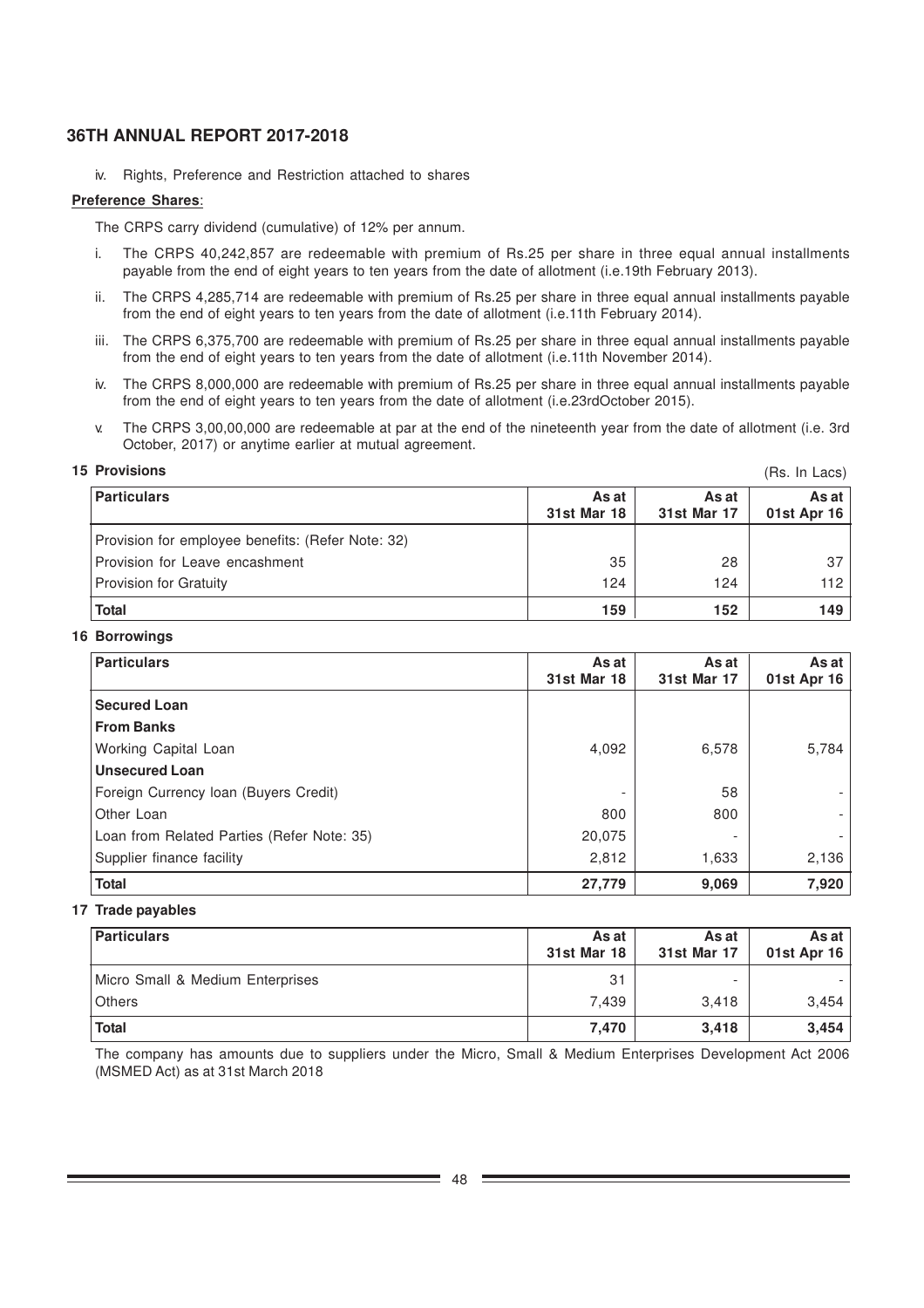iv. Rights, Preference and Restriction attached to shares

**Preference Shares**:

The CRPS carry dividend (cumulative) of 12% per annum.

i. The CRPS 40,242,857 are redeemable with premium of Rs.25 per share in three equal annual installments payable from the end of eight years to ten years from the date of allotment (i.e.19th February 2013).

ii. The CRPS 4,285,714 are redeemable with premium of Rs.25 per share in three equal annual installments payable from the end of eight years to ten years from the date of allotment (i.e.11th February 2014).

iii. The CRPS 6,375,700 are redeemable with premium of Rs.25 per share in three equal annual installments payable from the end of eight years to ten years from the date of allotment (i.e.11th November 2014).

iv. The CRPS 8,000,000 are redeemable with premium of Rs.25 per share in three equal annual installments payable from the end of eight years to ten years from the date of allotment (i.e.23rdOctober 2015).

v. The CRPS 3,00,00,000 are redeemable at par at the end of the nineteenth year from the date of allotment (i.e. 3rd October, 2017) or anytime earlier at mutual agreement.

**15 Provisions** (Rs. In Lacs)

| Particulars | As at 31st Mar 18 | As at 31st Mar 17 | As at 01st Apr 16 |
|---|---|---|---|
| Provision for employee benefits: (Refer Note: 32) | | | |
| Provision for Leave encashment | 35 | 28 | 37 |
| Provision for Gratuity | 124 | 124 | 112 |
| **Total** | **159** | **152** | **149** |

**16 Borrowings**

| Particulars | As at 31st Mar 18 | As at 31st Mar 17 | As at 01st Apr 16 |
|---|---|---|---|
| **Secured Loan** | | | |
| **From Banks** | | | |
| Working Capital Loan | 4,092 | 6,578 | 5,784 |
| **Unsecured Loan** | | | |
| Foreign Currency loan (Buyers Credit) | - | 58 | - |
| Other Loan | 800 | 800 | - |
| Loan from Related Parties (Refer Note: 35) | 20,075 | - | - |
| Supplier finance facility | 2,812 | 1,633 | 2,136 |
| **Total** | **27,779** | **9,069** | **7,920** |

**17 Trade payables**

| Particulars | As at 31st Mar 18 | As at 31st Mar 17 | As at 01st Apr 16 |
|---|---|---|---|
| Micro Small & Medium Enterprises | 31 | - | - |
| Others | 7,439 | 3,418 | 3,454 |
| **Total** | **7,470** | **3,418** | **3,454** |

The company has amounts due to suppliers under the Micro, Small & Medium Enterprises Development Act 2006 (MSMED Act) as at 31st March 2018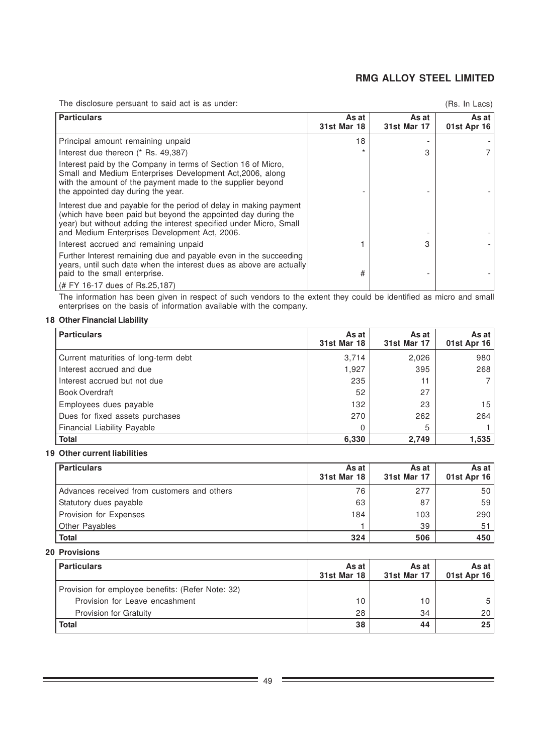The disclosure persuant to said act is as under:

(Rs. In Lacs)

| Particulars | As at 31st Mar 18 | As at 31st Mar 17 | As at 01st Apr 16 |
|---|---|---|---|
| Principal amount remaining unpaid | 18 | - | - |
| Interest due thereon (* Rs. 49,387) | * | 3 | 7 |
| Interest paid by the Company in terms of Section 16 of Micro, Small and Medium Enterprises Development Act,2006, along with the amount of the payment made to the supplier beyond the appointed day during the year. | - | - | - |
| Interest due and payable for the period of delay in making payment (which have been paid but beyond the appointed day during the year) but without adding the interest specified under Micro, Small and Medium Enterprises Development Act, 2006. | | - | - |
| Interest accrued and remaining unpaid | 1 | 3 | - |
| Further Interest remaining due and payable even in the succeeding years, until such date when the interest dues as above are actually paid to the small enterprise. | # | - | - |
| (# FY 16-17 dues of Rs.25,187) | | | |

The information has been given in respect of such vendors to the extent they could be identified as micro and small enterprises on the basis of information available with the company.

## 18 Other Financial Liability

| Particulars | As at 31st Mar 18 | As at 31st Mar 17 | As at 01st Apr 16 |
|---|---|---|---|
| Current maturities of long-term debt | 3,714 | 2,026 | 980 |
| Interest accrued and due | 1,927 | 395 | 268 |
| Interest accrued but not due | 235 | 11 | 7 |
| Book Overdraft | 52 | 27 | |
| Employees dues payable | 132 | 23 | 15 |
| Dues for fixed assets purchases | 270 | 262 | 264 |
| Financial Liability Payable | 0 | 5 | 1 |
| **Total** | **6,330** | **2,749** | **1,535** |

## 19 Other current liabilities

| Particulars | As at 31st Mar 18 | As at 31st Mar 17 | As at 01st Apr 16 |
|---|---|---|---|
| Advances received from customers and others | 76 | 277 | 50 |
| Statutory dues payable | 63 | 87 | 59 |
| Provision for Expenses | 184 | 103 | 290 |
| Other Payables | 1 | 39 | 51 |
| **Total** | **324** | **506** | **450** |

## 20 Provisions

| Particulars | As at 31st Mar 18 | As at 31st Mar 17 | As at 01st Apr 16 |
|---|---|---|---|
| Provision for employee benefits: (Refer Note: 32) | | | |
| Provision for Leave encashment | 10 | 10 | 5 |
| Provision for Gratuity | 28 | 34 | 20 |
| **Total** | **38** | **44** | **25** |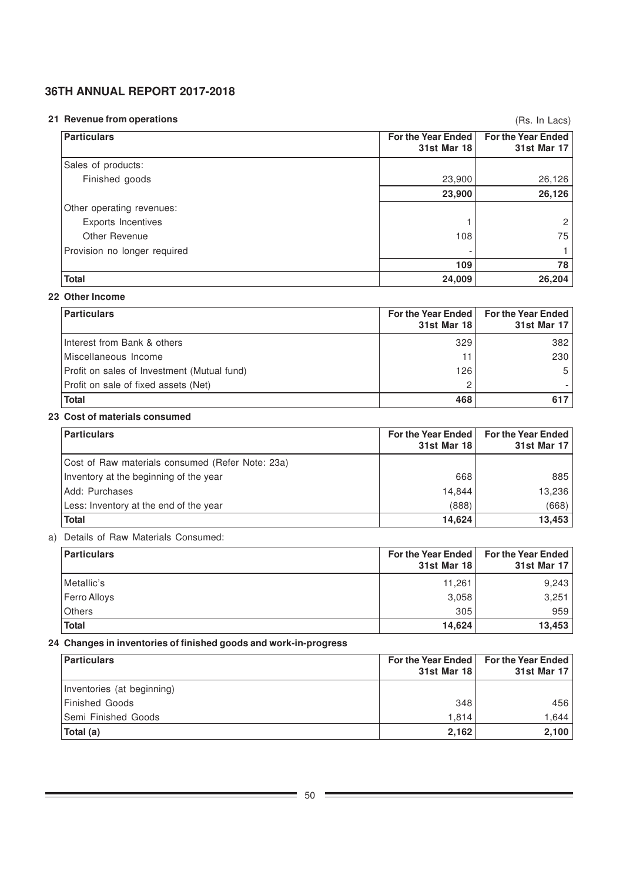## 21 Revenue from operations

(Rs. In Lacs)

| Particulars | For the Year Ended 31st Mar 18 | For the Year Ended 31st Mar 17 |
|---|---|---|
| Sales of products: | | |
| Finished goods | 23,900 | 26,126 |
| | **23,900** | **26,126** |
| Other operating revenues: | | |
| Exports Incentives | 1 | 2 |
| Other Revenue | 108 | 75 |
| Provision no longer required | - | 1 |
| | **109** | **78** |
| **Total** | **24,009** | **26,204** |

## 22 Other Income

| Particulars | For the Year Ended 31st Mar 18 | For the Year Ended 31st Mar 17 |
|---|---|---|
| Interest from Bank & others | 329 | 382 |
| Miscellaneous Income | 11 | 230 |
| Profit on sales of Investment (Mutual fund) | 126 | 5 |
| Profit on sale of fixed assets (Net) | 2 | - |
| **Total** | **468** | **617** |

## 23 Cost of materials consumed

| Particulars | For the Year Ended 31st Mar 18 | For the Year Ended 31st Mar 17 |
|---|---|---|
| Cost of Raw materials consumed (Refer Note: 23a) | | |
| Inventory at the beginning of the year | 668 | 885 |
| Add: Purchases | 14,844 | 13,236 |
| Less: Inventory at the end of the year | (888) | (668) |
| **Total** | **14,624** | **13,453** |

a) Details of Raw Materials Consumed:

| Particulars | For the Year Ended 31st Mar 18 | For the Year Ended 31st Mar 17 |
|---|---|---|
| Metallic's | 11,261 | 9,243 |
| Ferro Alloys | 3,058 | 3,251 |
| Others | 305 | 959 |
| **Total** | **14,624** | **13,453** |

## 24 Changes in inventories of finished goods and work-in-progress

| Particulars | For the Year Ended 31st Mar 18 | For the Year Ended 31st Mar 17 |
|---|---|---|
| Inventories (at beginning) | | |
| Finished Goods | 348 | 456 |
| Semi Finished Goods | 1,814 | 1,644 |
| **Total (a)** | **2,162** | **2,100** |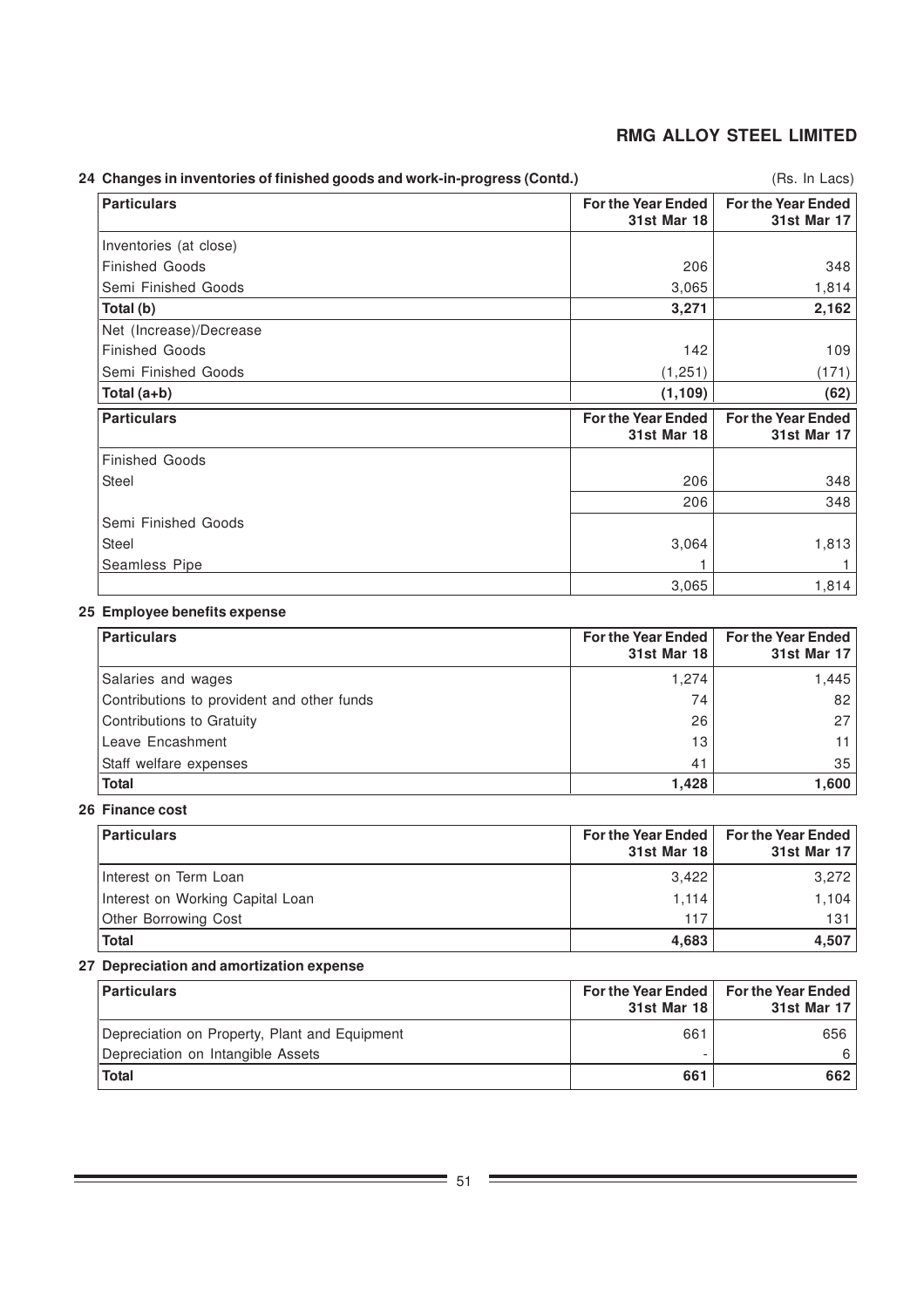### 24 Changes in inventories of finished goods and work-in-progress (Contd.)

(Rs. In Lacs)

| Particulars | For the Year Ended 31st Mar 18 | For the Year Ended 31st Mar 17 |
|---|---|---|
| Inventories (at close) | | |
| Finished Goods | 206 | 348 |
| Semi Finished Goods | 3,065 | 1,814 |
| **Total (b)** | **3,271** | **2,162** |
| Net (Increase)/Decrease | | |
| Finished Goods | 142 | 109 |
| Semi Finished Goods | (1,251) | (171) |
| **Total (a+b)** | **(1,109)** | **(62)** |

| Particulars | For the Year Ended 31st Mar 18 | For the Year Ended 31st Mar 17 |
|---|---|---|
| Finished Goods | | |
| Steel | 206 | 348 |
| | 206 | 348 |
| Semi Finished Goods | | |
| Steel | 3,064 | 1,813 |
| Seamless Pipe | 1 | 1 |
| | 3,065 | 1,814 |

### 25 Employee benefits expense

| Particulars | For the Year Ended 31st Mar 18 | For the Year Ended 31st Mar 17 |
|---|---|---|
| Salaries and wages | 1,274 | 1,445 |
| Contributions to provident and other funds | 74 | 82 |
| Contributions to Gratuity | 26 | 27 |
| Leave Encashment | 13 | 11 |
| Staff welfare expenses | 41 | 35 |
| **Total** | **1,428** | **1,600** |

### 26 Finance cost

| Particulars | For the Year Ended 31st Mar 18 | For the Year Ended 31st Mar 17 |
|---|---|---|
| Interest on Term Loan | 3,422 | 3,272 |
| Interest on Working Capital Loan | 1,114 | 1,104 |
| Other Borrowing Cost | 117 | 131 |
| **Total** | **4,683** | **4,507** |

### 27 Depreciation and amortization expense

| Particulars | For the Year Ended 31st Mar 18 | For the Year Ended 31st Mar 17 |
|---|---|---|
| Depreciation on Property, Plant and Equipment | 661 | 656 |
| Depreciation on Intangible Assets | - | 6 |
| **Total** | **661** | **662** |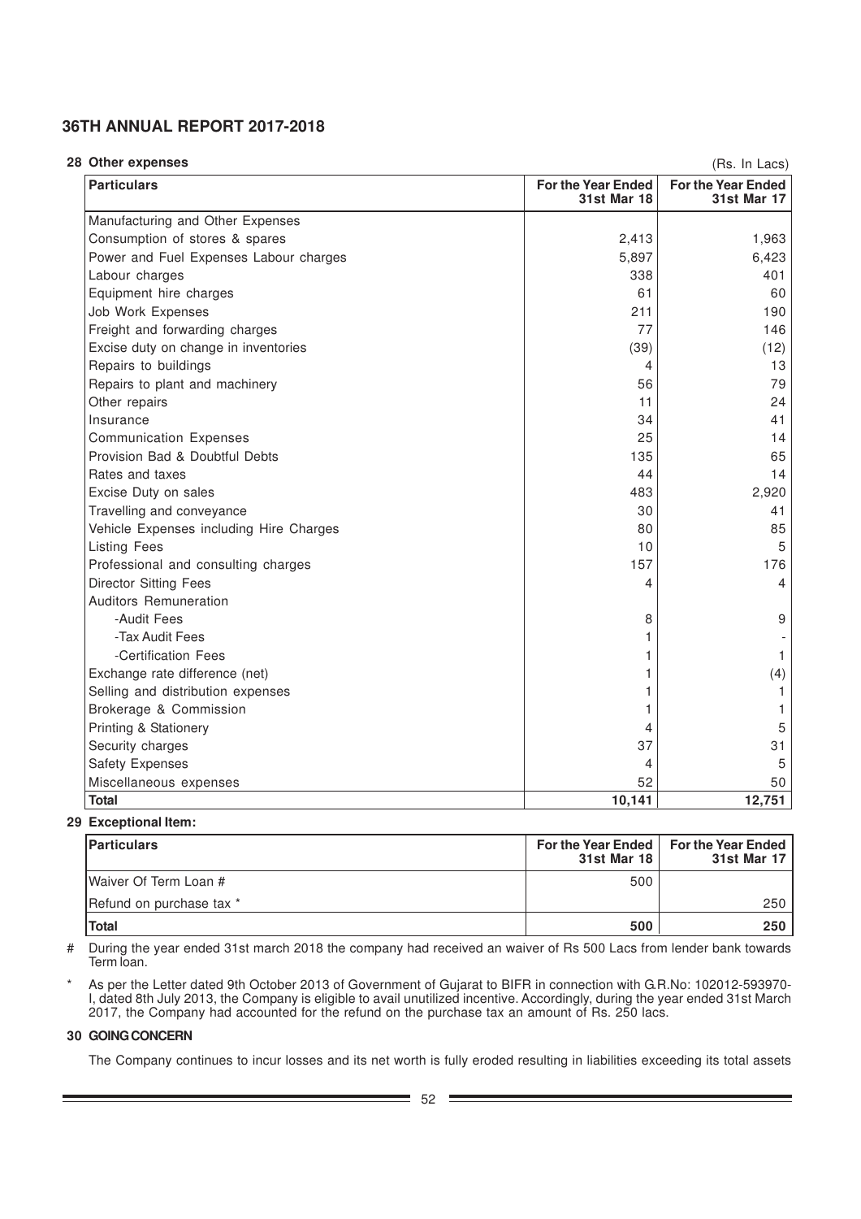## 28 Other expenses

(Rs. In Lacs)

| Particulars | For the Year Ended 31st Mar 18 | For the Year Ended 31st Mar 17 |
|---|---|---|
| Manufacturing and Other Expenses | | |
| Consumption of stores & spares | 2,413 | 1,963 |
| Power and Fuel Expenses Labour charges | 5,897 | 6,423 |
| Labour charges | 338 | 401 |
| Equipment hire charges | 61 | 60 |
| Job Work Expenses | 211 | 190 |
| Freight and forwarding charges | 77 | 146 |
| Excise duty on change in inventories | (39) | (12) |
| Repairs to buildings | 4 | 13 |
| Repairs to plant and machinery | 56 | 79 |
| Other repairs | 11 | 24 |
| Insurance | 34 | 41 |
| Communication Expenses | 25 | 14 |
| Provision Bad & Doubtful Debts | 135 | 65 |
| Rates and taxes | 44 | 14 |
| Excise Duty on sales | 483 | 2,920 |
| Travelling and conveyance | 30 | 41 |
| Vehicle Expenses including Hire Charges | 80 | 85 |
| Listing Fees | 10 | 5 |
| Professional and consulting charges | 157 | 176 |
| Director Sitting Fees | 4 | 4 |
| Auditors Remuneration | | |
| -Audit Fees | 8 | 9 |
| -Tax Audit Fees | 1 | - |
| -Certification Fees | 1 | 1 |
| Exchange rate difference (net) | 1 | (4) |
| Selling and distribution expenses | 1 | 1 |
| Brokerage & Commission | 1 | 1 |
| Printing & Stationery | 4 | 5 |
| Security charges | 37 | 31 |
| Safety Expenses | 4 | 5 |
| Miscellaneous expenses | 52 | 50 |
| **Total** | **10,141** | **12,751** |

## 29 Exceptional Item:

| Particulars | For the Year Ended 31st Mar 18 | For the Year Ended 31st Mar 17 |
|---|---|---|
| Waiver Of Term Loan # | 500 | |
| Refund on purchase tax * | | 250 |
| **Total** | **500** | **250** |

# During the year ended 31st march 2018 the company had received an waiver of Rs 500 Lacs from lender bank towards Term loan.

* As per the Letter dated 9th October 2013 of Government of Gujarat to BIFR in connection with G.R.No: 102012-593970-I, dated 8th July 2013, the Company is eligible to avail unutilized incentive. Accordingly, during the year ended 31st March 2017, the Company had accounted for the refund on the purchase tax an amount of Rs. 250 lacs.

## 30 GOING CONCERN

The Company continues to incur losses and its net worth is fully eroded resulting in liabilities exceeding its total assets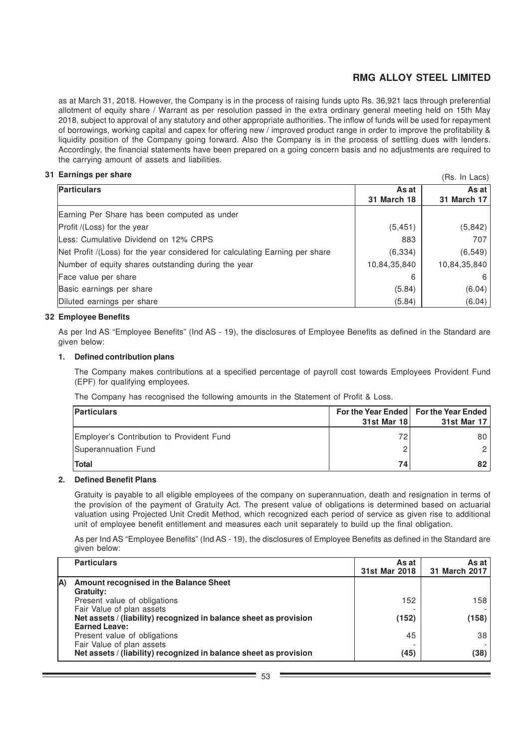as at March 31, 2018. However, the Company is in the process of raising funds upto Rs. 36,921 lacs through preferential allotment of equity share / Warrant as per resolution passed in the extra ordinary general meeting held on 15th May 2018, subject to approval of any statutory and other appropriate authorities. The inflow of funds will be used for repayment of borrowings, working capital and capex for offering new / improved product range in order to improve the profitability & liquidity position of the Company going forward. Also the Company is in the process of settling dues with lenders. Accordingly, the financial statements have been prepared on a going concern basis and no adjustments are required to the carrying amount of assets and liabilities.

## 31 Earnings per share

(Rs. In Lacs)

| Particulars | As at 31 March 18 | As at 31 March 17 |
|---|---|---|
| Earning Per Share has been computed as under | | |
| Profit /(Loss) for the year | (5,451) | (5,842) |
| Less: Cumulative Dividend on 12% CRPS | 883 | 707 |
| Net Profit /(Loss) for the year considered for calculating Earning per share | (6,334) | (6,549) |
| Number of equity shares outstanding during the year | 10,84,35,840 | 10,84,35,840 |
| Face value per share | 6 | 6 |
| Basic earnings per share | (5.84) | (6.04) |
| Diluted earnings per share | (5.84) | (6.04) |

## 32 Employee Benefits

As per Ind AS "Employee Benefits" (Ind AS - 19), the disclosures of Employee Benefits as defined in the Standard are given below:

### 1. Defined contribution plans

The Company makes contributions at a specified percentage of payroll cost towards Employees Provident Fund (EPF) for qualifying employees.

The Company has recognised the following amounts in the Statement of Profit & Loss.

| Particulars | For the Year Ended 31st Mar 18 | For the Year Ended 31st Mar 17 |
|---|---|---|
| Employer's Contribution to Provident Fund | 72 | 80 |
| Superannuation Fund | 2 | 2 |
| **Total** | **74** | **82** |

### 2. Defined Benefit Plans

Gratuity is payable to all eligible employees of the company on superannuation, death and resignation in terms of the provision of the payment of Gratuity Act. The present value of obligations is determined based on actuarial valuation using Projected Unit Credit Method, which recognized each period of service as given rise to additional unit of employee benefit entitlement and measures each unit separately to build up the final obligation.

As per Ind AS "Employee Benefits" (Ind AS - 19), the disclosures of Employee Benefits as defined in the Standard are given below:

| | Particulars | As at 31st Mar 2018 | As at 31 March 2017 |
|---|---|---|---|
| A) | **Amount recognised in the Balance Sheet** | | |
| | **Gratuity:** | | |
| | Present value of obligations | 152 | 158 |
| | Fair Value of plan assets | - | - |
| | **Net assets / (liability) recognized in balance sheet as provision** | **(152)** | **(158)** |
| | **Earned Leave:** | | |
| | Present value of obligations | 45 | 38 |
| | Fair Value of plan assets | - | - |
| | **Net assets / (liability) recognized in balance sheet as provision** | **(45)** | **(38)** |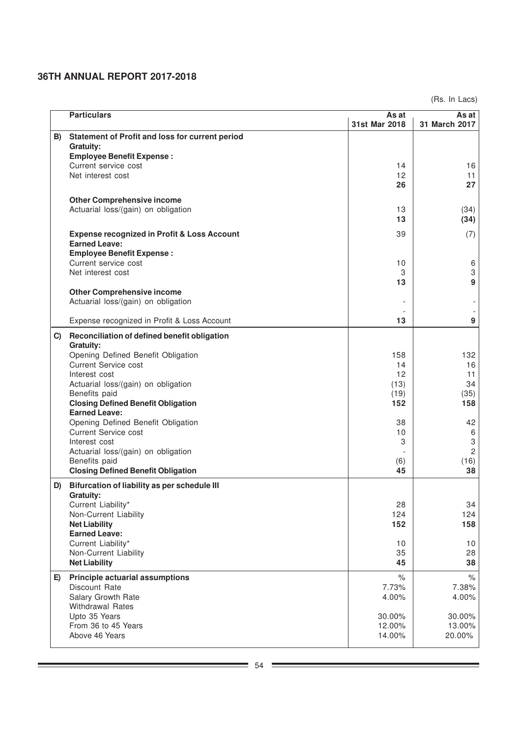(Rs. In Lacs)

| | Particulars | As at 31st Mar 2018 | As at 31 March 2017 |
|---|---|---|---|
| **B)** | **Statement of Profit and loss for current period** | | |
| | **Gratuity:** | | |
| | **Employee Benefit Expense :** | | |
| | Current service cost | 14 | 16 |
| | Net interest cost | 12 | 11 |
| | | **26** | **27** |
| | **Other Comprehensive income** | | |
| | Actuarial loss/(gain) on obligation | 13 | (34) |
| | | **13** | **(34)** |
| | **Expense recognized in Profit & Loss Account** | 39 | (7) |
| | **Earned Leave:** | | |
| | **Employee Benefit Expense :** | | |
| | Current service cost | 10 | 6 |
| | Net interest cost | 3 | 3 |
| | | **13** | **9** |
| | **Other Comprehensive income** | | |
| | Actuarial loss/(gain) on obligation | - | - |
| | | - | - |
| | Expense recognized in Profit & Loss Account | **13** | **9** |
| **C)** | **Reconciliation of defined benefit obligation** | | |
| | **Gratuity:** | | |
| | Opening Defined Benefit Obligation | 158 | 132 |
| | Current Service cost | 14 | 16 |
| | Interest cost | 12 | 11 |
| | Actuarial loss/(gain) on obligation | (13) | 34 |
| | Benefits paid | (19) | (35) |
| | **Closing Defined Benefit Obligation** | **152** | **158** |
| | **Earned Leave:** | | |
| | Opening Defined Benefit Obligation | 38 | 42 |
| | Current Service cost | 10 | 6 |
| | Interest cost | 3 | 3 |
| | Actuarial loss/(gain) on obligation | - | 2 |
| | Benefits paid | (6) | (16) |
| | **Closing Defined Benefit Obligation** | **45** | **38** |
| **D)** | **Bifurcation of liability as per schedule III** | | |
| | **Gratuity:** | | |
| | Current Liability* | 28 | 34 |
| | Non-Current Liability | 124 | 124 |
| | **Net Liability** | **152** | **158** |
| | **Earned Leave:** | | |
| | Current Liability* | 10 | 10 |
| | Non-Current Liability | 35 | 28 |
| | **Net Liability** | **45** | **38** |
| **E)** | **Principle actuarial assumptions** | % | % |
| | Discount Rate | 7.73% | 7.38% |
| | Salary Growth Rate | 4.00% | 4.00% |
| | Withdrawal Rates | | |
| | Upto 35 Years | 30.00% | 30.00% |
| | From 36 to 45 Years | 12.00% | 13.00% |
| | Above 46 Years | 14.00% | 20.00% |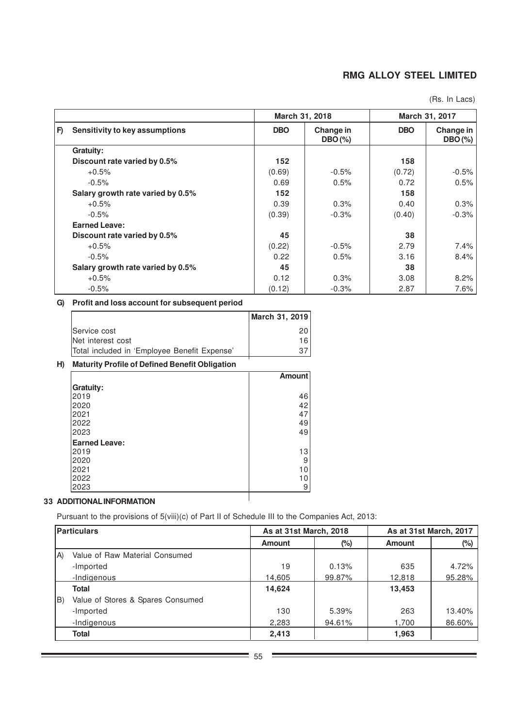(Rs. In Lacs)

| | | March 31, 2018 | | March 31, 2017 | |
|---|---|---|---|---|---|
| **F)** | **Sensitivity to key assumptions** | **DBO** | **Change in DBO (%)** | **DBO** | **Change in DBO (%)** |
| | **Gratuity:** | | | | |
| | **Discount rate varied by 0.5%** | **152** | | **158** | |
| | +0.5% | (0.69) | -0.5% | (0.72) | -0.5% |
| | -0.5% | 0.69 | 0.5% | 0.72 | 0.5% |
| | **Salary growth rate varied by 0.5%** | **152** | | **158** | |
| | +0.5% | 0.39 | 0.3% | 0.40 | 0.3% |
| | -0.5% | (0.39) | -0.3% | (0.40) | -0.3% |
| | **Earned Leave:** | | | | |
| | **Discount rate varied by 0.5%** | **45** | | **38** | |
| | +0.5% | (0.22) | -0.5% | 2.79 | 7.4% |
| | -0.5% | 0.22 | 0.5% | 3.16 | 8.4% |
| | **Salary growth rate varied by 0.5%** | **45** | | **38** | |
| | +0.5% | 0.12 | 0.3% | 3.08 | 8.2% |
| | -0.5% | (0.12) | -0.3% | 2.87 | 7.6% |

**G) Profit and loss account for subsequent period**

| | March 31, 2019 |
|---|---|
| Service cost | 20 |
| Net interest cost | 16 |
| Total included in 'Employee Benefit Expense' | 37 |

**H) Maturity Profile of Defined Benefit Obligation**

| | Amount |
|---|---|
| **Gratuity:** | |
| 2019 | 46 |
| 2020 | 42 |
| 2021 | 47 |
| 2022 | 49 |
| 2023 | 49 |
| **Earned Leave:** | |
| 2019 | 13 |
| 2020 | 9 |
| 2021 | 10 |
| 2022 | 10 |
| 2023 | 9 |

## 33 ADDITIONAL INFORMATION

Pursuant to the provisions of 5(viii)(c) of Part II of Schedule III to the Companies Act, 2013:

| | Particulars | As at 31st March, 2018 | | As at 31st March, 2017 | |
|---|---|---|---|---|---|
| | | **Amount** | **(%)** | **Amount** | **(%)** |
| A) | Value of Raw Material Consumed | | | | |
| | -Imported | 19 | 0.13% | 635 | 4.72% |
| | -Indigenous | 14,605 | 99.87% | 12,818 | 95.28% |
| | **Total** | **14,624** | | **13,453** | |
| B) | Value of Stores & Spares Consumed | | | | |
| | -Imported | 130 | 5.39% | 263 | 13.40% |
| | -Indigenous | 2,283 | 94.61% | 1,700 | 86.60% |
| | **Total** | **2,413** | | **1,963** | |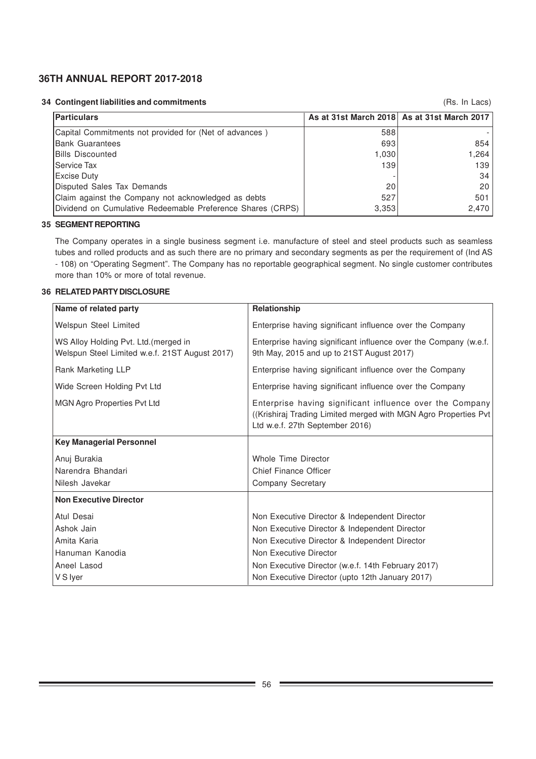### 34 Contingent liabilities and commitments

(Rs. In Lacs)

| Particulars | As at 31st March 2018 | As at 31st March 2017 |
|---|---|---|
| Capital Commitments not provided for (Net of advances ) | 588 | - |
| Bank Guarantees | 693 | 854 |
| Bills Discounted | 1,030 | 1,264 |
| Service Tax | 139 | 139 |
| Excise Duty | - | 34 |
| Disputed Sales Tax Demands | 20 | 20 |
| Claim against the Company not acknowledged as debts | 527 | 501 |
| Dividend on Cumulative Redeemable Preference Shares (CRPS) | 3,353 | 2,470 |

### 35 SEGMENT REPORTING

The Company operates in a single business segment i.e. manufacture of steel and steel products such as seamless tubes and rolled products and as such there are no primary and secondary segments as per the requirement of (Ind AS - 108) on "Operating Segment". The Company has no reportable geographical segment. No single customer contributes more than 10% or more of total revenue.

### 36 RELATED PARTY DISCLOSURE

| Name of related party | Relationship |
|---|---|
| Welspun Steel Limited | Enterprise having significant influence over the Company |
| WS Alloy Holding Pvt. Ltd.(merged in Welspun Steel Limited w.e.f. 21ST August 2017) | Enterprise having significant influence over the Company (w.e.f. 9th May, 2015 and up to 21ST August 2017) |
| Rank Marketing LLP | Enterprise having significant influence over the Company |
| Wide Screen Holding Pvt Ltd | Enterprise having significant influence over the Company |
| MGN Agro Properties Pvt Ltd | Enterprise having significant influence over the Company ((Krishiraj Trading Limited merged with MGN Agro Properties Pvt Ltd w.e.f. 27th September 2016) |
| **Key Managerial Personnel** | |
| Anuj Burakia | Whole Time Director |
| Narendra Bhandari | Chief Finance Officer |
| Nilesh Javekar | Company Secretary |
| **Non Executive Director** | |
| Atul Desai | Non Executive Director & Independent Director |
| Ashok Jain | Non Executive Director & Independent Director |
| Amita Karia | Non Executive Director & Independent Director |
| Hanuman Kanodia | Non Executive Director |
| Aneel Lasod | Non Executive Director (w.e.f. 14th February 2017) |
| V S Iyer | Non Executive Director (upto 12th January 2017) |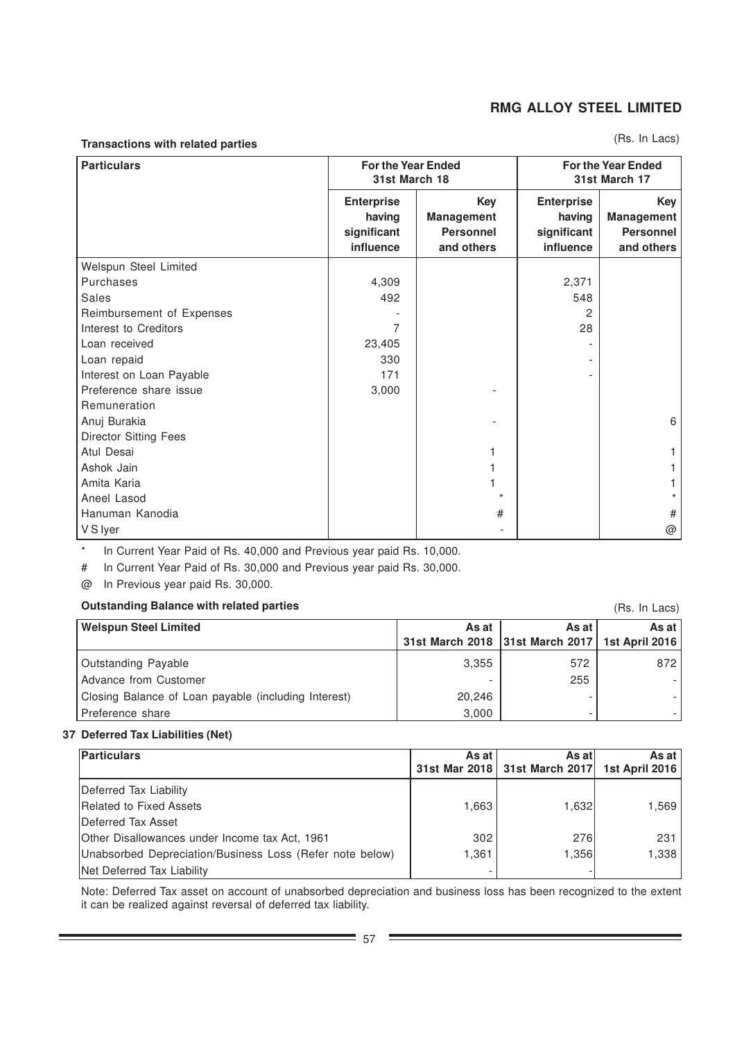**Transactions with related parties**

(Rs. In Lacs)

| Particulars | For the Year Ended 31st March 18 | | For the Year Ended 31st March 17 | |
|---|---|---|---|---|
| | Enterprise having significant influence | Key Management Personnel and others | Enterprise having significant influence | Key Management Personnel and others |
| Welspun Steel Limited | | | | |
| Purchases | 4,309 | | 2,371 | |
| Sales | 492 | | 548 | |
| Reimbursement of Expenses | - | | 2 | |
| Interest to Creditors | 7 | | 28 | |
| Loan received | 23,405 | | - | |
| Loan repaid | 330 | | - | |
| Interest on Loan Payable | 171 | | - | |
| Preference share issue | 3,000 | - | | |
| Remuneration | | | | |
| Anuj Burakia | | - | | 6 |
| Director Sitting Fees | | | | |
| Atul Desai | | 1 | | 1 |
| Ashok Jain | | 1 | | 1 |
| Amita Karia | | 1 | | 1 |
| Aneel Lasod | | * | | * |
| Hanuman Kanodia | | # | | # |
| V S Iyer | | - | | @ |

\* In Current Year Paid of Rs. 40,000 and Previous year paid Rs. 10,000.

\# In Current Year Paid of Rs. 30,000 and Previous year paid Rs. 30,000.

@ In Previous year paid Rs. 30,000.

**Outstanding Balance with related parties**

(Rs. In Lacs)

| Welspun Steel Limited | As at 31st March 2018 | As at 31st March 2017 | As at 1st April 2016 |
|---|---|---|---|
| Outstanding Payable | 3,355 | 572 | 872 |
| Advance from Customer | - | 255 | - |
| Closing Balance of Loan payable (including Interest) | 20,246 | - | - |
| Preference share | 3,000 | - | - |

**37 Deferred Tax Liabilities (Net)**

| Particulars | As at 31st Mar 2018 | As at 31st March 2017 | As at 1st April 2016 |
|---|---|---|---|
| Deferred Tax Liability | | | |
| Related to Fixed Assets | 1,663 | 1,632 | 1,569 |
| Deferred Tax Asset | | | |
| Other Disallowances under Income tax Act, 1961 | 302 | 276 | 231 |
| Unabsorbed Depreciation/Business Loss (Refer note below) | 1,361 | 1,356 | 1,338 |
| Net Deferred Tax Liability | - | - | |

Note: Deferred Tax asset on account of unabsorbed depreciation and business loss has been recognized to the extent it can be realized against reversal of deferred tax liability.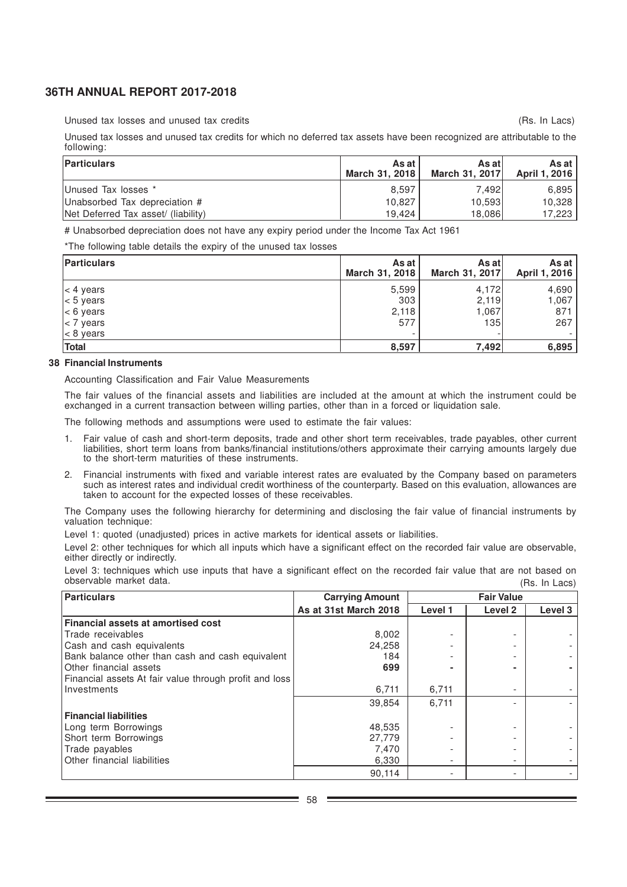Unused tax losses and unused tax credits (Rs. In Lacs)

Unused tax losses and unused tax credits for which no deferred tax assets have been recognized are attributable to the following:

| Particulars | As at March 31, 2018 | As at March 31, 2017 | As at April 1, 2016 |
|---|---|---|---|
| Unused Tax losses * | 8,597 | 7,492 | 6,895 |
| Unabsorbed Tax depreciation # | 10,827 | 10,593 | 10,328 |
| Net Deferred Tax asset/ (liability) | 19,424 | 18,086 | 17,223 |

# Unabsorbed depreciation does not have any expiry period under the Income Tax Act 1961

*The following table details the expiry of the unused tax losses

| Particulars | As at March 31, 2018 | As at March 31, 2017 | As at April 1, 2016 |
|---|---|---|---|
| < 4 years | 5,599 | 4,172 | 4,690 |
| < 5 years | 303 | 2,119 | 1,067 |
| < 6 years | 2,118 | 1,067 | 871 |
| < 7 years | 577 | 135 | 267 |
| < 8 years | - | - | - |
| **Total** | **8,597** | **7,492** | **6,895** |

## 38 Financial Instruments

Accounting Classification and Fair Value Measurements

The fair values of the financial assets and liabilities are included at the amount at which the instrument could be exchanged in a current transaction between willing parties, other than in a forced or liquidation sale.

The following methods and assumptions were used to estimate the fair values:

1. Fair value of cash and short-term deposits, trade and other short term receivables, trade payables, other current liabilities, short term loans from banks/financial institutions/others approximate their carrying amounts largely due to the short-term maturities of these instruments.
2. Financial instruments with fixed and variable interest rates are evaluated by the Company based on parameters such as interest rates and individual credit worthiness of the counterparty. Based on this evaluation, allowances are taken to account for the expected losses of these receivables.

The Company uses the following hierarchy for determining and disclosing the fair value of financial instruments by valuation technique:

Level 1: quoted (unadjusted) prices in active markets for identical assets or liabilities.

Level 2: other techniques for which all inputs which have a significant effect on the recorded fair value are observable, either directly or indirectly.

Level 3: techniques which use inputs that have a significant effect on the recorded fair value that are not based on observable market data. (Rs. In Lacs)

| Particulars | Carrying Amount | Fair Value | | |
|---|---|---|---|---|
| | As at 31st March 2018 | Level 1 | Level 2 | Level 3 |
| **Financial assets at amortised cost** | | | | |
| Trade receivables | 8,002 | - | - | - |
| Cash and cash equivalents | 24,258 | - | - | - |
| Bank balance other than cash and cash equivalent | 184 | - | - | - |
| Other financial assets | **699** | **-** | **-** | **-** |
| Financial assets At fair value through profit and loss | | | | |
| Investments | 6,711 | 6,711 | - | - |
| | 39,854 | 6,711 | - | - |
| **Financial liabilities** | | | | |
| Long term Borrowings | 48,535 | - | - | - |
| Short term Borrowings | 27,779 | - | - | - |
| Trade payables | 7,470 | - | - | - |
| Other financial liabilities | 6,330 | - | - | - |
| | 90,114 | - | - | - |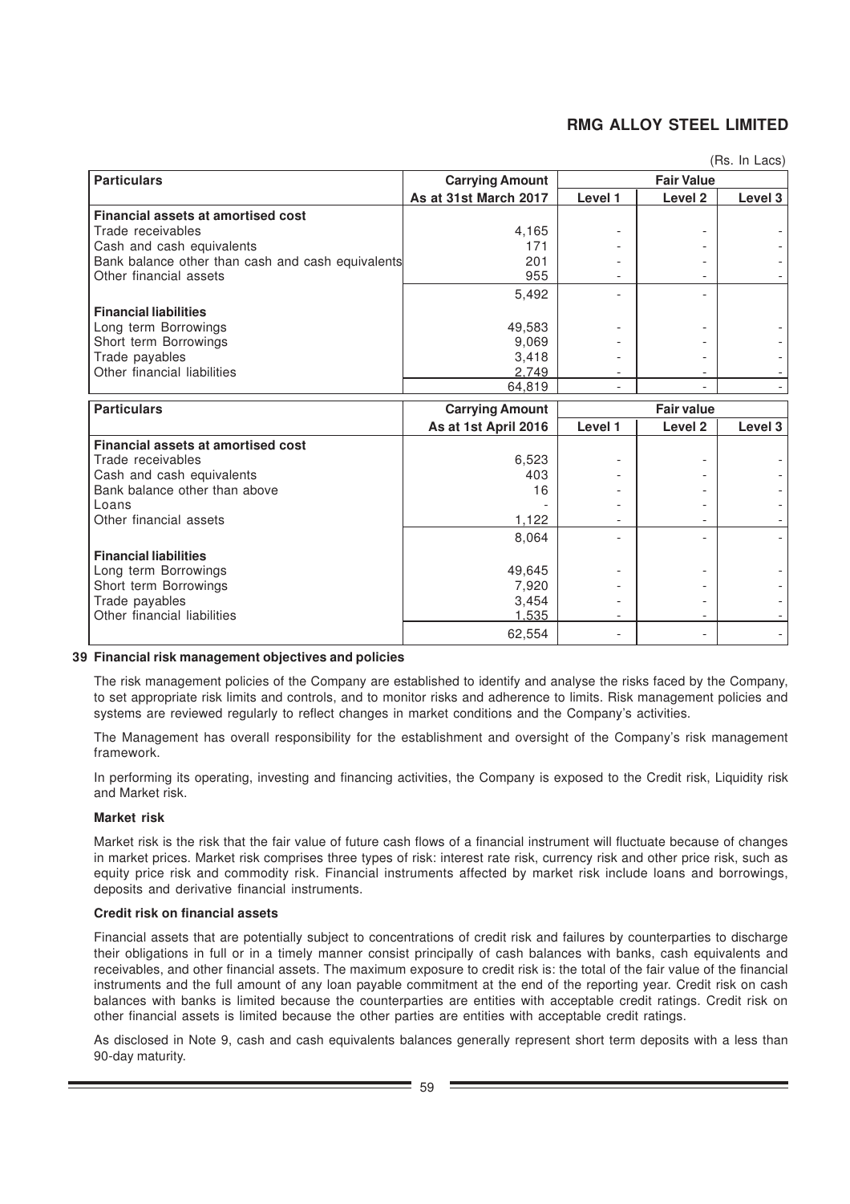(Rs. In Lacs)

| Particulars | Carrying Amount | Fair Value | | |
|---|---|---|---|---|
| | As at 31st March 2017 | Level 1 | Level 2 | Level 3 |
| **Financial assets at amortised cost** | | | | |
| Trade receivables | 4,165 | - | - | - |
| Cash and cash equivalents | 171 | - | - | - |
| Bank balance other than cash and cash equivalents | 201 | - | - | - |
| Other financial assets | 955 | - | - | - |
| | 5,492 | - | - | |
| **Financial liabilities** | | | | |
| Long term Borrowings | 49,583 | - | - | - |
| Short term Borrowings | 9,069 | - | - | - |
| Trade payables | 3,418 | - | - | - |
| Other financial liabilities | 2,749 | - | - | - |
| | 64,819 | - | - | - |

| Particulars | Carrying Amount | Fair value | | |
|---|---|---|---|---|
| | As at 1st April 2016 | Level 1 | Level 2 | Level 3 |
| **Financial assets at amortised cost** | | | | |
| Trade receivables | 6,523 | - | - | - |
| Cash and cash equivalents | 403 | - | - | - |
| Bank balance other than above | 16 | - | - | - |
| Loans | - | - | - | - |
| Other financial assets | 1,122 | - | - | - |
| | 8,064 | - | - | - |
| **Financial liabilities** | | | | |
| Long term Borrowings | 49,645 | - | - | - |
| Short term Borrowings | 7,920 | - | - | - |
| Trade payables | 3,454 | - | - | - |
| Other financial liabilities | 1,535 | - | - | - |
| | 62,554 | - | - | - |

## 39 Financial risk management objectives and policies

The risk management policies of the Company are established to identify and analyse the risks faced by the Company, to set appropriate risk limits and controls, and to monitor risks and adherence to limits. Risk management policies and systems are reviewed regularly to reflect changes in market conditions and the Company's activities.

The Management has overall responsibility for the establishment and oversight of the Company's risk management framework.

In performing its operating, investing and financing activities, the Company is exposed to the Credit risk, Liquidity risk and Market risk.

### Market risk

Market risk is the risk that the fair value of future cash flows of a financial instrument will fluctuate because of changes in market prices. Market risk comprises three types of risk: interest rate risk, currency risk and other price risk, such as equity price risk and commodity risk. Financial instruments affected by market risk include loans and borrowings, deposits and derivative financial instruments.

### Credit risk on financial assets

Financial assets that are potentially subject to concentrations of credit risk and failures by counterparties to discharge their obligations in full or in a timely manner consist principally of cash balances with banks, cash equivalents and receivables, and other financial assets. The maximum exposure to credit risk is: the total of the fair value of the financial instruments and the full amount of any loan payable commitment at the end of the reporting year. Credit risk on cash balances with banks is limited because the counterparties are entities with acceptable credit ratings. Credit risk on other financial assets is limited because the other parties are entities with acceptable credit ratings.

As disclosed in Note 9, cash and cash equivalents balances generally represent short term deposits with a less than 90-day maturity.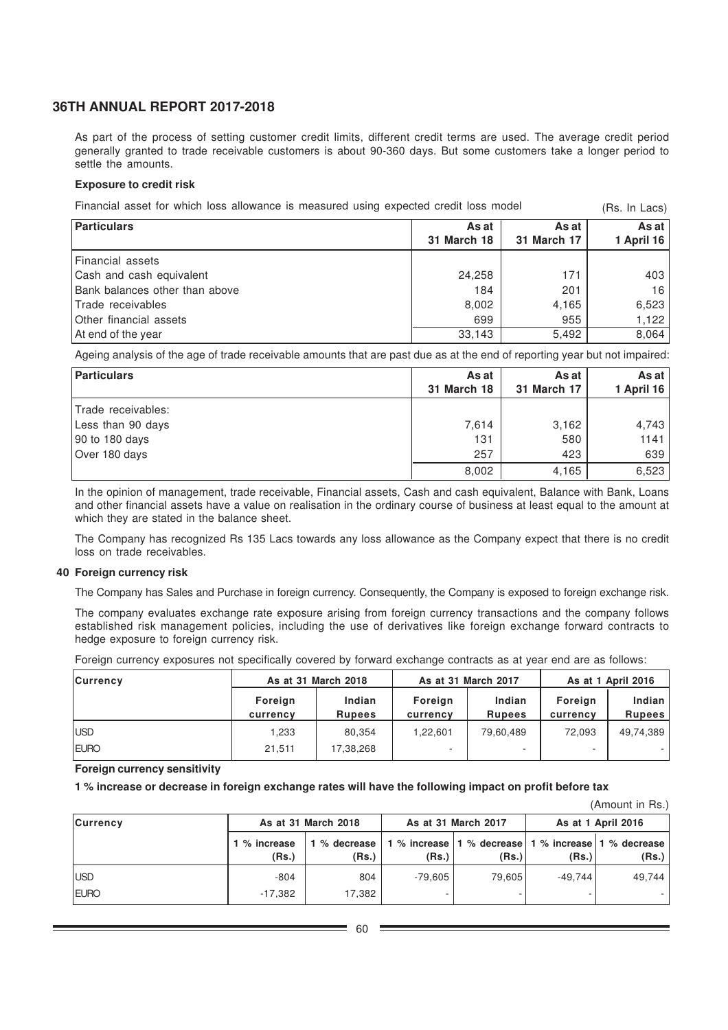As part of the process of setting customer credit limits, different credit terms are used. The average credit period generally granted to trade receivable customers is about 90-360 days. But some customers take a longer period to settle the amounts.

**Exposure to credit risk**

Financial asset for which loss allowance is measured using expected credit loss model (Rs. In Lacs)

| Particulars | As at 31 March 18 | As at 31 March 17 | As at 1 April 16 |
|---|---|---|---|
| Financial assets | | | |
| Cash and cash equivalent | 24,258 | 171 | 403 |
| Bank balances other than above | 184 | 201 | 16 |
| Trade receivables | 8,002 | 4,165 | 6,523 |
| Other financial assets | 699 | 955 | 1,122 |
| At end of the year | 33,143 | 5,492 | 8,064 |

Ageing analysis of the age of trade receivable amounts that are past due as at the end of reporting year but not impaired:

| Particulars | As at 31 March 18 | As at 31 March 17 | As at 1 April 16 |
|---|---|---|---|
| Trade receivables: | | | |
| Less than 90 days | 7,614 | 3,162 | 4,743 |
| 90 to 180 days | 131 | 580 | 1141 |
| Over 180 days | 257 | 423 | 639 |
| | 8,002 | 4,165 | 6,523 |

In the opinion of management, trade receivable, Financial assets, Cash and cash equivalent, Balance with Bank, Loans and other financial assets have a value on realisation in the ordinary course of business at least equal to the amount at which they are stated in the balance sheet.

The Company has recognized Rs 135 Lacs towards any loss allowance as the Company expect that there is no credit loss on trade receivables.

**40 Foreign currency risk**

The Company has Sales and Purchase in foreign currency. Consequently, the Company is exposed to foreign exchange risk.

The company evaluates exchange rate exposure arising from foreign currency transactions and the company follows established risk management policies, including the use of derivatives like foreign exchange forward contracts to hedge exposure to foreign currency risk.

Foreign currency exposures not specifically covered by forward exchange contracts as at year end are as follows:

| Currency | As at 31 March 2018 | | As at 31 March 2017 | | As at 1 April 2016 | |
|---|---|---|---|---|---|---|
| | Foreign currency | Indian Rupees | Foreign currency | Indian Rupees | Foreign currency | Indian Rupees |
| USD | 1,233 | 80,354 | 1,22,601 | 79,60,489 | 72,093 | 49,74,389 |
| EURO | 21,511 | 17,38,268 | - | - | - | - |

**Foreign currency sensitivity**

**1 % increase or decrease in foreign exchange rates will have the following impact on profit before tax**

(Amount in Rs.)

| Currency | As at 31 March 2018 | | As at 31 March 2017 | | As at 1 April 2016 | |
|---|---|---|---|---|---|---|
| | 1 % increase (Rs.) | 1 % decrease (Rs.) | 1 % increase (Rs.) | 1 % decrease (Rs.) | 1 % increase (Rs.) | 1 % decrease (Rs.) |
| USD | -804 | 804 | -79,605 | 79,605 | -49,744 | 49,744 |
| EURO | -17,382 | 17,382 | - | - | - | - |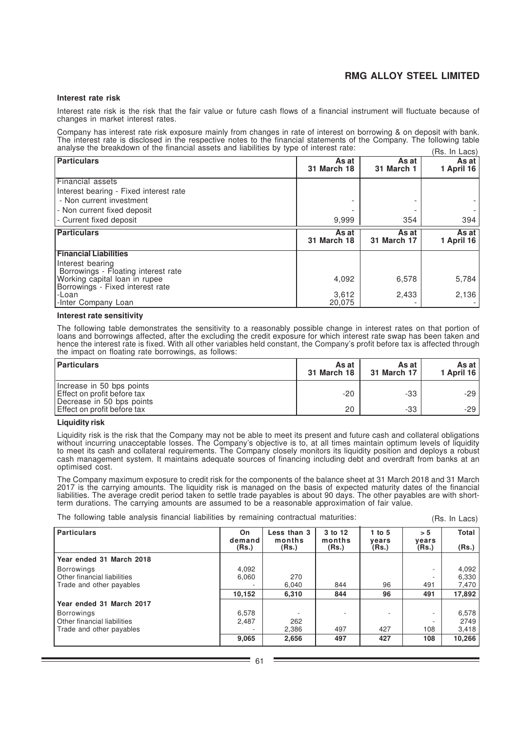### Interest rate risk

Interest rate risk is the risk that the fair value or future cash flows of a financial instrument will fluctuate because of changes in market interest rates.

Company has interest rate risk exposure mainly from changes in rate of interest on borrowing & on deposit with bank. The interest rate is disclosed in the respective notes to the financial statements of the Company. The following table analyse the breakdown of the financial assets and liabilities by type of interest rate:

(Rs. In Lacs)

| Particulars | As at 31 March 18 | As at 31 March 1 | As at 1 April 16 |
|---|---|---|---|
| Financial assets | | | |
| Interest bearing - Fixed interest rate | | | |
| - Non current investment | - | - | - |
| - Non current fixed deposit | - | - | - |
| - Current fixed deposit | 9,999 | 354 | 394 |

| Particulars | As at 31 March 18 | As at 31 March 17 | As at 1 April 16 |
|---|---|---|---|
| **Financial Liabilities** | | | |
| Interest bearing | | | |
| Borrowings - Floating interest rate | | | |
| Working capital loan in rupee | 4,092 | 6,578 | 5,784 |
| Borrowings - Fixed interest rate | | | |
| -Loan | 3,612 | 2,433 | 2,136 |
| -Inter Company Loan | 20,075 | - | - |

### Interest rate sensitivity

The following table demonstrates the sensitivity to a reasonably possible change in interest rates on that portion of loans and borrowings affected, after the excluding the credit exposure for which interest rate swap has been taken and hence the interest rate is fixed. With all other variables held constant, the Company's profit before tax is affected through the impact on floating rate borrowings, as follows:

| Particulars | As at 31 March 18 | As at 31 March 17 | As at 1 April 16 |
|---|---|---|---|
| Increase in 50 bps points | | | |
| Effect on profit before tax | -20 | -33 | -29 |
| Decrease in 50 bps points | | | |
| Effect on profit before tax | 20 | -33 | -29 |

### Liquidity risk

Liquidity risk is the risk that the Company may not be able to meet its present and future cash and collateral obligations without incurring unacceptable losses. The Company's objective is to, at all times maintain optimum levels of liquidity to meet its cash and collateral requirements. The Company closely monitors its liquidity position and deploys a robust cash management system. It maintains adequate sources of financing including debt and overdraft from banks at an optimised cost.

The Company maximum exposure to credit risk for the components of the balance sheet at 31 March 2018 and 31 March 2017 is the carrying amounts. The liquidity risk is managed on the basis of expected maturity dates of the financial liabilities. The average credit period taken to settle trade payables is about 90 days. The other payables are with short-term durations. The carrying amounts are assumed to be a reasonable approximation of fair value.

The following table analysis financial liabilities by remaining contractual maturities: (Rs. In Lacs)

| Particulars | On demand (Rs.) | Less than 3 months (Rs.) | 3 to 12 months (Rs.) | 1 to 5 years (Rs.) | > 5 years (Rs.) | Total (Rs.) |
|---|---|---|---|---|---|---|
| **Year ended 31 March 2018** | | | | | | |
| Borrowings | 4,092 | | | | - | 4,092 |
| Other financial liabilities | 6,060 | 270 | | | - | 6,330 |
| Trade and other payables | - | 6,040 | 844 | 96 | 491 | 7,470 |
| | **10,152** | **6,310** | **844** | **96** | **491** | **17,892** |
| **Year ended 31 March 2017** | | | | | | |
| Borrowings | 6,578 | - | - | - | - | 6,578 |
| Other financial liabilities | 2,487 | 262 | | | - | 2749 |
| Trade and other payables | - | 2,386 | 497 | 427 | 108 | 3,418 |
| | **9,065** | **2,656** | **497** | **427** | **108** | **10,266** |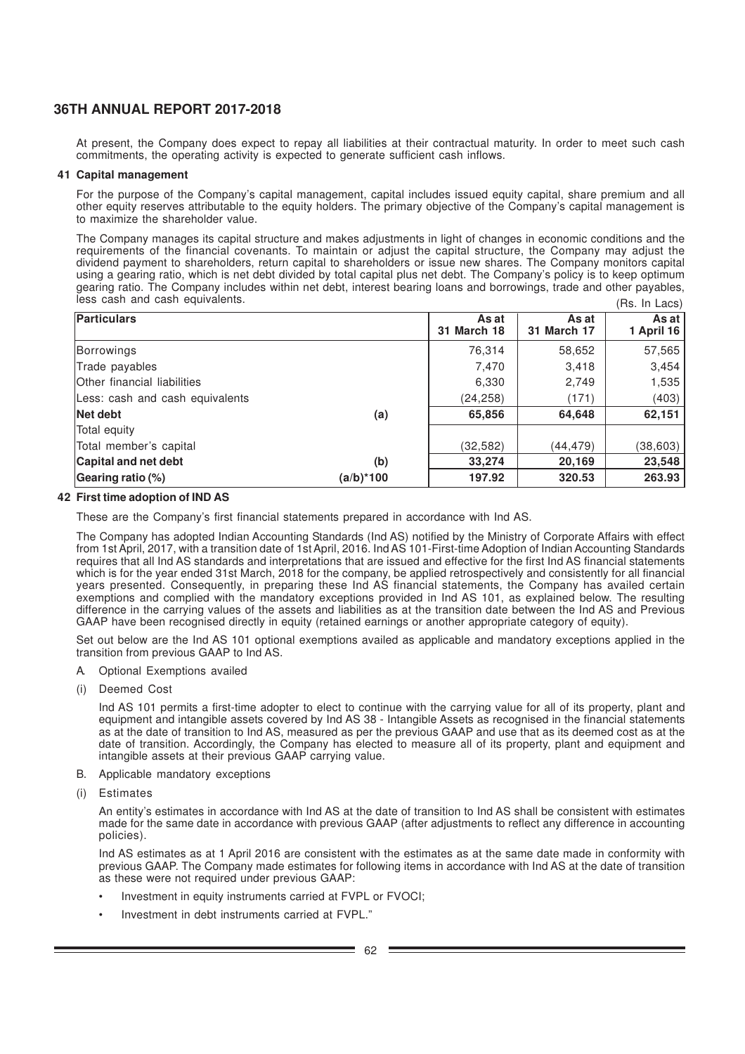At present, the Company does expect to repay all liabilities at their contractual maturity. In order to meet such cash commitments, the operating activity is expected to generate sufficient cash inflows.

## 41 Capital management

For the purpose of the Company's capital management, capital includes issued equity capital, share premium and all other equity reserves attributable to the equity holders. The primary objective of the Company's capital management is to maximize the shareholder value.

The Company manages its capital structure and makes adjustments in light of changes in economic conditions and the requirements of the financial covenants. To maintain or adjust the capital structure, the Company may adjust the dividend payment to shareholders, return capital to shareholders or issue new shares. The Company monitors capital using a gearing ratio, which is net debt divided by total capital plus net debt. The Company's policy is to keep optimum gearing ratio. The Company includes within net debt, interest bearing loans and borrowings, trade and other payables, less cash and cash equivalents.

(Rs. In Lacs)

| Particulars | | As at 31 March 18 | As at 31 March 17 | As at 1 April 16 |
|---|---|---|---|---|
| Borrowings | | 76,314 | 58,652 | 57,565 |
| Trade payables | | 7,470 | 3,418 | 3,454 |
| Other financial liabilities | | 6,330 | 2,749 | 1,535 |
| Less: cash and cash equivalents | | (24,258) | (171) | (403) |
| **Net debt** | **(a)** | **65,856** | **64,648** | **62,151** |
| Total equity | | | | |
| Total member's capital | | (32,582) | (44,479) | (38,603) |
| **Capital and net debt** | **(b)** | **33,274** | **20,169** | **23,548** |
| **Gearing ratio (%)** | **(a/b)*100** | **197.92** | **320.53** | **263.93** |

## 42 First time adoption of IND AS

These are the Company's first financial statements prepared in accordance with Ind AS.

The Company has adopted Indian Accounting Standards (Ind AS) notified by the Ministry of Corporate Affairs with effect from 1st April, 2017, with a transition date of 1st April, 2016. Ind AS 101-First-time Adoption of Indian Accounting Standards requires that all Ind AS standards and interpretations that are issued and effective for the first Ind AS financial statements which is for the year ended 31st March, 2018 for the company, be applied retrospectively and consistently for all financial years presented. Consequently, in preparing these Ind AS financial statements, the Company has availed certain exemptions and complied with the mandatory exceptions provided in Ind AS 101, as explained below. The resulting difference in the carrying values of the assets and liabilities as at the transition date between the Ind AS and Previous GAAP have been recognised directly in equity (retained earnings or another appropriate category of equity).

Set out below are the Ind AS 101 optional exemptions availed as applicable and mandatory exceptions applied in the transition from previous GAAP to Ind AS.

A. Optional Exemptions availed

(i) Deemed Cost

Ind AS 101 permits a first-time adopter to elect to continue with the carrying value for all of its property, plant and equipment and intangible assets covered by Ind AS 38 - Intangible Assets as recognised in the financial statements as at the date of transition to Ind AS, measured as per the previous GAAP and use that as its deemed cost as at the date of transition. Accordingly, the Company has elected to measure all of its property, plant and equipment and intangible assets at their previous GAAP carrying value.

B. Applicable mandatory exceptions

(i) Estimates

An entity's estimates in accordance with Ind AS at the date of transition to Ind AS shall be consistent with estimates made for the same date in accordance with previous GAAP (after adjustments to reflect any difference in accounting policies).

Ind AS estimates as at 1 April 2016 are consistent with the estimates as at the same date made in conformity with previous GAAP. The Company made estimates for following items in accordance with Ind AS at the date of transition as these were not required under previous GAAP:

- Investment in equity instruments carried at FVPL or FVOCI;
- Investment in debt instruments carried at FVPL."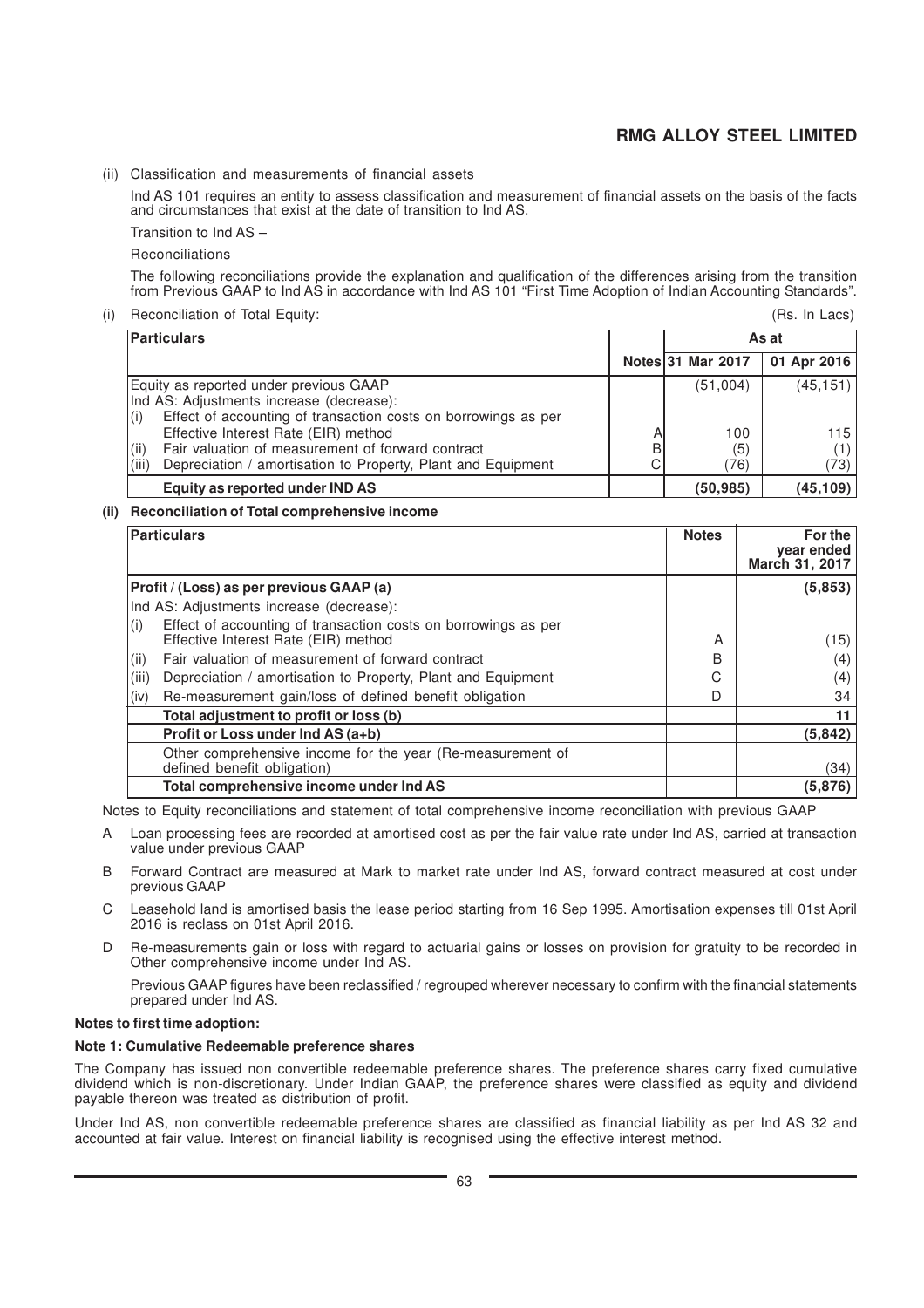(ii) Classification and measurements of financial assets

Ind AS 101 requires an entity to assess classification and measurement of financial assets on the basis of the facts and circumstances that exist at the date of transition to Ind AS.

Transition to Ind AS –

Reconciliations

The following reconciliations provide the explanation and qualification of the differences arising from the transition from Previous GAAP to Ind AS in accordance with Ind AS 101 "First Time Adoption of Indian Accounting Standards".

(i) Reconciliation of Total Equity: (Rs. In Lacs)

| Particulars | Notes | As at 31 Mar 2017 | As at 01 Apr 2016 |
|---|---|---|---|
| Equity as reported under previous GAAP | | (51,004) | (45,151) |
| Ind AS: Adjustments increase (decrease): | | | |
| (i) Effect of accounting of transaction costs on borrowings as per Effective Interest Rate (EIR) method | A | 100 | 115 |
| (ii) Fair valuation of measurement of forward contract | B | (5) | (1) |
| (iii) Depreciation / amortisation to Property, Plant and Equipment | C | (76) | (73) |
| **Equity as reported under IND AS** | | **(50,985)** | **(45,109)** |

**(ii) Reconciliation of Total comprehensive income**

| Particulars | Notes | For the year ended March 31, 2017 |
|---|---|---|
| **Profit / (Loss) as per previous GAAP (a)** | | **(5,853)** |
| Ind AS: Adjustments increase (decrease): | | |
| (i) Effect of accounting of transaction costs on borrowings as per Effective Interest Rate (EIR) method | A | (15) |
| (ii) Fair valuation of measurement of forward contract | B | (4) |
| (iii) Depreciation / amortisation to Property, Plant and Equipment | C | (4) |
| (iv) Re-measurement gain/loss of defined benefit obligation | D | 34 |
| **Total adjustment to profit or loss (b)** | | **11** |
| **Profit or Loss under Ind AS (a+b)** | | **(5,842)** |
| Other comprehensive income for the year (Re-measurement of defined benefit obligation) | | (34) |
| **Total comprehensive income under Ind AS** | | **(5,876)** |

Notes to Equity reconciliations and statement of total comprehensive income reconciliation with previous GAAP

A Loan processing fees are recorded at amortised cost as per the fair value rate under Ind AS, carried at transaction value under previous GAAP

B Forward Contract are measured at Mark to market rate under Ind AS, forward contract measured at cost under previous GAAP

C Leasehold land is amortised basis the lease period starting from 16 Sep 1995. Amortisation expenses till 01st April 2016 is reclass on 01st April 2016.

D Re-measurements gain or loss with regard to actuarial gains or losses on provision for gratuity to be recorded in Other comprehensive income under Ind AS.

Previous GAAP figures have been reclassified / regrouped wherever necessary to confirm with the financial statements prepared under Ind AS.

**Notes to first time adoption:**

**Note 1: Cumulative Redeemable preference shares**

The Company has issued non convertible redeemable preference shares. The preference shares carry fixed cumulative dividend which is non-discretionary. Under Indian GAAP, the preference shares were classified as equity and dividend payable thereon was treated as distribution of profit.

Under Ind AS, non convertible redeemable preference shares are classified as financial liability as per Ind AS 32 and accounted at fair value. Interest on financial liability is recognised using the effective interest method.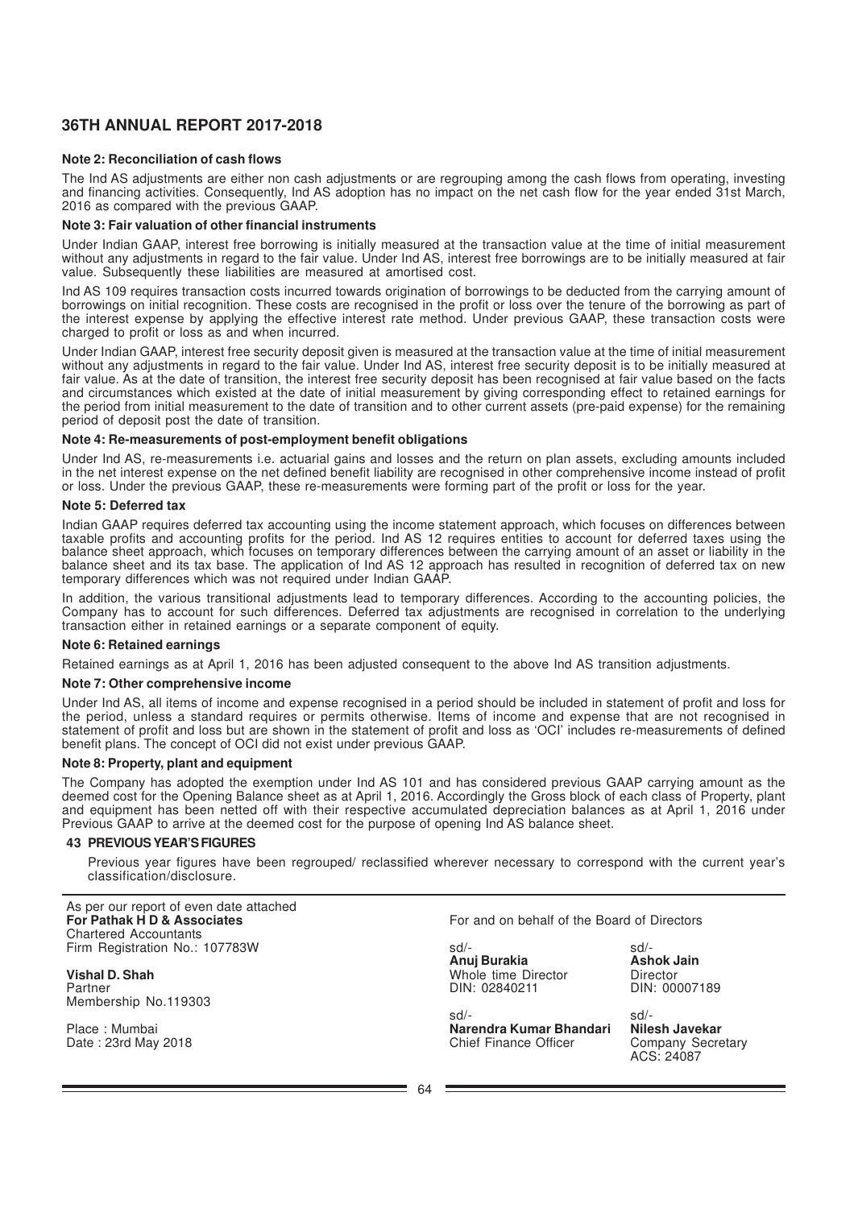**Note 2: Reconciliation of cash flows**

The Ind AS adjustments are either non cash adjustments or are regrouping among the cash flows from operating, investing and financing activities. Consequently, Ind AS adoption has no impact on the net cash flow for the year ended 31st March, 2016 as compared with the previous GAAP.

**Note 3: Fair valuation of other financial instruments**

Under Indian GAAP, interest free borrowing is initially measured at the transaction value at the time of initial measurement without any adjustments in regard to the fair value. Under Ind AS, interest free borrowings are to be initially measured at fair value. Subsequently these liabilities are measured at amortised cost.

Ind AS 109 requires transaction costs incurred towards origination of borrowings to be deducted from the carrying amount of borrowings on initial recognition. These costs are recognised in the profit or loss over the tenure of the borrowing as part of the interest expense by applying the effective interest rate method. Under previous GAAP, these transaction costs were charged to profit or loss as and when incurred.

Under Indian GAAP, interest free security deposit given is measured at the transaction value at the time of initial measurement without any adjustments in regard to the fair value. Under Ind AS, interest free security deposit is to be initially measured at fair value. As at the date of transition, the interest free security deposit has been recognised at fair value based on the facts and circumstances which existed at the date of initial measurement by giving corresponding effect to retained earnings for the period from initial measurement to the date of transition and to other current assets (pre-paid expense) for the remaining period of deposit post the date of transition.

**Note 4: Re-measurements of post-employment benefit obligations**

Under Ind AS, re-measurements i.e. actuarial gains and losses and the return on plan assets, excluding amounts included in the net interest expense on the net defined benefit liability are recognised in other comprehensive income instead of profit or loss. Under the previous GAAP, these re-measurements were forming part of the profit or loss for the year.

**Note 5: Deferred tax**

Indian GAAP requires deferred tax accounting using the income statement approach, which focuses on differences between taxable profits and accounting profits for the period. Ind AS 12 requires entities to account for deferred taxes using the balance sheet approach, which focuses on temporary differences between the carrying amount of an asset or liability in the balance sheet and its tax base. The application of Ind AS 12 approach has resulted in recognition of deferred tax on new temporary differences which was not required under Indian GAAP.

In addition, the various transitional adjustments lead to temporary differences. According to the accounting policies, the Company has to account for such differences. Deferred tax adjustments are recognised in correlation to the underlying transaction either in retained earnings or a separate component of equity.

**Note 6: Retained earnings**

Retained earnings as at April 1, 2016 has been adjusted consequent to the above Ind AS transition adjustments.

**Note 7: Other comprehensive income**

Under Ind AS, all items of income and expense recognised in a period should be included in statement of profit and loss for the period, unless a standard requires or permits otherwise. Items of income and expense that are not recognised in statement of profit and loss but are shown in the statement of profit and loss as 'OCI' includes re-measurements of defined benefit plans. The concept of OCI did not exist under previous GAAP.

**Note 8: Property, plant and equipment**

The Company has adopted the exemption under Ind AS 101 and has considered previous GAAP carrying amount as the deemed cost for the Opening Balance sheet as at April 1, 2016. Accordingly the Gross block of each class of Property, plant and equipment has been netted off with their respective accumulated depreciation balances as at April 1, 2016 under Previous GAAP to arrive at the deemed cost for the purpose of opening Ind AS balance sheet.

**43 PREVIOUS YEAR'S FIGURES**

Previous year figures have been regrouped/ reclassified wherever necessary to correspond with the current year's classification/disclosure.

As per our report of even date attached
**For Pathak H D & Associates**
Chartered Accountants
Firm Registration No.: 107783W

**Vishal D. Shah**
Partner
Membership No.119303

Place : Mumbai
Date : 23rd May 2018

For and on behalf of the Board of Directors

sd/-
**Anuj Burakia**
Whole time Director
DIN: 02840211

sd/-
**Ashok Jain**
Director
DIN: 00007189

sd/-
**Narendra Kumar Bhandari**
Chief Finance Officer

sd/-
**Nilesh Javekar**
Company Secretary
ACS: 24087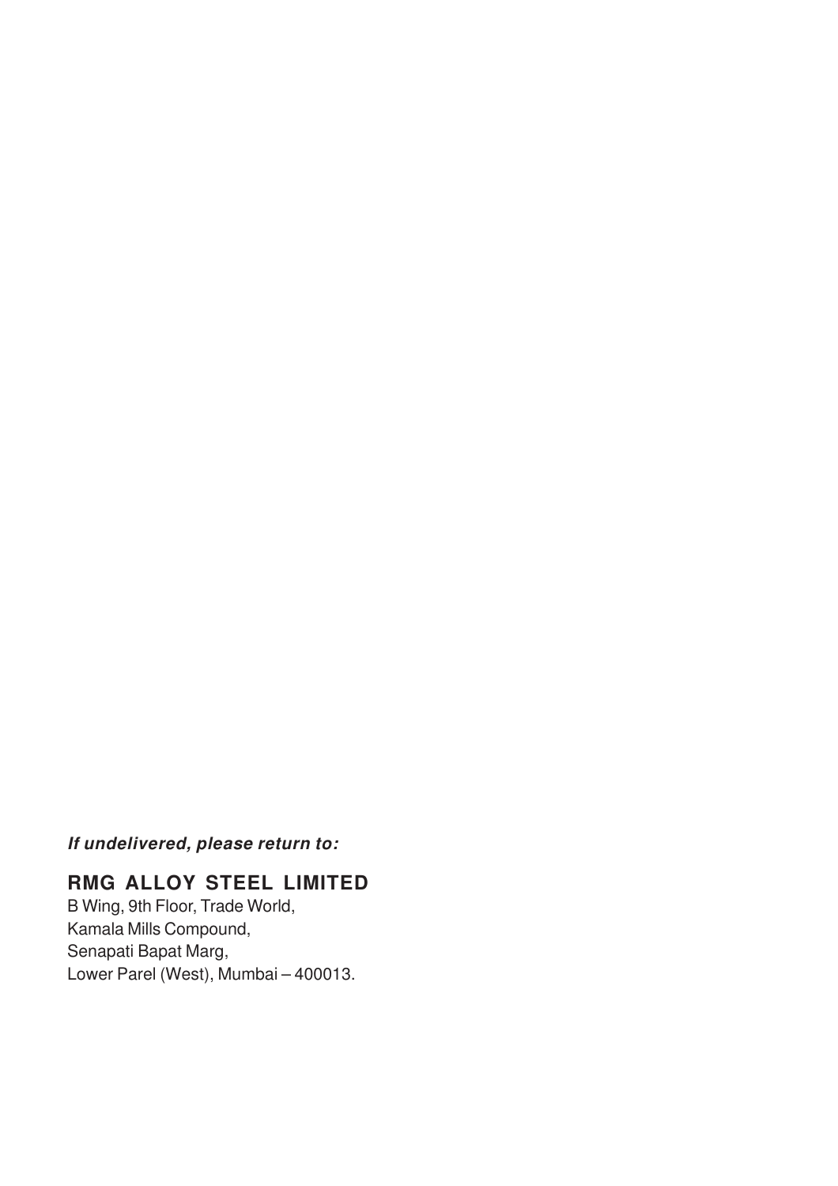***If undelivered, please return to:***

**RMG ALLOY STEEL LIMITED**

B Wing, 9th Floor, Trade World,
Kamala Mills Compound,
Senapati Bapat Marg,
Lower Parel (West), Mumbai – 400013.